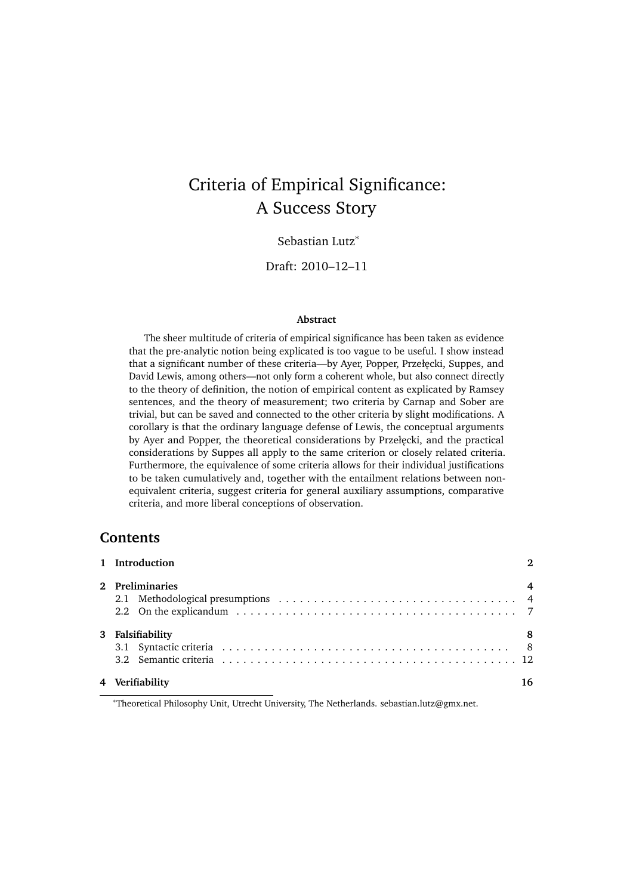# Criteria of Empirical Significance: A Success Story

Sebastian Lutz*

Draft: 2010–12–11

**Abstract**

The sheer multitude of criteria of empirical significance has been taken as evidence that the pre-analytic notion being explicated is too vague to be useful. I show instead that a significant number of these criteria—by Ayer, Popper, Przełęcki, Suppes, and David Lewis, among others—not only form a coherent whole, but also connect directly to the theory of definition, the notion of empirical content as explicated by Ramsey sentences, and the theory of measurement; two criteria by Carnap and Sober are trivial, but can be saved and connected to the other criteria by slight modifications. A corollary is that the ordinary language defense of Lewis, the conceptual arguments by Ayer and Popper, the theoretical considerations by Przełęcki, and the practical considerations by Suppes all apply to the same criterion or closely related criteria. Furthermore, the equivalence of some criteria allows for their individual justifications to be taken cumulatively and, together with the entailment relations between non-equivalent criteria, suggest criteria for general auxiliary assumptions, comparative criteria, and more liberal conceptions of observation.

## Contents

- **1 Introduction** — 2
- **2 Preliminaries** — 4
  - 2.1 Methodological presumptions — 4
  - 2.2 On the explicandum — 7
- **3 Falsifiability** — 8
  - 3.1 Syntactic criteria — 8
  - 3.2 Semantic criteria — 12
- **4 Verifiability** — 16

*Theoretical Philosophy Unit, Utrecht University, The Netherlands. sebastian.lutz@gmx.net.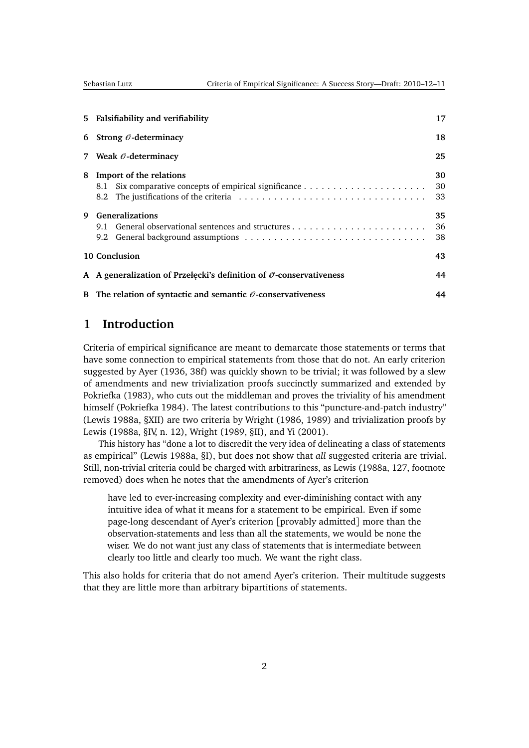| | | |
|---|---|---|
| **5** | **Falsifiability and verifiability** | **17** |
| **6** | **Strong $\mathscr{O}$-determinacy** | **18** |
| **7** | **Weak $\mathscr{O}$-determinacy** | **25** |
| **8** | **Import of the relations** | **30** |
| | 8.1 Six comparative concepts of empirical significance | 30 |
| | 8.2 The justifications of the criteria | 33 |
| **9** | **Generalizations** | **35** |
| | 9.1 General observational sentences and structures | 36 |
| | 9.2 General background assumptions | 38 |
| **10** | **Conclusion** | **43** |
| **A** | **A generalization of Przełęcki's definition of $\mathscr{O}$-conservativeness** | **44** |
| **B** | **The relation of syntactic and semantic $\mathscr{O}$-conservativeness** | **44** |

# 1 Introduction

Criteria of empirical significance are meant to demarcate those statements or terms that have some connection to empirical statements from those that do not. An early criterion suggested by Ayer (1936, 38f) was quickly shown to be trivial; it was followed by a slew of amendments and new trivialization proofs succinctly summarized and extended by Pokriefka (1983), who cuts out the middleman and proves the triviality of his amendment himself (Pokriefka 1984). The latest contributions to this "puncture-and-patch industry" (Lewis 1988a, §XII) are two criteria by Wright (1986, 1989) and trivialization proofs by Lewis (1988a, §IV, n. 12), Wright (1989, §II), and Yi (2001).

This history has "done a lot to discredit the very idea of delineating a class of statements as empirical" (Lewis 1988a, §I), but does not show that *all* suggested criteria are trivial. Still, non-trivial criteria could be charged with arbitrariness, as Lewis (1988a, 127, footnote removed) does when he notes that the amendments of Ayer's criterion

> have led to ever-increasing complexity and ever-diminishing contact with any intuitive idea of what it means for a statement to be empirical. Even if some page-long descendant of Ayer's criterion [provably admitted] more than the observation-statements and less than all the statements, we would be none the wiser. We do not want just any class of statements that is intermediate between clearly too little and clearly too much. We want the right class.

This also holds for criteria that do not amend Ayer's criterion. Their multitude suggests that they are little more than arbitrary bipartitions of statements.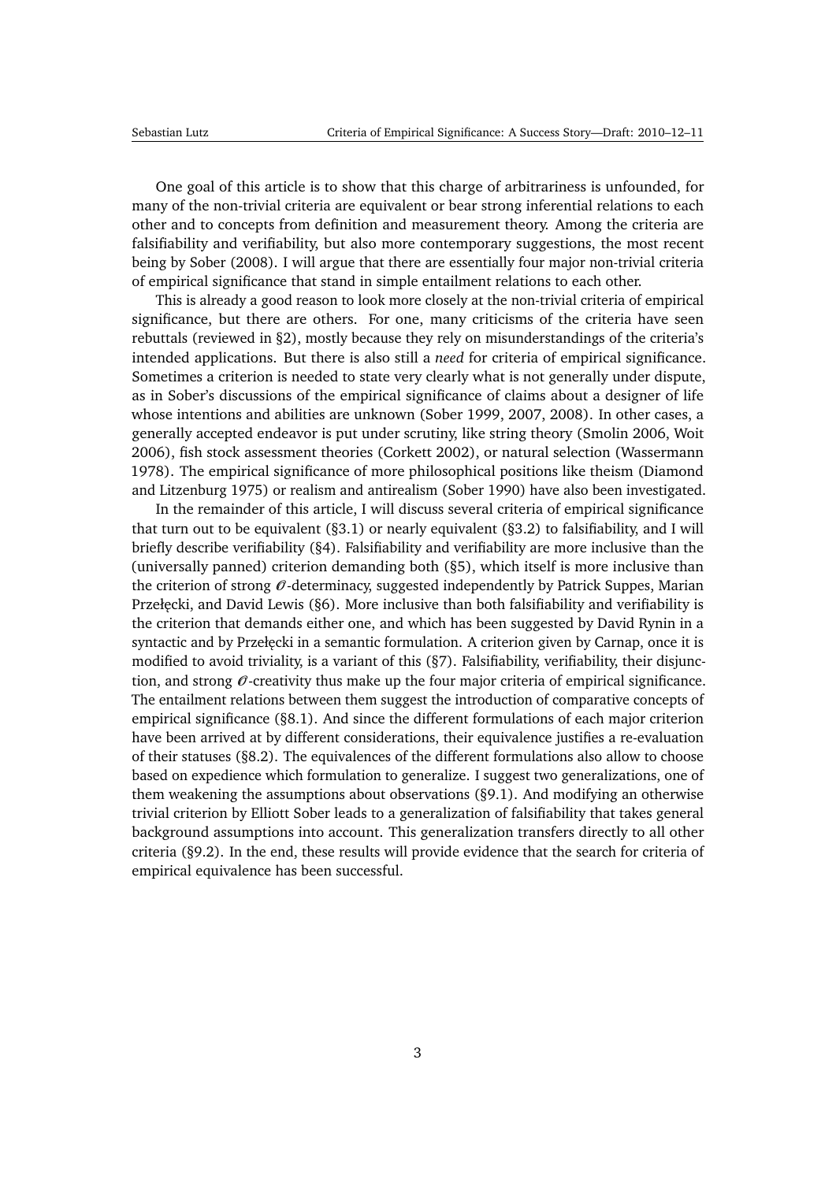One goal of this article is to show that this charge of arbitrariness is unfounded, for many of the non-trivial criteria are equivalent or bear strong inferential relations to each other and to concepts from definition and measurement theory. Among the criteria are falsifiability and verifiability, but also more contemporary suggestions, the most recent being by Sober (2008). I will argue that there are essentially four major non-trivial criteria of empirical significance that stand in simple entailment relations to each other.

This is already a good reason to look more closely at the non-trivial criteria of empirical significance, but there are others. For one, many criticisms of the criteria have seen rebuttals (reviewed in §2), mostly because they rely on misunderstandings of the criteria's intended applications. But there is also still a *need* for criteria of empirical significance. Sometimes a criterion is needed to state very clearly what is not generally under dispute, as in Sober's discussions of the empirical significance of claims about a designer of life whose intentions and abilities are unknown (Sober 1999, 2007, 2008). In other cases, a generally accepted endeavor is put under scrutiny, like string theory (Smolin 2006, Woit 2006), fish stock assessment theories (Corkett 2002), or natural selection (Wassermann 1978). The empirical significance of more philosophical positions like theism (Diamond and Litzenburg 1975) or realism and antirealism (Sober 1990) have also been investigated.

In the remainder of this article, I will discuss several criteria of empirical significance that turn out to be equivalent (§3.1) or nearly equivalent (§3.2) to falsifiability, and I will briefly describe verifiability (§4). Falsifiability and verifiability are more inclusive than the (universally panned) criterion demanding both (§5), which itself is more inclusive than the criterion of strong $\mathcal{O}$-determinacy, suggested independently by Patrick Suppes, Marian Przełęcki, and David Lewis (§6). More inclusive than both falsifiability and verifiability is the criterion that demands either one, and which has been suggested by David Rynin in a syntactic and by Przełęcki in a semantic formulation. A criterion given by Carnap, once it is modified to avoid triviality, is a variant of this (§7). Falsifiability, verifiability, their disjunction, and strong $\mathcal{O}$-creativity thus make up the four major criteria of empirical significance. The entailment relations between them suggest the introduction of comparative concepts of empirical significance (§8.1). And since the different formulations of each major criterion have been arrived at by different considerations, their equivalence justifies a re-evaluation of their statuses (§8.2). The equivalences of the different formulations also allow to choose based on expedience which formulation to generalize. I suggest two generalizations, one of them weakening the assumptions about observations (§9.1). And modifying an otherwise trivial criterion by Elliott Sober leads to a generalization of falsifiability that takes general background assumptions into account. This generalization transfers directly to all other criteria (§9.2). In the end, these results will provide evidence that the search for criteria of empirical equivalence has been successful.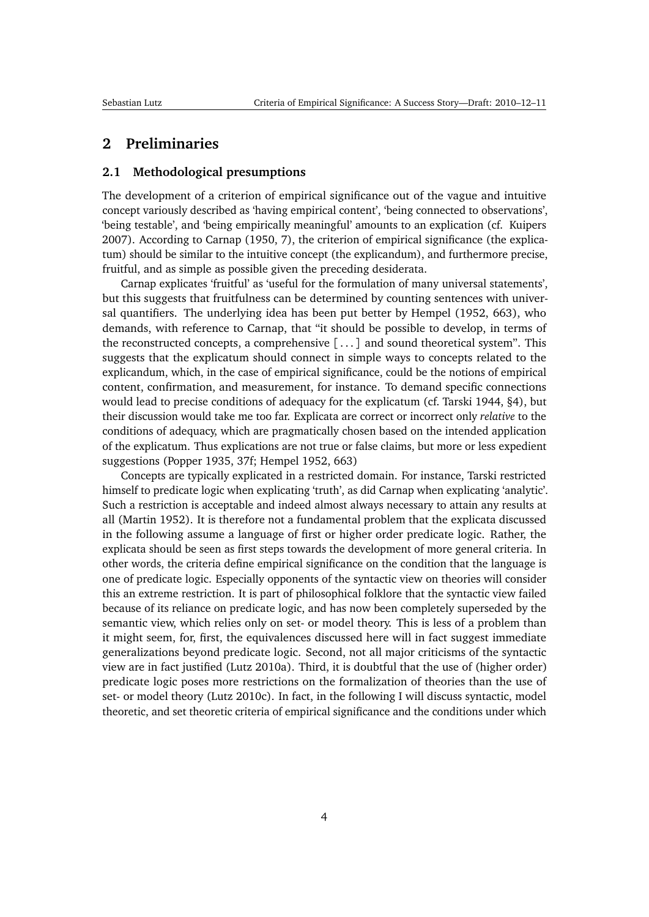## 2 Preliminaries

### 2.1 Methodological presumptions

The development of a criterion of empirical significance out of the vague and intuitive concept variously described as 'having empirical content', 'being connected to observations', 'being testable', and 'being empirically meaningful' amounts to an explication (cf. Kuipers 2007). According to Carnap (1950, 7), the criterion of empirical significance (the explicatum) should be similar to the intuitive concept (the explicandum), and furthermore precise, fruitful, and as simple as possible given the preceding desiderata.

Carnap explicates 'fruitful' as 'useful for the formulation of many universal statements', but this suggests that fruitfulness can be determined by counting sentences with universal quantifiers. The underlying idea has been put better by Hempel (1952, 663), who demands, with reference to Carnap, that "it should be possible to develop, in terms of the reconstructed concepts, a comprehensive [ . . . ] and sound theoretical system". This suggests that the explicatum should connect in simple ways to concepts related to the explicandum, which, in the case of empirical significance, could be the notions of empirical content, confirmation, and measurement, for instance. To demand specific connections would lead to precise conditions of adequacy for the explicatum (cf. Tarski 1944, §4), but their discussion would take me too far. Explicata are correct or incorrect only *relative* to the conditions of adequacy, which are pragmatically chosen based on the intended application of the explicatum. Thus explications are not true or false claims, but more or less expedient suggestions (Popper 1935, 37f; Hempel 1952, 663)

Concepts are typically explicated in a restricted domain. For instance, Tarski restricted himself to predicate logic when explicating 'truth', as did Carnap when explicating 'analytic'. Such a restriction is acceptable and indeed almost always necessary to attain any results at all (Martin 1952). It is therefore not a fundamental problem that the explicata discussed in the following assume a language of first or higher order predicate logic. Rather, the explicata should be seen as first steps towards the development of more general criteria. In other words, the criteria define empirical significance on the condition that the language is one of predicate logic. Especially opponents of the syntactic view on theories will consider this an extreme restriction. It is part of philosophical folklore that the syntactic view failed because of its reliance on predicate logic, and has now been completely superseded by the semantic view, which relies only on set- or model theory. This is less of a problem than it might seem, for, first, the equivalences discussed here will in fact suggest immediate generalizations beyond predicate logic. Second, not all major criticisms of the syntactic view are in fact justified (Lutz 2010a). Third, it is doubtful that the use of (higher order) predicate logic poses more restrictions on the formalization of theories than the use of set- or model theory (Lutz 2010c). In fact, in the following I will discuss syntactic, model theoretic, and set theoretic criteria of empirical significance and the conditions under which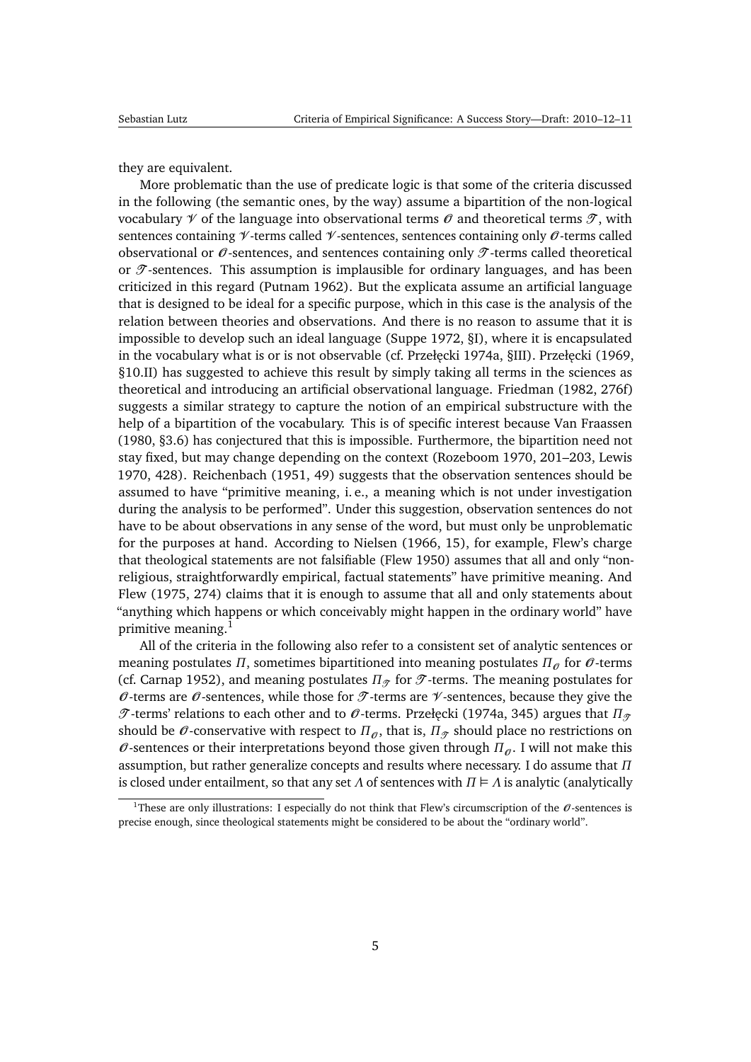they are equivalent.

More problematic than the use of predicate logic is that some of the criteria discussed in the following (the semantic ones, by the way) assume a bipartition of the non-logical vocabulary $\mathscr{V}$ of the language into observational terms $\mathscr{O}$ and theoretical terms $\mathscr{T}$, with sentences containing $\mathscr{V}$-terms called $\mathscr{V}$-sentences, sentences containing only $\mathscr{O}$-terms called observational or $\mathscr{O}$-sentences, and sentences containing only $\mathscr{T}$-terms called theoretical or $\mathscr{T}$-sentences. This assumption is implausible for ordinary languages, and has been criticized in this regard (Putnam 1962). But the explicata assume an artificial language that is designed to be ideal for a specific purpose, which in this case is the analysis of the relation between theories and observations. And there is no reason to assume that it is impossible to develop such an ideal language (Suppe 1972, §I), where it is encapsulated in the vocabulary what is or is not observable (cf. Przełęcki 1974a, §III). Przełęcki (1969, §10.II) has suggested to achieve this result by simply taking all terms in the sciences as theoretical and introducing an artificial observational language. Friedman (1982, 276f) suggests a similar strategy to capture the notion of an empirical substructure with the help of a bipartition of the vocabulary. This is of specific interest because Van Fraassen (1980, §3.6) has conjectured that this is impossible. Furthermore, the bipartition need not stay fixed, but may change depending on the context (Rozeboom 1970, 201–203, Lewis 1970, 428). Reichenbach (1951, 49) suggests that the observation sentences should be assumed to have "primitive meaning, i. e., a meaning which is not under investigation during the analysis to be performed". Under this suggestion, observation sentences do not have to be about observations in any sense of the word, but must only be unproblematic for the purposes at hand. According to Nielsen (1966, 15), for example, Flew's charge that theological statements are not falsifiable (Flew 1950) assumes that all and only "non-religious, straightforwardly empirical, factual statements" have primitive meaning. And Flew (1975, 274) claims that it is enough to assume that all and only statements about "anything which happens or which conceivably might happen in the ordinary world" have primitive meaning.[1]

All of the criteria in the following also refer to a consistent set of analytic sentences or meaning postulates $\Pi$, sometimes bipartitioned into meaning postulates $\Pi_{\mathscr{O}}$ for $\mathscr{O}$-terms (cf. Carnap 1952), and meaning postulates $\Pi_{\mathscr{T}}$ for $\mathscr{T}$-terms. The meaning postulates for $\mathscr{O}$-terms are $\mathscr{O}$-sentences, while those for $\mathscr{T}$-terms are $\mathscr{V}$-sentences, because they give the $\mathscr{T}$-terms' relations to each other and to $\mathscr{O}$-terms. Przełęcki (1974a, 345) argues that $\Pi_{\mathscr{T}}$ should be $\mathscr{O}$-conservative with respect to $\Pi_{\mathscr{O}}$, that is, $\Pi_{\mathscr{T}}$ should place no restrictions on $\mathscr{O}$-sentences or their interpretations beyond those given through $\Pi_{\mathscr{O}}$. I will not make this assumption, but rather generalize concepts and results where necessary. I do assume that $\Pi$ is closed under entailment, so that any set $\Lambda$ of sentences with $\Pi \vDash \Lambda$ is analytic (analytically

[1] These are only illustrations: I especially do not think that Flew's circumscription of the $\mathscr{O}$-sentences is precise enough, since theological statements might be considered to be about the "ordinary world".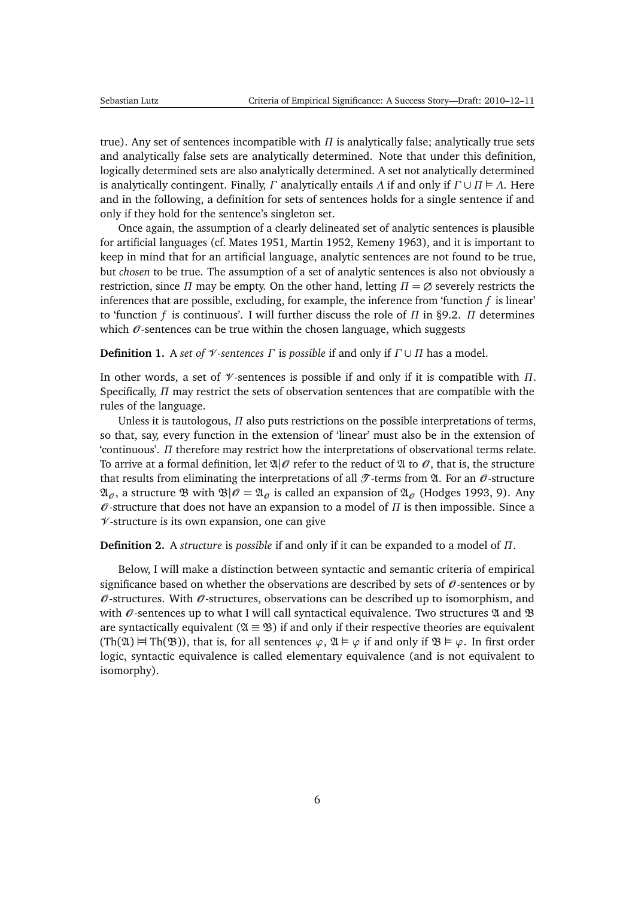true). Any set of sentences incompatible with $\Pi$ is analytically false; analytically true sets and analytically false sets are analytically determined. Note that under this definition, logically determined sets are also analytically determined. A set not analytically determined is analytically contingent. Finally, $\Gamma$ analytically entails $\Lambda$ if and only if $\Gamma \cup \Pi \vDash \Lambda$. Here and in the following, a definition for sets of sentences holds for a single sentence if and only if they hold for the sentence's singleton set.

Once again, the assumption of a clearly delineated set of analytic sentences is plausible for artificial languages (cf. Mates 1951, Martin 1952, Kemeny 1963), and it is important to keep in mind that for an artificial language, analytic sentences are not found to be true, but *chosen* to be true. The assumption of a set of analytic sentences is also not obviously a restriction, since $\Pi$ may be empty. On the other hand, letting $\Pi = \varnothing$ severely restricts the inferences that are possible, excluding, for example, the inference from 'function $f$ is linear' to 'function $f$ is continuous'. I will further discuss the role of $\Pi$ in §9.2. $\Pi$ determines which $\mathscr{O}$-sentences can be true within the chosen language, which suggests

**Definition 1.** A *set of $\mathscr{V}$-sentences $\Gamma$* is *possible* if and only if $\Gamma \cup \Pi$ has a model.

In other words, a set of $\mathscr{V}$-sentences is possible if and only if it is compatible with $\Pi$. Specifically, $\Pi$ may restrict the sets of observation sentences that are compatible with the rules of the language.

Unless it is tautologous, $\Pi$ also puts restrictions on the possible interpretations of terms, so that, say, every function in the extension of 'linear' must also be in the extension of 'continuous'. $\Pi$ therefore may restrict how the interpretations of observational terms relate. To arrive at a formal definition, let $\mathfrak{A}|\mathscr{O}$ refer to the reduct of $\mathfrak{A}$ to $\mathscr{O}$, that is, the structure that results from eliminating the interpretations of all $\mathscr{T}$-terms from $\mathfrak{A}$. For an $\mathscr{O}$-structure $\mathfrak{A}_{\mathscr{O}}$, a structure $\mathfrak{B}$ with $\mathfrak{B}|\mathscr{O} = \mathfrak{A}_{\mathscr{O}}$ is called an expansion of $\mathfrak{A}_{\mathscr{O}}$ (Hodges 1993, 9). Any $\mathscr{O}$-structure that does not have an expansion to a model of $\Pi$ is then impossible. Since a $\mathscr{V}$-structure is its own expansion, one can give

**Definition 2.** A *structure* is *possible* if and only if it can be expanded to a model of $\Pi$.

Below, I will make a distinction between syntactic and semantic criteria of empirical significance based on whether the observations are described by sets of $\mathscr{O}$-sentences or by $\mathscr{O}$-structures. With $\mathscr{O}$-structures, observations can be described up to isomorphism, and with $\mathscr{O}$-sentences up to what I will call syntactical equivalence. Two structures $\mathfrak{A}$ and $\mathfrak{B}$ are syntactically equivalent ($\mathfrak{A} \equiv \mathfrak{B}$) if and only if their respective theories are equivalent ($\mathrm{Th}(\mathfrak{A}) \vDash\!\dashv \mathrm{Th}(\mathfrak{B})$), that is, for all sentences $\varphi$, $\mathfrak{A} \vDash \varphi$ if and only if $\mathfrak{B} \vDash \varphi$. In first order logic, syntactic equivalence is called elementary equivalence (and is not equivalent to isomorphy).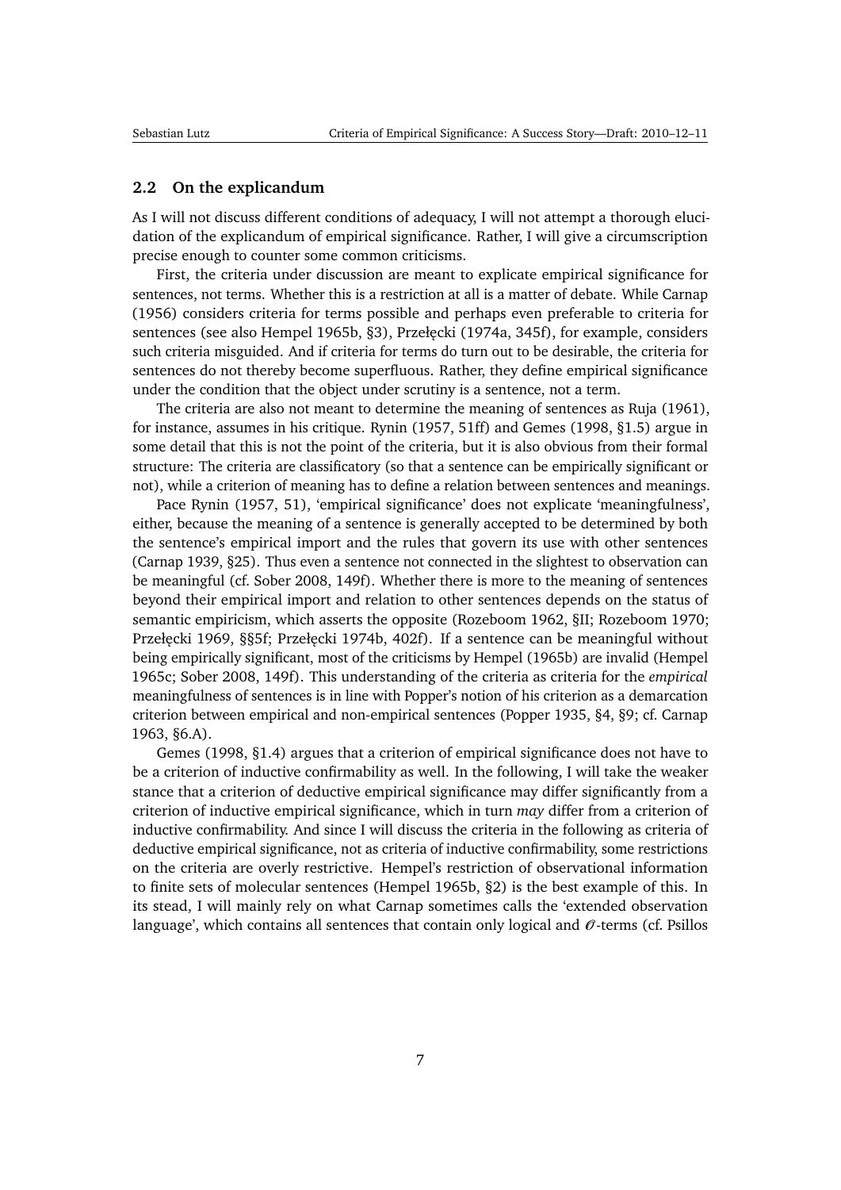## 2.2 On the explicandum

As I will not discuss different conditions of adequacy, I will not attempt a thorough elucidation of the explicandum of empirical significance. Rather, I will give a circumscription precise enough to counter some common criticisms.

First, the criteria under discussion are meant to explicate empirical significance for sentences, not terms. Whether this is a restriction at all is a matter of debate. While Carnap (1956) considers criteria for terms possible and perhaps even preferable to criteria for sentences (see also Hempel 1965b, §3), Przełęcki (1974a, 345f), for example, considers such criteria misguided. And if criteria for terms do turn out to be desirable, the criteria for sentences do not thereby become superfluous. Rather, they define empirical significance under the condition that the object under scrutiny is a sentence, not a term.

The criteria are also not meant to determine the meaning of sentences as Ruja (1961), for instance, assumes in his critique. Rynin (1957, 51ff) and Gemes (1998, §1.5) argue in some detail that this is not the point of the criteria, but it is also obvious from their formal structure: The criteria are classificatory (so that a sentence can be empirically significant or not), while a criterion of meaning has to define a relation between sentences and meanings.

Pace Rynin (1957, 51), 'empirical significance' does not explicate 'meaningfulness', either, because the meaning of a sentence is generally accepted to be determined by both the sentence's empirical import and the rules that govern its use with other sentences (Carnap 1939, §25). Thus even a sentence not connected in the slightest to observation can be meaningful (cf. Sober 2008, 149f). Whether there is more to the meaning of sentences beyond their empirical import and relation to other sentences depends on the status of semantic empiricism, which asserts the opposite (Rozeboom 1962, §II; Rozeboom 1970; Przełęcki 1969, §§5f; Przełęcki 1974b, 402f). If a sentence can be meaningful without being empirically significant, most of the criticisms by Hempel (1965b) are invalid (Hempel 1965c; Sober 2008, 149f). This understanding of the criteria as criteria for the *empirical* meaningfulness of sentences is in line with Popper's notion of his criterion as a demarcation criterion between empirical and non-empirical sentences (Popper 1935, §4, §9; cf. Carnap 1963, §6.A).

Gemes (1998, §1.4) argues that a criterion of empirical significance does not have to be a criterion of inductive confirmability as well. In the following, I will take the weaker stance that a criterion of deductive empirical significance may differ significantly from a criterion of inductive empirical significance, which in turn *may* differ from a criterion of inductive confirmability. And since I will discuss the criteria in the following as criteria of deductive empirical significance, not as criteria of inductive confirmability, some restrictions on the criteria are overly restrictive. Hempel's restriction of observational information to finite sets of molecular sentences (Hempel 1965b, §2) is the best example of this. In its stead, I will mainly rely on what Carnap sometimes calls the 'extended observation language', which contains all sentences that contain only logical and $\mathcal{O}$-terms (cf. Psillos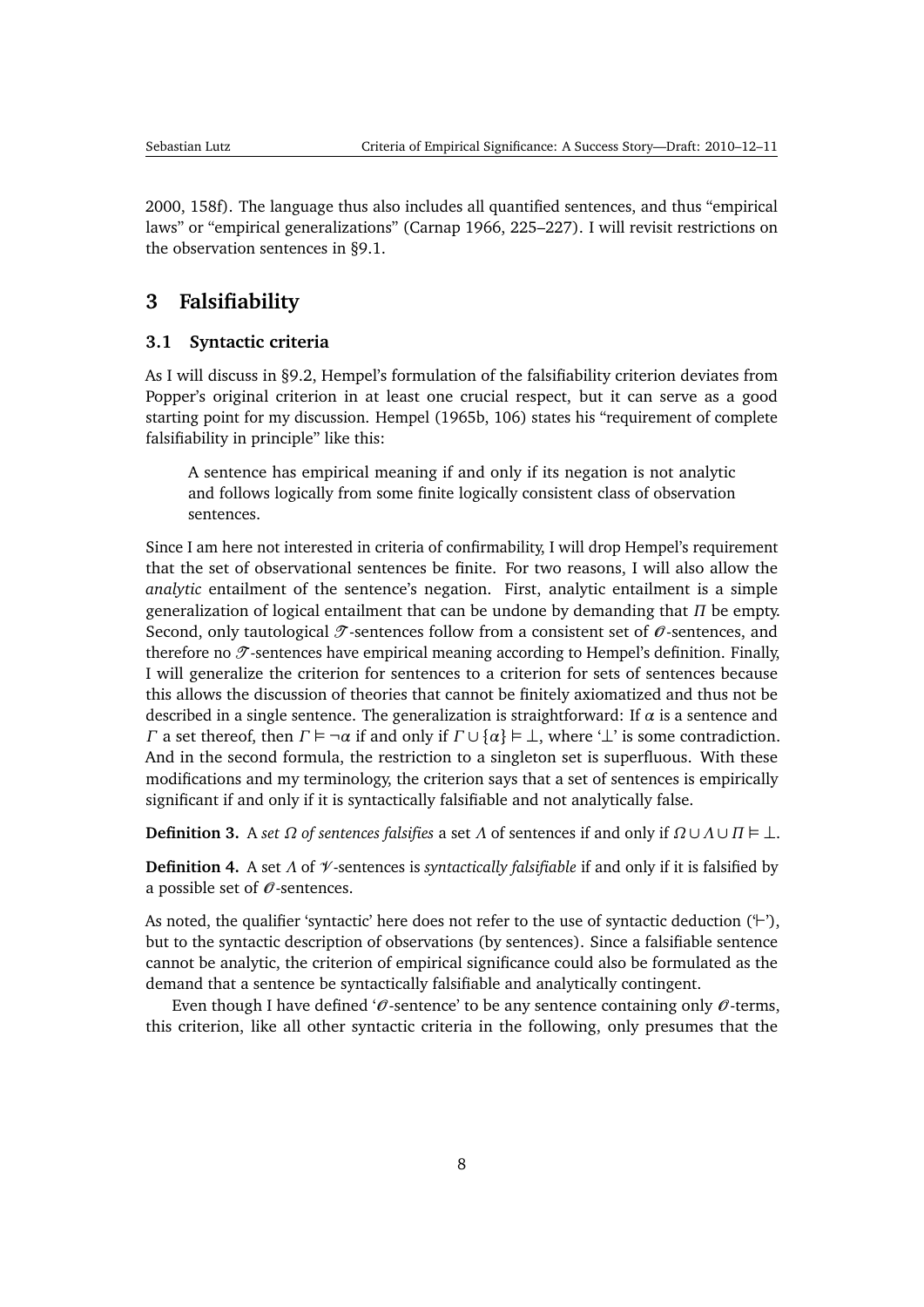2000, 158f). The language thus also includes all quantified sentences, and thus “empirical laws” or “empirical generalizations” (Carnap 1966, 225–227). I will revisit restrictions on the observation sentences in §9.1.

## 3 Falsifiability

### 3.1 Syntactic criteria

As I will discuss in §9.2, Hempel’s formulation of the falsifiability criterion deviates from Popper’s original criterion in at least one crucial respect, but it can serve as a good starting point for my discussion. Hempel (1965b, 106) states his “requirement of complete falsifiability in principle” like this:

> A sentence has empirical meaning if and only if its negation is not analytic and follows logically from some finite logically consistent class of observation sentences.

Since I am here not interested in criteria of confirmability, I will drop Hempel’s requirement that the set of observational sentences be finite. For two reasons, I will also allow the *analytic* entailment of the sentence’s negation. First, analytic entailment is a simple generalization of logical entailment that can be undone by demanding that $\Pi$ be empty. Second, only tautological $\mathscr{T}$-sentences follow from a consistent set of $\mathscr{O}$-sentences, and therefore no $\mathscr{T}$-sentences have empirical meaning according to Hempel’s definition. Finally, I will generalize the criterion for sentences to a criterion for sets of sentences because this allows the discussion of theories that cannot be finitely axiomatized and thus not be described in a single sentence. The generalization is straightforward: If $\alpha$ is a sentence and $\Gamma$ a set thereof, then $\Gamma \vDash \neg\alpha$ if and only if $\Gamma \cup \{\alpha\} \vDash \bot$, where ‘$\bot$’ is some contradiction. And in the second formula, the restriction to a singleton set is superfluous. With these modifications and my terminology, the criterion says that a set of sentences is empirically significant if and only if it is syntactically falsifiable and not analytically false.

**Definition 3.** A *set $\Omega$ of sentences falsifies* a set $\Lambda$ of sentences if and only if $\Omega \cup \Lambda \cup \Pi \vDash \bot$.

**Definition 4.** A set $\Lambda$ of $\mathscr{V}$-sentences is *syntactically falsifiable* if and only if it is falsified by a possible set of $\mathscr{O}$-sentences.

As noted, the qualifier ‘syntactic’ here does not refer to the use of syntactic deduction (‘$\vdash$’), but to the syntactic description of observations (by sentences). Since a falsifiable sentence cannot be analytic, the criterion of empirical significance could also be formulated as the demand that a sentence be syntactically falsifiable and analytically contingent.

Even though I have defined ‘$\mathscr{O}$-sentence’ to be any sentence containing only $\mathscr{O}$-terms, this criterion, like all other syntactic criteria in the following, only presumes that the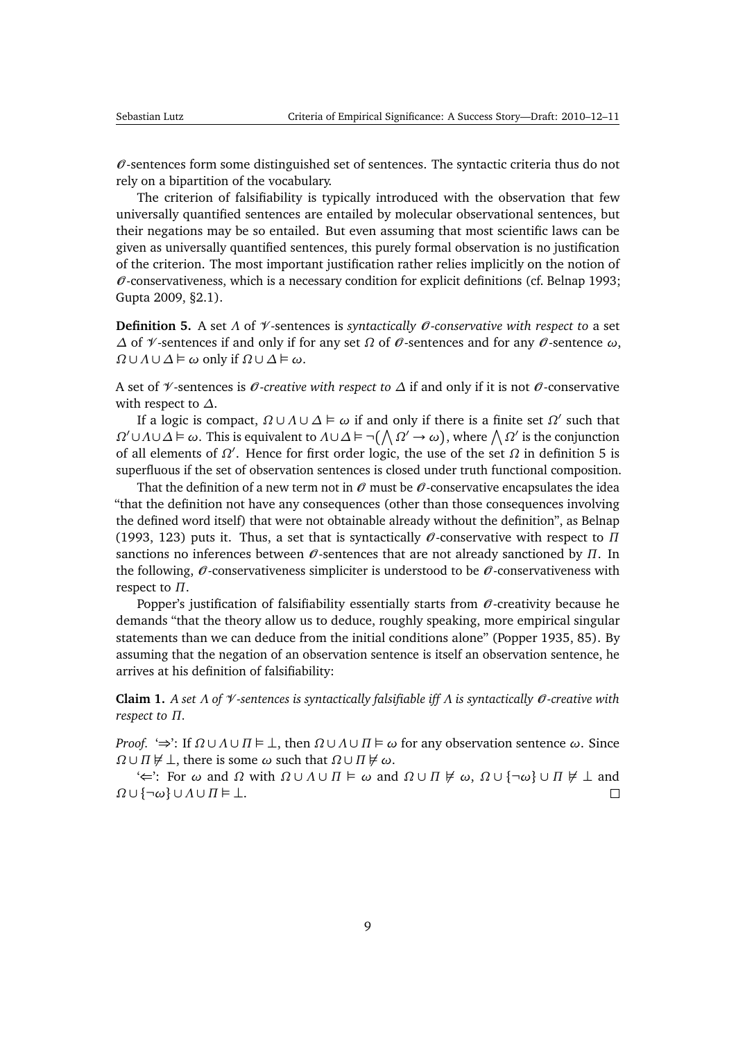$\mathscr{O}$-sentences form some distinguished set of sentences. The syntactic criteria thus do not rely on a bipartition of the vocabulary.

The criterion of falsifiability is typically introduced with the observation that few universally quantified sentences are entailed by molecular observational sentences, but their negations may be so entailed. But even assuming that most scientific laws can be given as universally quantified sentences, this purely formal observation is no justification of the criterion. The most important justification rather relies implicitly on the notion of $\mathscr{O}$-conservativeness, which is a necessary condition for explicit definitions (cf. Belnap 1993; Gupta 2009, §2.1).

**Definition 5.** A set $\Lambda$ of $\mathscr{V}$-sentences is *syntactically $\mathscr{O}$-conservative with respect to* a set $\Delta$ of $\mathscr{V}$-sentences if and only if for any set $\Omega$ of $\mathscr{O}$-sentences and for any $\mathscr{O}$-sentence $\omega$, $\Omega \cup \Lambda \cup \Delta \vDash \omega$ only if $\Omega \cup \Delta \vDash \omega$.

A set of $\mathscr{V}$-sentences is *$\mathscr{O}$-creative with respect to* $\Delta$ if and only if it is not $\mathscr{O}$-conservative with respect to $\Delta$.

If a logic is compact, $\Omega \cup \Lambda \cup \Delta \vDash \omega$ if and only if there is a finite set $\Omega'$ such that $\Omega' \cup \Lambda \cup \Delta \vDash \omega$. This is equivalent to $\Lambda \cup \Delta \vDash \neg\left(\bigwedge \Omega' \rightarrow \omega\right)$, where $\bigwedge \Omega'$ is the conjunction of all elements of $\Omega'$. Hence for first order logic, the use of the set $\Omega$ in definition 5 is superfluous if the set of observation sentences is closed under truth functional composition.

That the definition of a new term not in $\mathscr{O}$ must be $\mathscr{O}$-conservative encapsulates the idea "that the definition not have any consequences (other than those consequences involving the defined word itself) that were not obtainable already without the definition", as Belnap (1993, 123) puts it. Thus, a set that is syntactically $\mathscr{O}$-conservative with respect to $\Pi$ sanctions no inferences between $\mathscr{O}$-sentences that are not already sanctioned by $\Pi$. In the following, $\mathscr{O}$-conservativeness simpliciter is understood to be $\mathscr{O}$-conservativeness with respect to $\Pi$.

Popper's justification of falsifiability essentially starts from $\mathscr{O}$-creativity because he demands "that the theory allow us to deduce, roughly speaking, more empirical singular statements than we can deduce from the initial conditions alone" (Popper 1935, 85). By assuming that the negation of an observation sentence is itself an observation sentence, he arrives at his definition of falsifiability:

**Claim 1.** *A set $\Lambda$ of $\mathscr{V}$-sentences is syntactically falsifiable iff $\Lambda$ is syntactically $\mathscr{O}$-creative with respect to $\Pi$.*

*Proof.* '$\Rightarrow$': If $\Omega \cup \Lambda \cup \Pi \vDash \bot$, then $\Omega \cup \Lambda \cup \Pi \vDash \omega$ for any observation sentence $\omega$. Since $\Omega \cup \Pi \nvDash \bot$, there is some $\omega$ such that $\Omega \cup \Pi \nvDash \omega$.

'$\Leftarrow$': For $\omega$ and $\Omega$ with $\Omega \cup \Lambda \cup \Pi \vDash \omega$ and $\Omega \cup \Pi \nvDash \omega$, $\Omega \cup \{\neg\omega\} \cup \Pi \nvDash \bot$ and $\Omega \cup \{\neg\omega\} \cup \Lambda \cup \Pi \vDash \bot$. $\square$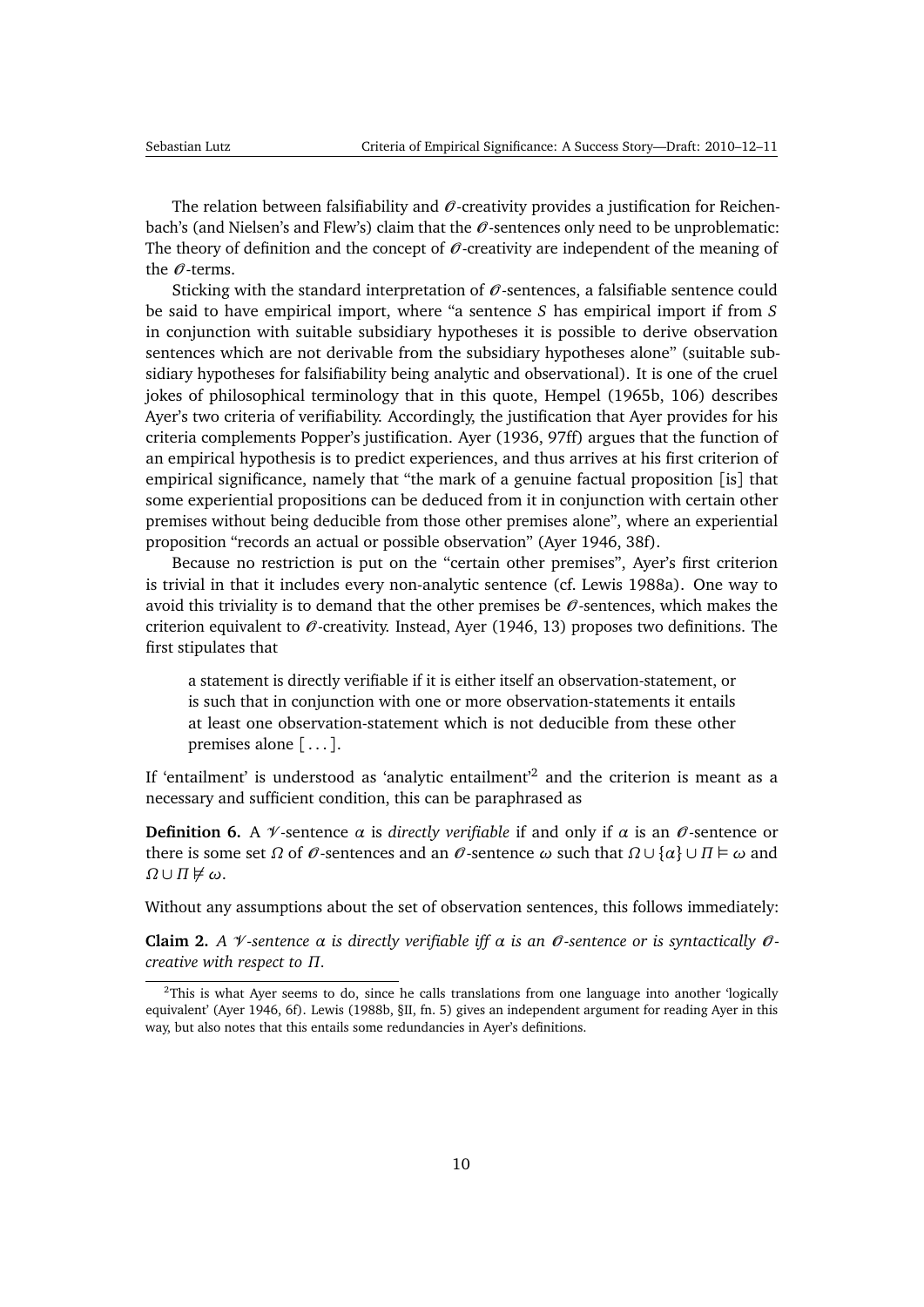The relation between falsifiability and $\mathscr{O}$-creativity provides a justification for Reichenbach's (and Nielsen's and Flew's) claim that the $\mathscr{O}$-sentences only need to be unproblematic: The theory of definition and the concept of $\mathscr{O}$-creativity are independent of the meaning of the $\mathscr{O}$-terms.

Sticking with the standard interpretation of $\mathscr{O}$-sentences, a falsifiable sentence could be said to have empirical import, where "a sentence *S* has empirical import if from *S* in conjunction with suitable subsidiary hypotheses it is possible to derive observation sentences which are not derivable from the subsidiary hypotheses alone" (suitable subsidiary hypotheses for falsifiability being analytic and observational). It is one of the cruel jokes of philosophical terminology that in this quote, Hempel (1965b, 106) describes Ayer's two criteria of verifiability. Accordingly, the justification that Ayer provides for his criteria complements Popper's justification. Ayer (1936, 97ff) argues that the function of an empirical hypothesis is to predict experiences, and thus arrives at his first criterion of empirical significance, namely that "the mark of a genuine factual proposition [is] that some experiential propositions can be deduced from it in conjunction with certain other premises without being deducible from those other premises alone", where an experiential proposition "records an actual or possible observation" (Ayer 1946, 38f).

Because no restriction is put on the "certain other premises", Ayer's first criterion is trivial in that it includes every non-analytic sentence (cf. Lewis 1988a). One way to avoid this triviality is to demand that the other premises be $\mathscr{O}$-sentences, which makes the criterion equivalent to $\mathscr{O}$-creativity. Instead, Ayer (1946, 13) proposes two definitions. The first stipulates that

> a statement is directly verifiable if it is either itself an observation-statement, or is such that in conjunction with one or more observation-statements it entails at least one observation-statement which is not deducible from these other premises alone [...].

If 'entailment' is understood as 'analytic entailment'[2] and the criterion is meant as a necessary and sufficient condition, this can be paraphrased as

**Definition 6.** A $\mathscr{V}$-sentence $\alpha$ is *directly verifiable* if and only if $\alpha$ is an $\mathscr{O}$-sentence or there is some set $\Omega$ of $\mathscr{O}$-sentences and an $\mathscr{O}$-sentence $\omega$ such that $\Omega \cup \{\alpha\} \cup \Pi \vDash \omega$ and $\Omega \cup \Pi \nvDash \omega$.

Without any assumptions about the set of observation sentences, this follows immediately:

**Claim 2.** *A $\mathscr{V}$-sentence $\alpha$ is directly verifiable iff $\alpha$ is an $\mathscr{O}$-sentence or is syntactically $\mathscr{O}$-creative with respect to $\Pi$.*

[2] This is what Ayer seems to do, since he calls translations from one language into another 'logically equivalent' (Ayer 1946, 6f). Lewis (1988b, §II, fn. 5) gives an independent argument for reading Ayer in this way, but also notes that this entails some redundancies in Ayer's definitions.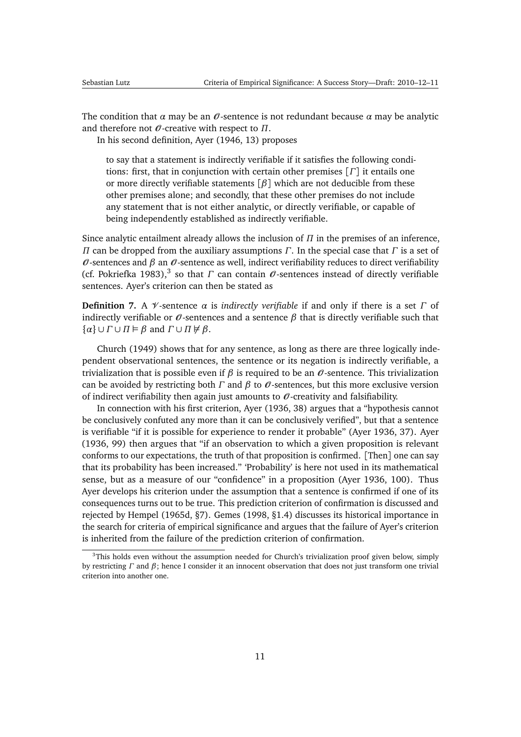The condition that $\alpha$ may be an $\mathscr{O}$-sentence is not redundant because $\alpha$ may be analytic and therefore not $\mathscr{O}$-creative with respect to $\Pi$.

In his second definition, Ayer (1946, 13) proposes

> to say that a statement is indirectly verifiable if it satisfies the following conditions: first, that in conjunction with certain other premises [$\Gamma$] it entails one or more directly verifiable statements [$\beta$] which are not deducible from these other premises alone; and secondly, that these other premises do not include any statement that is not either analytic, or directly verifiable, or capable of being independently established as indirectly verifiable.

Since analytic entailment already allows the inclusion of $\Pi$ in the premises of an inference, $\Pi$ can be dropped from the auxiliary assumptions $\Gamma$. In the special case that $\Gamma$ is a set of $\mathscr{O}$-sentences and $\beta$ an $\mathscr{O}$-sentence as well, indirect verifiability reduces to direct verifiability (cf. Pokriefka 1983),[3] so that $\Gamma$ can contain $\mathscr{O}$-sentences instead of directly verifiable sentences. Ayer's criterion can then be stated as

**Definition 7.** A $\mathscr{V}$-sentence $\alpha$ is *indirectly verifiable* if and only if there is a set $\Gamma$ of indirectly verifiable or $\mathscr{O}$-sentences and a sentence $\beta$ that is directly verifiable such that $\{\alpha\} \cup \Gamma \cup \Pi \vDash \beta$ and $\Gamma \cup \Pi \nvDash \beta$.

Church (1949) shows that for any sentence, as long as there are three logically independent observational sentences, the sentence or its negation is indirectly verifiable, a trivialization that is possible even if $\beta$ is required to be an $\mathscr{O}$-sentence. This trivialization can be avoided by restricting both $\Gamma$ and $\beta$ to $\mathscr{O}$-sentences, but this more exclusive version of indirect verifiability then again just amounts to $\mathscr{O}$-creativity and falsifiability.

In connection with his first criterion, Ayer (1936, 38) argues that a "hypothesis cannot be conclusively confuted any more than it can be conclusively verified", but that a sentence is verifiable "if it is possible for experience to render it probable" (Ayer 1936, 37). Ayer (1936, 99) then argues that "if an observation to which a given proposition is relevant conforms to our expectations, the truth of that proposition is confirmed. [Then] one can say that its probability has been increased." 'Probability' is here not used in its mathematical sense, but as a measure of our "confidence" in a proposition (Ayer 1936, 100). Thus Ayer develops his criterion under the assumption that a sentence is confirmed if one of its consequences turns out to be true. This prediction criterion of confirmation is discussed and rejected by Hempel (1965d, §7). Gemes (1998, §1.4) discusses its historical importance in the search for criteria of empirical significance and argues that the failure of Ayer's criterion is inherited from the failure of the prediction criterion of confirmation.

[3] This holds even without the assumption needed for Church's trivialization proof given below, simply by restricting $\Gamma$ and $\beta$; hence I consider it an innocent observation that does not just transform one trivial criterion into another one.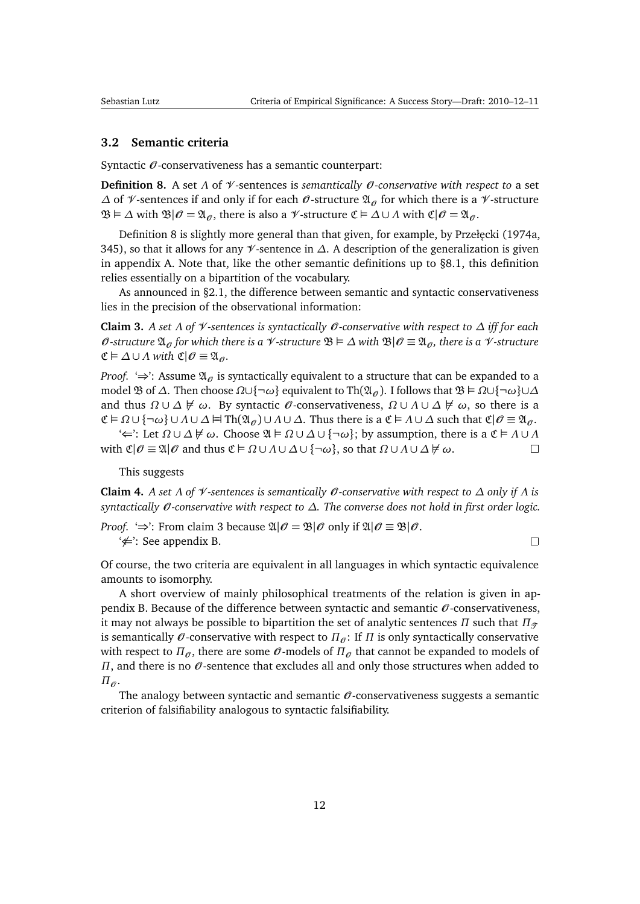### 3.2 Semantic criteria

Syntactic $\mathscr{O}$-conservativeness has a semantic counterpart:

**Definition 8.** A set $\Lambda$ of $\mathscr{V}$-sentences is *semantically $\mathscr{O}$-conservative with respect to* a set $\Delta$ of $\mathscr{V}$-sentences if and only if for each $\mathscr{O}$-structure $\mathfrak{A}_{\mathscr{O}}$ for which there is a $\mathscr{V}$-structure $\mathfrak{B} \vDash \Delta$ with $\mathfrak{B}|\mathscr{O} = \mathfrak{A}_{\mathscr{O}}$, there is also a $\mathscr{V}$-structure $\mathfrak{C} \vDash \Delta \cup \Lambda$ with $\mathfrak{C}|\mathscr{O} = \mathfrak{A}_{\mathscr{O}}$.

Definition 8 is slightly more general than that given, for example, by Przełęcki (1974a, 345), so that it allows for any $\mathscr{V}$-sentence in $\Delta$. A description of the generalization is given in appendix A. Note that, like the other semantic definitions up to §8.1, this definition relies essentially on a bipartition of the vocabulary.

As announced in §2.1, the difference between semantic and syntactic conservativeness lies in the precision of the observational information:

**Claim 3.** *A set $\Lambda$ of $\mathscr{V}$-sentences is syntactically $\mathscr{O}$-conservative with respect to $\Delta$ iff for each $\mathscr{O}$-structure $\mathfrak{A}_{\mathscr{O}}$ for which there is a $\mathscr{V}$-structure $\mathfrak{B} \vDash \Delta$ with $\mathfrak{B}|\mathscr{O} \equiv \mathfrak{A}_{\mathscr{O}}$, there is a $\mathscr{V}$-structure $\mathfrak{C} \vDash \Delta \cup \Lambda$ with $\mathfrak{C}|\mathscr{O} \equiv \mathfrak{A}_{\mathscr{O}}$.*

*Proof.* '⇒': Assume $\mathfrak{A}_{\mathscr{O}}$ is syntactically equivalent to a structure that can be expanded to a model $\mathfrak{B}$ of $\Delta$. Then choose $\Omega \cup \{\neg\omega\}$ equivalent to $\mathrm{Th}(\mathfrak{A}_{\mathscr{O}})$. I follows that $\mathfrak{B} \vDash \Omega \cup \{\neg\omega\} \cup \Delta$ and thus $\Omega \cup \Delta \nvDash \omega$. By syntactic $\mathscr{O}$-conservativeness, $\Omega \cup \Lambda \cup \Delta \nvDash \omega$, so there is a $\mathfrak{C} \vDash \Omega \cup \{\neg\omega\} \cup \Lambda \cup \Delta \mathrel{\text{⫤}\!\vDash} \mathrm{Th}(\mathfrak{A}_{\mathscr{O}}) \cup \Lambda \cup \Delta$. Thus there is a $\mathfrak{C} \vDash \Lambda \cup \Delta$ such that $\mathfrak{C}|\mathscr{O} \equiv \mathfrak{A}_{\mathscr{O}}$.

'⇐': Let $\Omega \cup \Delta \nvDash \omega$. Choose $\mathfrak{A} \vDash \Omega \cup \Delta \cup \{\neg\omega\}$; by assumption, there is a $\mathfrak{C} \vDash \Lambda \cup \Lambda$ with $\mathfrak{C}|\mathscr{O} \equiv \mathfrak{A}|\mathscr{O}$ and thus $\mathfrak{C} \vDash \Omega \cup \Lambda \cup \Delta \cup \{\neg\omega\}$, so that $\Omega \cup \Lambda \cup \Delta \nvDash \omega$. □

This suggests

**Claim 4.** *A set $\Lambda$ of $\mathscr{V}$-sentences is semantically $\mathscr{O}$-conservative with respect to $\Delta$ only if $\Lambda$ is syntactically $\mathscr{O}$-conservative with respect to $\Delta$. The converse does not hold in first order logic.*

*Proof.* '⇒': From claim 3 because $\mathfrak{A}|\mathscr{O} = \mathfrak{B}|\mathscr{O}$ only if $\mathfrak{A}|\mathscr{O} \equiv \mathfrak{B}|\mathscr{O}$.

'⇍': See appendix B. □

Of course, the two criteria are equivalent in all languages in which syntactic equivalence amounts to isomorphy.

A short overview of mainly philosophical treatments of the relation is given in appendix B. Because of the difference between syntactic and semantic $\mathscr{O}$-conservativeness, it may not always be possible to bipartition the set of analytic sentences $\Pi$ such that $\Pi_{\mathscr{T}}$ is semantically $\mathscr{O}$-conservative with respect to $\Pi_{\mathscr{O}}$: If $\Pi$ is only syntactically conservative with respect to $\Pi_{\mathscr{O}}$, there are some $\mathscr{O}$-models of $\Pi_{\mathscr{O}}$ that cannot be expanded to models of $\Pi$, and there is no $\mathscr{O}$-sentence that excludes all and only those structures when added to $\Pi_{\mathscr{O}}$.

The analogy between syntactic and semantic $\mathscr{O}$-conservativeness suggests a semantic criterion of falsifiability analogous to syntactic falsifiability.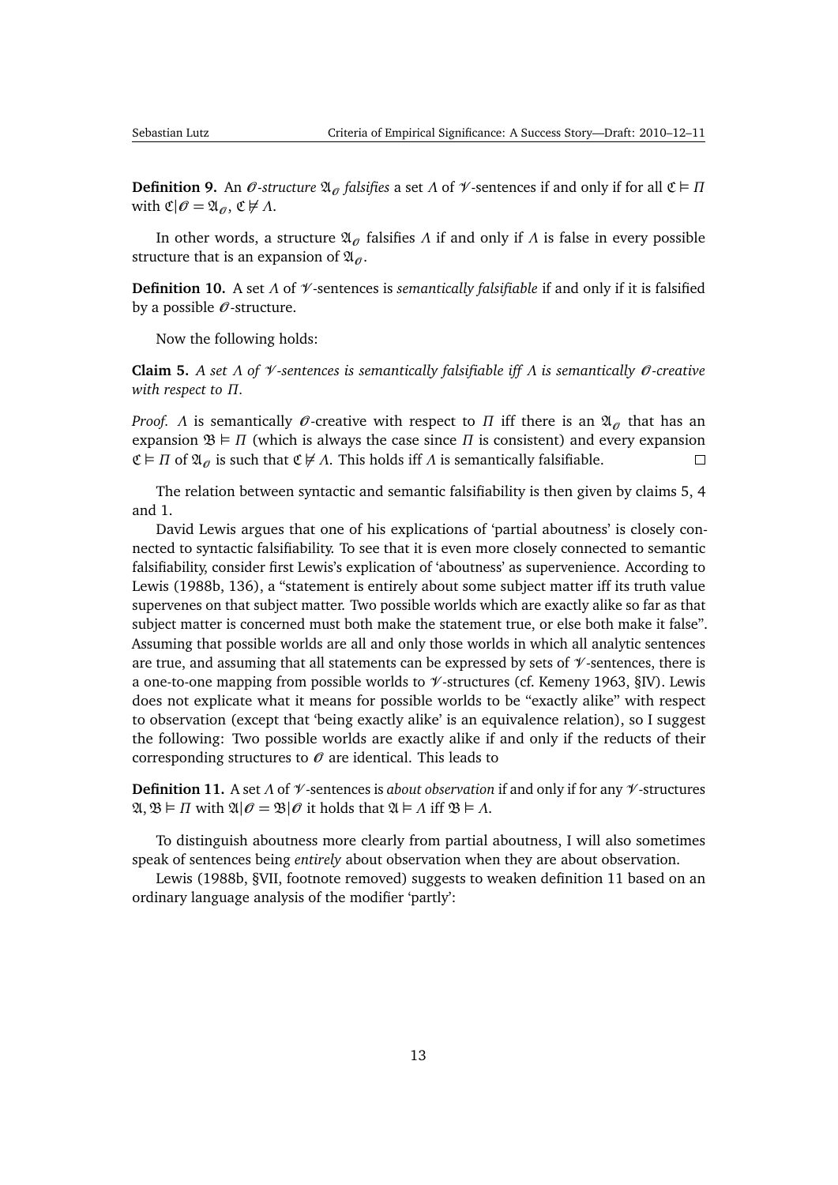**Definition 9.** An $\mathscr{O}$*-structure* $\mathfrak{A}_{\mathscr{O}}$ *falsifies* a set $\Lambda$ of $\mathscr{V}$-sentences if and only if for all $\mathfrak{C} \vDash \Pi$ with $\mathfrak{C}|\mathscr{O} = \mathfrak{A}_{\mathscr{O}}$, $\mathfrak{C} \nvDash \Lambda$.

In other words, a structure $\mathfrak{A}_{\mathscr{O}}$ falsifies $\Lambda$ if and only if $\Lambda$ is false in every possible structure that is an expansion of $\mathfrak{A}_{\mathscr{O}}$.

**Definition 10.** A set $\Lambda$ of $\mathscr{V}$-sentences is *semantically falsifiable* if and only if it is falsified by a possible $\mathscr{O}$-structure.

Now the following holds:

**Claim 5.** *A set $\Lambda$ of $\mathscr{V}$-sentences is semantically falsifiable iff $\Lambda$ is semantically $\mathscr{O}$-creative with respect to $\Pi$.*

*Proof.* $\Lambda$ is semantically $\mathscr{O}$-creative with respect to $\Pi$ iff there is an $\mathfrak{A}_{\mathscr{O}}$ that has an expansion $\mathfrak{B} \vDash \Pi$ (which is always the case since $\Pi$ is consistent) and every expansion $\mathfrak{C} \vDash \Pi$ of $\mathfrak{A}_{\mathscr{O}}$ is such that $\mathfrak{C} \nvDash \Lambda$. This holds iff $\Lambda$ is semantically falsifiable. □

The relation between syntactic and semantic falsifiability is then given by claims 5, 4 and 1.

David Lewis argues that one of his explications of 'partial aboutness' is closely connected to syntactic falsifiability. To see that it is even more closely connected to semantic falsifiability, consider first Lewis's explication of 'aboutness' as supervenience. According to Lewis (1988b, 136), a "statement is entirely about some subject matter iff its truth value supervenes on that subject matter. Two possible worlds which are exactly alike so far as that subject matter is concerned must both make the statement true, or else both make it false". Assuming that possible worlds are all and only those worlds in which all analytic sentences are true, and assuming that all statements can be expressed by sets of $\mathscr{V}$-sentences, there is a one-to-one mapping from possible worlds to $\mathscr{V}$-structures (cf. Kemeny 1963, §IV). Lewis does not explicate what it means for possible worlds to be "exactly alike" with respect to observation (except that 'being exactly alike' is an equivalence relation), so I suggest the following: Two possible worlds are exactly alike if and only if the reducts of their corresponding structures to $\mathscr{O}$ are identical. This leads to

**Definition 11.** A set $\Lambda$ of $\mathscr{V}$-sentences is *about observation* if and only if for any $\mathscr{V}$-structures $\mathfrak{A}, \mathfrak{B} \vDash \Pi$ with $\mathfrak{A}|\mathscr{O} = \mathfrak{B}|\mathscr{O}$ it holds that $\mathfrak{A} \vDash \Lambda$ iff $\mathfrak{B} \vDash \Lambda$.

To distinguish aboutness more clearly from partial aboutness, I will also sometimes speak of sentences being *entirely* about observation when they are about observation.

Lewis (1988b, §VII, footnote removed) suggests to weaken definition 11 based on an ordinary language analysis of the modifier 'partly':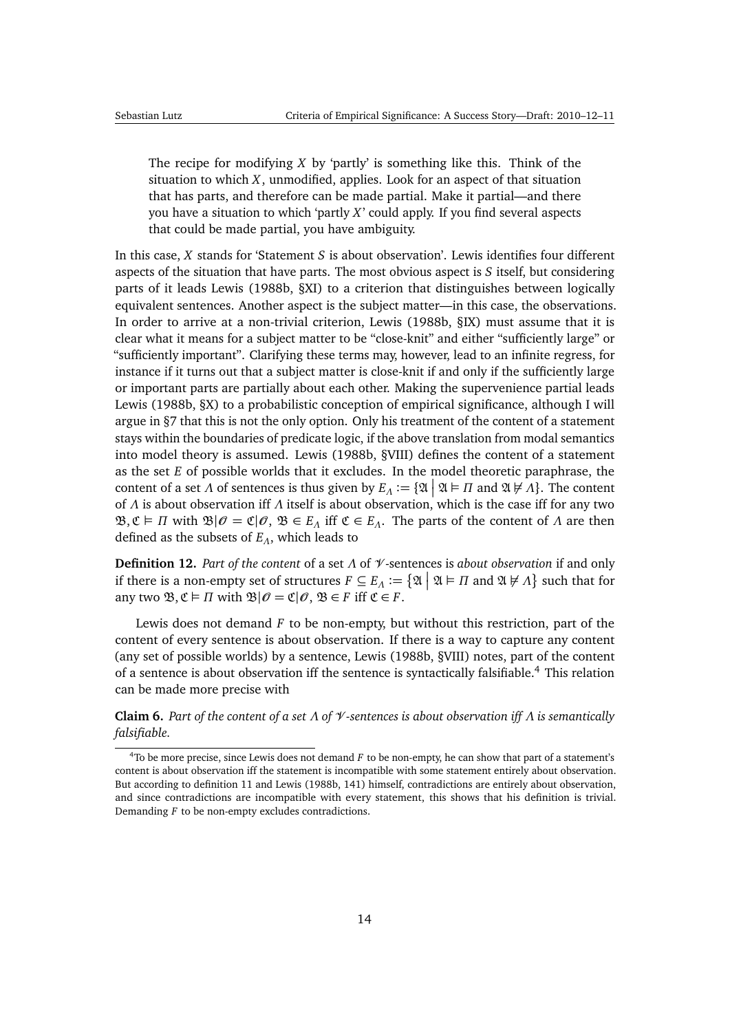> The recipe for modifying $X$ by 'partly' is something like this. Think of the situation to which $X$, unmodified, applies. Look for an aspect of that situation that has parts, and therefore can be made partial. Make it partial—and there you have a situation to which 'partly $X$' could apply. If you find several aspects that could be made partial, you have ambiguity.

In this case, $X$ stands for 'Statement $S$ is about observation'. Lewis identifies four different aspects of the situation that have parts. The most obvious aspect is $S$ itself, but considering parts of it leads Lewis (1988b, §XI) to a criterion that distinguishes between logically equivalent sentences. Another aspect is the subject matter—in this case, the observations. In order to arrive at a non-trivial criterion, Lewis (1988b, §IX) must assume that it is clear what it means for a subject matter to be "close-knit" and either "sufficiently large" or "sufficiently important". Clarifying these terms may, however, lead to an infinite regress, for instance if it turns out that a subject matter is close-knit if and only if the sufficiently large or important parts are partially about each other. Making the supervenience partial leads Lewis (1988b, §X) to a probabilistic conception of empirical significance, although I will argue in §7 that this is not the only option. Only his treatment of the content of a statement stays within the boundaries of predicate logic, if the above translation from modal semantics into model theory is assumed. Lewis (1988b, §VIII) defines the content of a statement as the set $E$ of possible worlds that it excludes. In the model theoretic paraphrase, the content of a set $\Lambda$ of sentences is thus given by $E_\Lambda := \{\mathfrak{A} \mid \mathfrak{A} \vDash \Pi \text{ and } \mathfrak{A} \nvDash \Lambda\}$. The content of $\Lambda$ is about observation iff $\Lambda$ itself is about observation, which is the case iff for any two $\mathfrak{B}, \mathfrak{C} \vDash \Pi$ with $\mathfrak{B}|\mathscr{O} = \mathfrak{C}|\mathscr{O}$, $\mathfrak{B} \in E_\Lambda$ iff $\mathfrak{C} \in E_\Lambda$. The parts of the content of $\Lambda$ are then defined as the subsets of $E_\Lambda$, which leads to

**Definition 12.** *Part of the content* of a set $\Lambda$ of $\mathscr{V}$-sentences is *about observation* if and only if there is a non-empty set of structures $F \subseteq E_\Lambda := \{\mathfrak{A} \mid \mathfrak{A} \vDash \Pi \text{ and } \mathfrak{A} \nvDash \Lambda\}$ such that for any two $\mathfrak{B}, \mathfrak{C} \vDash \Pi$ with $\mathfrak{B}|\mathscr{O} = \mathfrak{C}|\mathscr{O}$, $\mathfrak{B} \in F$ iff $\mathfrak{C} \in F$.

Lewis does not demand $F$ to be non-empty, but without this restriction, part of the content of every sentence is about observation. If there is a way to capture any content (any set of possible worlds) by a sentence, Lewis (1988b, §VIII) notes, part of the content of a sentence is about observation iff the sentence is syntactically falsifiable.[4] This relation can be made more precise with

**Claim 6.** *Part of the content of a set $\Lambda$ of $\mathscr{V}$-sentences is about observation iff $\Lambda$ is semantically falsifiable.*

[4] To be more precise, since Lewis does not demand $F$ to be non-empty, he can show that part of a statement's content is about observation iff the statement is incompatible with some statement entirely about observation. But according to definition 11 and Lewis (1988b, 141) himself, contradictions are entirely about observation, and since contradictions are incompatible with every statement, this shows that his definition is trivial. Demanding $F$ to be non-empty excludes contradictions.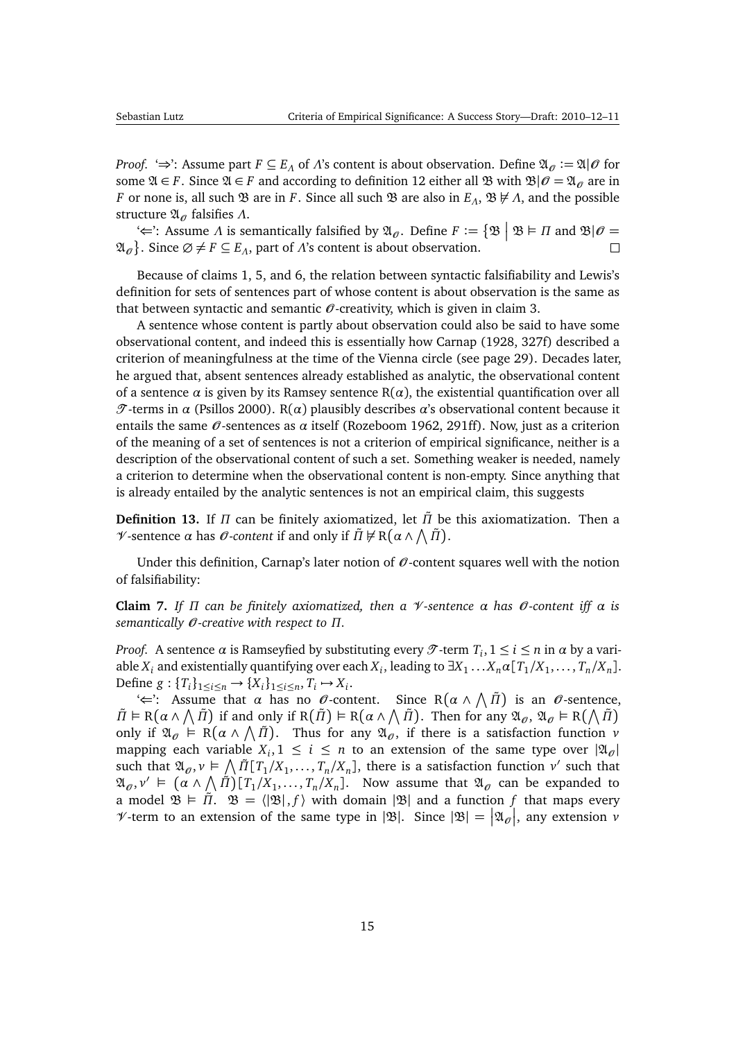*Proof.* '⇒': Assume part $F \subseteq E_\Lambda$ of $\Lambda$'s content is about observation. Define $\mathfrak{A}_\mathscr{O} := \mathfrak{A}|\mathscr{O}$ for some $\mathfrak{A} \in F$. Since $\mathfrak{A} \in F$ and according to definition 12 either all $\mathfrak{B}$ with $\mathfrak{B}|\mathscr{O} = \mathfrak{A}_\mathscr{O}$ are in $F$ or none is, all such $\mathfrak{B}$ are in $F$. Since all such $\mathfrak{B}$ are also in $E_\Lambda$, $\mathfrak{B} \not\vDash \Lambda$, and the possible structure $\mathfrak{A}_\mathscr{O}$ falsifies $\Lambda$.

'⇐': Assume $\Lambda$ is semantically falsified by $\mathfrak{A}_\mathscr{O}$. Define $F := \{\mathfrak{B} \mid \mathfrak{B} \vDash \Pi \text{ and } \mathfrak{B}|\mathscr{O} = \mathfrak{A}_\mathscr{O}\}$. Since $\varnothing \neq F \subseteq E_\Lambda$, part of $\Lambda$'s content is about observation. □

Because of claims 1, 5, and 6, the relation between syntactic falsifiability and Lewis's definition for sets of sentences part of whose content is about observation is the same as that between syntactic and semantic $\mathscr{O}$-creativity, which is given in claim 3.

A sentence whose content is partly about observation could also be said to have some observational content, and indeed this is essentially how Carnap (1928, 327f) described a criterion of meaningfulness at the time of the Vienna circle (see page 29). Decades later, he argued that, absent sentences already established as analytic, the observational content of a sentence $\alpha$ is given by its Ramsey sentence $\mathrm{R}(\alpha)$, the existential quantification over all $\mathscr{T}$-terms in $\alpha$ (Psillos 2000). $\mathrm{R}(\alpha)$ plausibly describes $\alpha$'s observational content because it entails the same $\mathscr{O}$-sentences as $\alpha$ itself (Rozeboom 1962, 291ff). Now, just as a criterion of the meaning of a set of sentences is not a criterion of empirical significance, neither is a description of the observational content of such a set. Something weaker is needed, namely a criterion to determine when the observational content is non-empty. Since anything that is already entailed by the analytic sentences is not an empirical claim, this suggests

**Definition 13.** If $\Pi$ can be finitely axiomatized, let $\tilde{\Pi}$ be this axiomatization. Then a $\mathscr{V}$-sentence $\alpha$ has *$\mathscr{O}$-content* if and only if $\tilde{\Pi} \not\vDash \mathrm{R}\big(\alpha \wedge \bigwedge \tilde{\Pi}\big)$.

Under this definition, Carnap's later notion of $\mathscr{O}$-content squares well with the notion of falsifiability:

**Claim 7.** *If $\Pi$ can be finitely axiomatized, then a $\mathscr{V}$-sentence $\alpha$ has $\mathscr{O}$-content iff $\alpha$ is semantically $\mathscr{O}$-creative with respect to $\Pi$.*

*Proof.* A sentence $\alpha$ is Ramseyfied by substituting every $\mathscr{T}$-term $T_i, 1 \leq i \leq n$ in $\alpha$ by a variable $X_i$ and existentially quantifying over each $X_i$, leading to $\exists X_1 \dots X_n \alpha[T_1/X_1, \dots, T_n/X_n]$. Define $g : \{T_i\}_{1\leq i\leq n} \to \{X_i\}_{1\leq i\leq n}, T_i \mapsto X_i$.

'⇐': Assume that $\alpha$ has no $\mathscr{O}$-content. Since $\mathrm{R}\big(\alpha \wedge \bigwedge \tilde{\Pi}\big)$ is an $\mathscr{O}$-sentence, $\tilde{\Pi} \vDash \mathrm{R}\big(\alpha \wedge \bigwedge \tilde{\Pi}\big)$ if and only if $\mathrm{R}\big(\tilde{\Pi}\big) \vDash \mathrm{R}\big(\alpha \wedge \bigwedge \tilde{\Pi}\big)$. Then for any $\mathfrak{A}_\mathscr{O}$, $\mathfrak{A}_\mathscr{O} \vDash \mathrm{R}\big(\bigwedge \tilde{\Pi}\big)$ only if $\mathfrak{A}_\mathscr{O} \vDash \mathrm{R}\big(\alpha \wedge \bigwedge \tilde{\Pi}\big)$. Thus for any $\mathfrak{A}_\mathscr{O}$, if there is a satisfaction function $v$ mapping each variable $X_i, 1 \leq i \leq n$ to an extension of the same type over $|\mathfrak{A}_\mathscr{O}|$ such that $\mathfrak{A}_\mathscr{O}, v \vDash \bigwedge \tilde{\Pi}[T_1/X_1, \dots, T_n/X_n]$, there is a satisfaction function $v'$ such that $\mathfrak{A}_\mathscr{O}, v' \vDash \big(\alpha \wedge \bigwedge \tilde{\Pi}\big)[T_1/X_1, \dots, T_n/X_n]$. Now assume that $\mathfrak{A}_\mathscr{O}$ can be expanded to a model $\mathfrak{B} \vDash \tilde{\Pi}$. $\mathfrak{B} = \langle|\mathfrak{B}|, f\rangle$ with domain $|\mathfrak{B}|$ and a function $f$ that maps every $\mathscr{V}$-term to an extension of the same type in $|\mathfrak{B}|$. Since $|\mathfrak{B}| = \big|\mathfrak{A}_\mathscr{O}\big|$, any extension $v$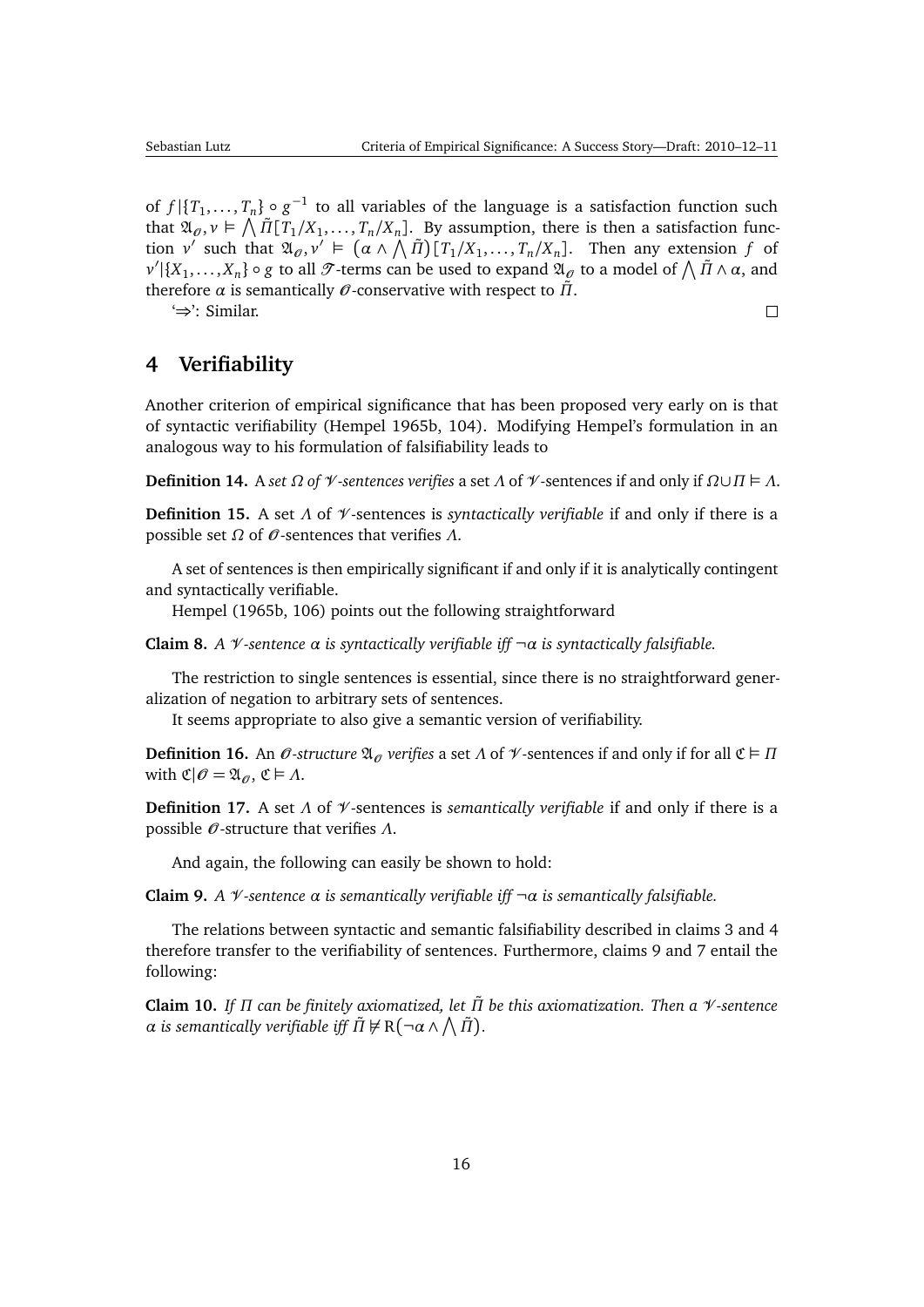of $f|\{T_1,\ldots,T_n\} \circ g^{-1}$ to all variables of the language is a satisfaction function such that $\mathfrak{A}_{\mathscr{O}}, v \models \bigwedge \tilde{\Pi}[T_1/X_1,\ldots,T_n/X_n]$. By assumption, there is then a satisfaction function $v'$ such that $\mathfrak{A}_{\mathscr{O}}, v' \models (\alpha \wedge \bigwedge \tilde{\Pi})[T_1/X_1,\ldots,T_n/X_n]$. Then any extension $f$ of $v'|\{X_1,\ldots,X_n\} \circ g$ to all $\mathscr{T}$-terms can be used to expand $\mathfrak{A}_{\mathscr{O}}$ to a model of $\bigwedge \tilde{\Pi} \wedge \alpha$, and therefore $\alpha$ is semantically $\mathscr{O}$-conservative with respect to $\tilde{\Pi}$.

'⇒': Similar. □

# 4 Verifiability

Another criterion of empirical significance that has been proposed very early on is that of syntactic verifiability (Hempel 1965b, 104). Modifying Hempel's formulation in an analogous way to his formulation of falsifiability leads to

**Definition 14.** A *set $\Omega$ of $\mathscr{V}$-sentences verifies* a set $\Lambda$ of $\mathscr{V}$-sentences if and only if $\Omega \cup \Pi \models \Lambda$.

**Definition 15.** A set $\Lambda$ of $\mathscr{V}$-sentences is *syntactically verifiable* if and only if there is a possible set $\Omega$ of $\mathscr{O}$-sentences that verifies $\Lambda$.

A set of sentences is then empirically significant if and only if it is analytically contingent and syntactically verifiable.

Hempel (1965b, 106) points out the following straightforward

**Claim 8.** *A $\mathscr{V}$-sentence $\alpha$ is syntactically verifiable iff $\neg\alpha$ is syntactically falsifiable.*

The restriction to single sentences is essential, since there is no straightforward generalization of negation to arbitrary sets of sentences.

It seems appropriate to also give a semantic version of verifiability.

**Definition 16.** An *$\mathscr{O}$-structure $\mathfrak{A}_{\mathscr{O}}$ verifies* a set $\Lambda$ of $\mathscr{V}$-sentences if and only if for all $\mathfrak{C} \models \Pi$ with $\mathfrak{C}|\mathscr{O} = \mathfrak{A}_{\mathscr{O}}$, $\mathfrak{C} \models \Lambda$.

**Definition 17.** A set $\Lambda$ of $\mathscr{V}$-sentences is *semantically verifiable* if and only if there is a possible $\mathscr{O}$-structure that verifies $\Lambda$.

And again, the following can easily be shown to hold:

**Claim 9.** *A $\mathscr{V}$-sentence $\alpha$ is semantically verifiable iff $\neg\alpha$ is semantically falsifiable.*

The relations between syntactic and semantic falsifiability described in claims 3 and 4 therefore transfer to the verifiability of sentences. Furthermore, claims 9 and 7 entail the following:

**Claim 10.** *If $\Pi$ can be finitely axiomatized, let $\tilde{\Pi}$ be this axiomatization. Then a $\mathscr{V}$-sentence $\alpha$ is semantically verifiable iff $\tilde{\Pi} \not\models \mathrm{R}(\neg\alpha \wedge \bigwedge \tilde{\Pi})$.*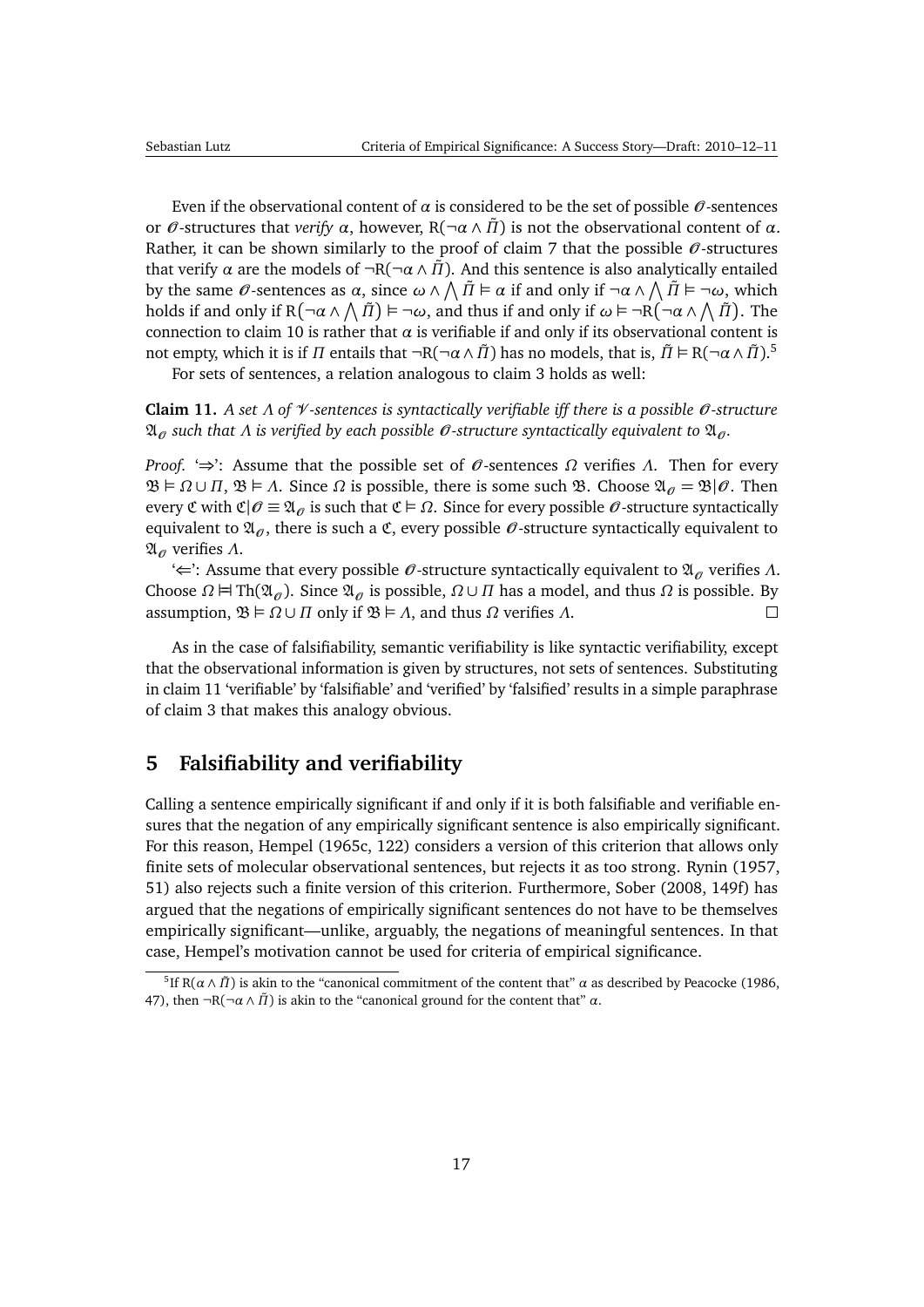Even if the observational content of $\alpha$ is considered to be the set of possible $\mathscr{O}$-sentences or $\mathscr{O}$-structures that *verify* $\alpha$, however, $\mathrm{R}(\neg\alpha \wedge \tilde{\Pi})$ is not the observational content of $\alpha$. Rather, it can be shown similarly to the proof of claim 7 that the possible $\mathscr{O}$-structures that verify $\alpha$ are the models of $\neg\mathrm{R}(\neg\alpha \wedge \tilde{\Pi})$. And this sentence is also analytically entailed by the same $\mathscr{O}$-sentences as $\alpha$, since $\omega \wedge \bigwedge \tilde{\Pi} \vDash \alpha$ if and only if $\neg\alpha \wedge \bigwedge \tilde{\Pi} \vDash \neg\omega$, which holds if and only if $\mathrm{R}(\neg\alpha \wedge \bigwedge \tilde{\Pi}) \vDash \neg\omega$, and thus if and only if $\omega \vDash \neg\mathrm{R}(\neg\alpha \wedge \bigwedge \tilde{\Pi})$. The connection to claim 10 is rather that $\alpha$ is verifiable if and only if its observational content is not empty, which it is if $\Pi$ entails that $\neg\mathrm{R}(\neg\alpha \wedge \tilde{\Pi})$ has no models, that is, $\tilde{\Pi} \vDash \mathrm{R}(\neg\alpha \wedge \tilde{\Pi})$.[5]

For sets of sentences, a relation analogous to claim 3 holds as well:

**Claim 11.** *A set $\Lambda$ of $\mathscr{V}$-sentences is syntactically verifiable iff there is a possible $\mathscr{O}$-structure $\mathfrak{A}_{\mathscr{O}}$ such that $\Lambda$ is verified by each possible $\mathscr{O}$-structure syntactically equivalent to $\mathfrak{A}_{\mathscr{O}}$.*

*Proof.* '⇒': Assume that the possible set of $\mathscr{O}$-sentences $\Omega$ verifies $\Lambda$. Then for every $\mathfrak{B} \vDash \Omega \cup \Pi$, $\mathfrak{B} \vDash \Lambda$. Since $\Omega$ is possible, there is some such $\mathfrak{B}$. Choose $\mathfrak{A}_{\mathscr{O}} = \mathfrak{B}|\mathscr{O}$. Then every $\mathfrak{C}$ with $\mathfrak{C}|\mathscr{O} \equiv \mathfrak{A}_{\mathscr{O}}$ is such that $\mathfrak{C} \vDash \Omega$. Since for every possible $\mathscr{O}$-structure syntactically equivalent to $\mathfrak{A}_{\mathscr{O}}$, there is such a $\mathfrak{C}$, every possible $\mathscr{O}$-structure syntactically equivalent to $\mathfrak{A}_{\mathscr{O}}$ verifies $\Lambda$.

'⇐': Assume that every possible $\mathscr{O}$-structure syntactically equivalent to $\mathfrak{A}_{\mathscr{O}}$ verifies $\Lambda$. Choose $\Omega \vDash\dashv \mathrm{Th}(\mathfrak{A}_{\mathscr{O}})$. Since $\mathfrak{A}_{\mathscr{O}}$ is possible, $\Omega \cup \Pi$ has a model, and thus $\Omega$ is possible. By assumption, $\mathfrak{B} \vDash \Omega \cup \Pi$ only if $\mathfrak{B} \vDash \Lambda$, and thus $\Omega$ verifies $\Lambda$. □

As in the case of falsifiability, semantic verifiability is like syntactic verifiability, except that the observational information is given by structures, not sets of sentences. Substituting in claim 11 'verifiable' by 'falsifiable' and 'verified' by 'falsified' results in a simple paraphrase of claim 3 that makes this analogy obvious.

## 5 Falsifiability and verifiability

Calling a sentence empirically significant if and only if it is both falsifiable and verifiable ensures that the negation of any empirically significant sentence is also empirically significant. For this reason, Hempel (1965c, 122) considers a version of this criterion that allows only finite sets of molecular observational sentences, but rejects it as too strong. Rynin (1957, 51) also rejects such a finite version of this criterion. Furthermore, Sober (2008, 149f) has argued that the negations of empirically significant sentences do not have to be themselves empirically significant—unlike, arguably, the negations of meaningful sentences. In that case, Hempel's motivation cannot be used for criteria of empirical significance.

[5] If $\mathrm{R}(\alpha \wedge \tilde{\Pi})$ is akin to the "canonical commitment of the content that" $\alpha$ as described by Peacocke (1986, 47), then $\neg\mathrm{R}(\neg\alpha \wedge \tilde{\Pi})$ is akin to the "canonical ground for the content that" $\alpha$.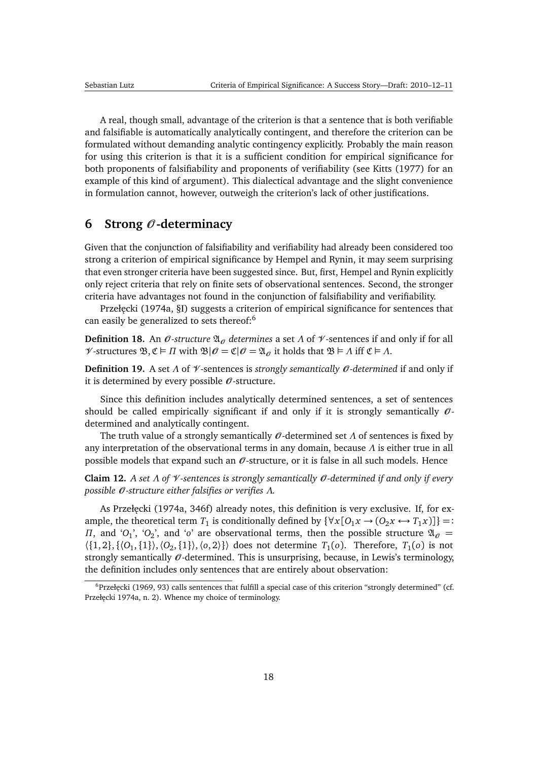A real, though small, advantage of the criterion is that a sentence that is both verifiable and falsifiable is automatically analytically contingent, and therefore the criterion can be formulated without demanding analytic contingency explicitly. Probably the main reason for using this criterion is that it is a sufficient condition for empirical significance for both proponents of falsifiability and proponents of verifiability (see Kitts (1977) for an example of this kind of argument). This dialectical advantage and the slight convenience in formulation cannot, however, outweigh the criterion's lack of other justifications.

## 6 Strong $\mathscr{O}$-determinacy

Given that the conjunction of falsifiability and verifiability had already been considered too strong a criterion of empirical significance by Hempel and Rynin, it may seem surprising that even stronger criteria have been suggested since. But, first, Hempel and Rynin explicitly only reject criteria that rely on finite sets of observational sentences. Second, the stronger criteria have advantages not found in the conjunction of falsifiability and verifiability.

Przełęcki (1974a, §I) suggests a criterion of empirical significance for sentences that can easily be generalized to sets thereof:[6]

**Definition 18.** An $\mathscr{O}$*-structure* $\mathfrak{A}_{\mathscr{O}}$ *determines* a set $\Lambda$ of $\mathscr{V}$-sentences if and only if for all $\mathscr{V}$-structures $\mathfrak{B}, \mathfrak{C} \vDash \Pi$ with $\mathfrak{B}|\mathscr{O} = \mathfrak{C}|\mathscr{O} = \mathfrak{A}_{\mathscr{O}}$ it holds that $\mathfrak{B} \vDash \Lambda$ iff $\mathfrak{C} \vDash \Lambda$.

**Definition 19.** A set $\Lambda$ of $\mathscr{V}$-sentences is *strongly semantically* $\mathscr{O}$*-determined* if and only if it is determined by every possible $\mathscr{O}$-structure.

Since this definition includes analytically determined sentences, a set of sentences should be called empirically significant if and only if it is strongly semantically $\mathscr{O}$-determined and analytically contingent.

The truth value of a strongly semantically $\mathscr{O}$-determined set $\Lambda$ of sentences is fixed by any interpretation of the observational terms in any domain, because $\Lambda$ is either true in all possible models that expand such an $\mathscr{O}$-structure, or it is false in all such models. Hence

**Claim 12.** *A set $\Lambda$ of $\mathscr{V}$-sentences is strongly semantically $\mathscr{O}$-determined if and only if every possible $\mathscr{O}$-structure either falsifies or verifies $\Lambda$.*

As Przełęcki (1974a, 346f) already notes, this definition is very exclusive. If, for example, the theoretical term $T_1$ is conditionally defined by $\{\forall x[O_1 x \rightarrow (O_2 x \leftrightarrow T_1 x)]\} =: \Pi$, and '$O_1$', '$O_2$', and '$o$' are observational terms, then the possible structure $\mathfrak{A}_{\mathscr{O}} = \langle\{1,2\}, \{\langle O_1, \{1\}\rangle, \langle O_2, \{1\}\rangle, \langle o, 2\rangle\}\rangle$ does not determine $T_1(o)$. Therefore, $T_1(o)$ is not strongly semantically $\mathscr{O}$-determined. This is unsurprising, because, in Lewis's terminology, the definition includes only sentences that are entirely about observation:

[6] Przełęcki (1969, 93) calls sentences that fulfill a special case of this criterion "strongly determined" (cf. Przełęcki 1974a, n. 2). Whence my choice of terminology.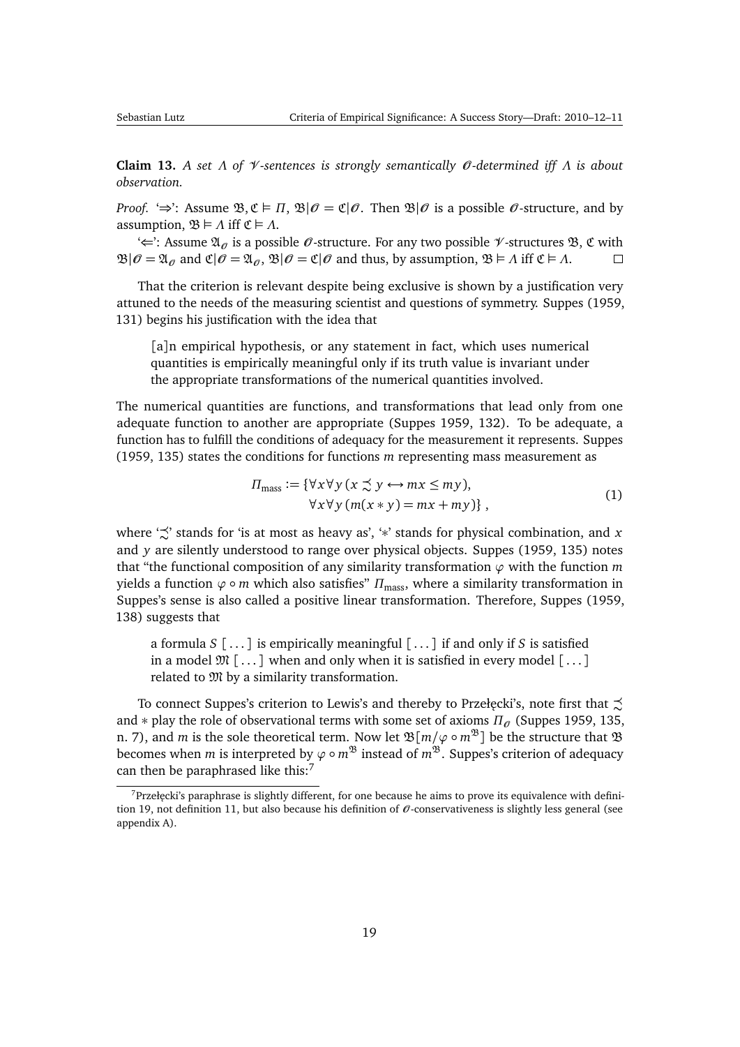**Claim 13.** *A set $\Lambda$ of $\mathscr{V}$-sentences is strongly semantically $\mathscr{O}$-determined iff $\Lambda$ is about observation.*

*Proof.* '⇒': Assume $\mathfrak{B}, \mathfrak{C} \vDash \Pi$, $\mathfrak{B}|\mathscr{O} = \mathfrak{C}|\mathscr{O}$. Then $\mathfrak{B}|\mathscr{O}$ is a possible $\mathscr{O}$-structure, and by assumption, $\mathfrak{B} \vDash \Lambda$ iff $\mathfrak{C} \vDash \Lambda$.

'⇐': Assume $\mathfrak{A}_{\mathscr{O}}$ is a possible $\mathscr{O}$-structure. For any two possible $\mathscr{V}$-structures $\mathfrak{B}$, $\mathfrak{C}$ with $\mathfrak{B}|\mathscr{O} = \mathfrak{A}_{\mathscr{O}}$ and $\mathfrak{C}|\mathscr{O} = \mathfrak{A}_{\mathscr{O}}$, $\mathfrak{B}|\mathscr{O} = \mathfrak{C}|\mathscr{O}$ and thus, by assumption, $\mathfrak{B} \vDash \Lambda$ iff $\mathfrak{C} \vDash \Lambda$. □

That the criterion is relevant despite being exclusive is shown by a justification very attuned to the needs of the measuring scientist and questions of symmetry. Suppes (1959, 131) begins his justification with the idea that

> [a]n empirical hypothesis, or any statement in fact, which uses numerical quantities is empirically meaningful only if its truth value is invariant under the appropriate transformations of the numerical quantities involved.

The numerical quantities are functions, and transformations that lead only from one adequate function to another are appropriate (Suppes 1959, 132). To be adequate, a function has to fulfill the conditions of adequacy for the measurement it represents. Suppes (1959, 135) states the conditions for functions $m$ representing mass measurement as

$$\Pi_{\text{mass}} := \{\forall x \forall y\,(x \precsim y \leftrightarrow mx \leq my), \\ \forall x \forall y\,(m(x * y) = mx + my)\}\,, \tag{1}$$

where '$\precsim$' stands for 'is at most as heavy as', '$*$' stands for physical combination, and $x$ and $y$ are silently understood to range over physical objects. Suppes (1959, 135) notes that "the functional composition of any similarity transformation $\varphi$ with the function $m$ yields a function $\varphi \circ m$ which also satisfies" $\Pi_{\text{mass}}$, where a similarity transformation in Suppes's sense is also called a positive linear transformation. Therefore, Suppes (1959, 138) suggests that

> a formula $S$ [...] is empirically meaningful [...] if and only if $S$ is satisfied in a model $\mathfrak{M}$ [...] when and only when it is satisfied in every model [...] related to $\mathfrak{M}$ by a similarity transformation.

To connect Suppes's criterion to Lewis's and thereby to Przełęcki's, note first that $\precsim$ and $*$ play the role of observational terms with some set of axioms $\Pi_{\mathscr{O}}$ (Suppes 1959, 135, n. 7), and $m$ is the sole theoretical term. Now let $\mathfrak{B}[m/\varphi \circ m^{\mathfrak{B}}]$ be the structure that $\mathfrak{B}$ becomes when $m$ is interpreted by $\varphi \circ m^{\mathfrak{B}}$ instead of $m^{\mathfrak{B}}$. Suppes's criterion of adequacy can then be paraphrased like this:[7]

[7] Przełęcki's paraphrase is slightly different, for one because he aims to prove its equivalence with definition 19, not definition 11, but also because his definition of $\mathscr{O}$-conservativeness is slightly less general (see appendix A).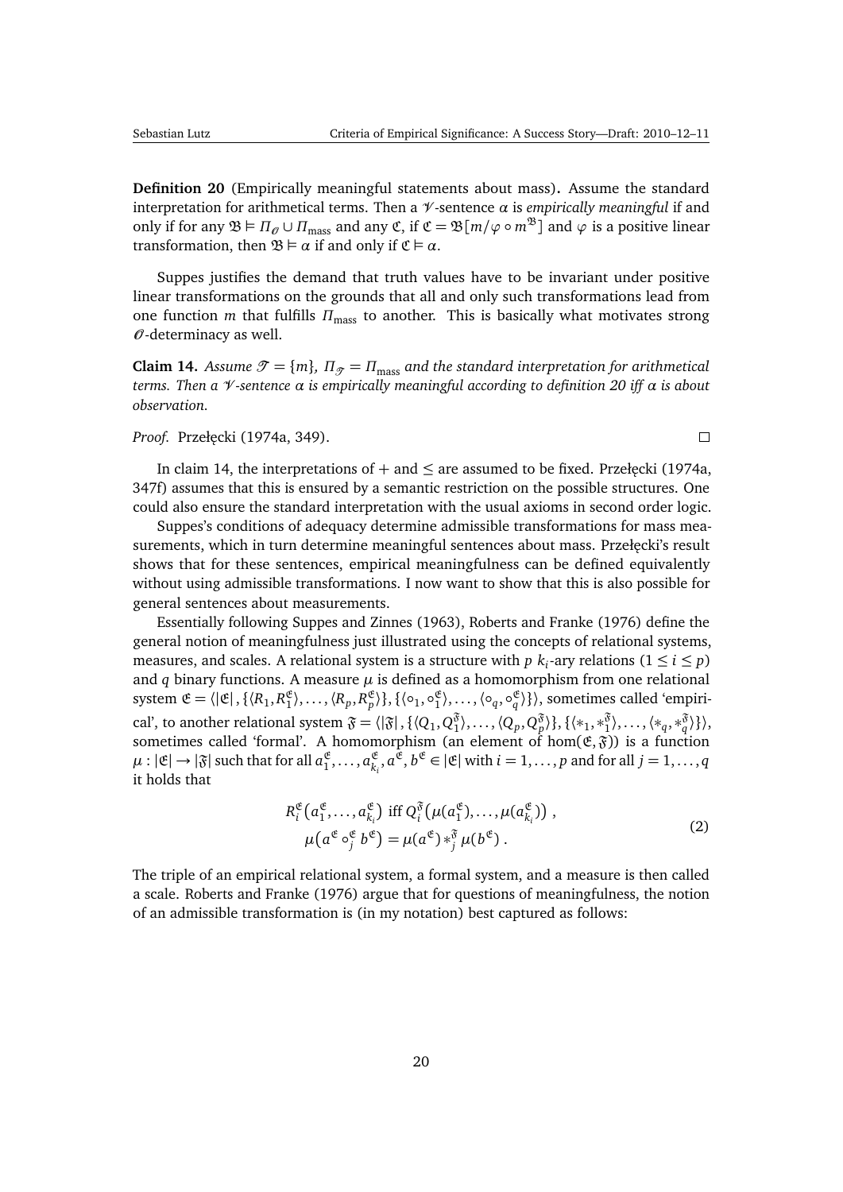**Definition 20** (Empirically meaningful statements about mass)**.** Assume the standard interpretation for arithmetical terms. Then a $\mathscr{V}$-sentence $\alpha$ is *empirically meaningful* if and only if for any $\mathfrak{B} \vDash \Pi_{\mathscr{O}} \cup \Pi_{\text{mass}}$ and any $\mathfrak{C}$, if $\mathfrak{C} = \mathfrak{B}[m/\varphi \circ m^{\mathfrak{B}}]$ and $\varphi$ is a positive linear transformation, then $\mathfrak{B} \vDash \alpha$ if and only if $\mathfrak{C} \vDash \alpha$.

Suppes justifies the demand that truth values have to be invariant under positive linear transformations on the grounds that all and only such transformations lead from one function $m$ that fulfills $\Pi_{\text{mass}}$ to another. This is basically what motivates strong $\mathscr{O}$-determinacy as well.

**Claim 14.** *Assume $\mathscr{T} = \{m\}$, $\Pi_{\mathscr{T}} = \Pi_{\text{mass}}$ and the standard interpretation for arithmetical terms. Then a $\mathscr{V}$-sentence $\alpha$ is empirically meaningful according to definition 20 iff $\alpha$ is about observation.*

*Proof.* Przełęcki (1974a, 349). □

In claim 14, the interpretations of $+$ and $\leq$ are assumed to be fixed. Przełęcki (1974a, 347f) assumes that this is ensured by a semantic restriction on the possible structures. One could also ensure the standard interpretation with the usual axioms in second order logic.

Suppes's conditions of adequacy determine admissible transformations for mass measurements, which in turn determine meaningful sentences about mass. Przełęcki's result shows that for these sentences, empirical meaningfulness can be defined equivalently without using admissible transformations. I now want to show that this is also possible for general sentences about measurements.

Essentially following Suppes and Zinnes (1963), Roberts and Franke (1976) define the general notion of meaningfulness just illustrated using the concepts of relational systems, measures, and scales. A relational system is a structure with $p$ $k_i$-ary relations ($1 \leq i \leq p$) and $q$ binary functions. A measure $\mu$ is defined as a homomorphism from one relational system $\mathfrak{E} = \langle |\mathfrak{E}|, \{\langle R_1, R_1^{\mathfrak{E}} \rangle, \ldots, \langle R_p, R_p^{\mathfrak{E}} \rangle\}, \{\langle \circ_1, \circ_1^{\mathfrak{E}} \rangle, \ldots, \langle \circ_q, \circ_q^{\mathfrak{E}} \rangle\}\rangle$, sometimes called 'empirical', to another relational system $\mathfrak{F} = \langle |\mathfrak{F}|, \{\langle Q_1, Q_1^{\mathfrak{F}} \rangle, \ldots, \langle Q_p, Q_p^{\mathfrak{F}} \rangle\}, \{\langle *_1, *_1^{\mathfrak{F}} \rangle, \ldots, \langle *_q, *_q^{\mathfrak{F}} \rangle\}\rangle$, sometimes called 'formal'. A homomorphism (an element of $\hom(\mathfrak{E}, \mathfrak{F})$) is a function $\mu : |\mathfrak{E}| \to |\mathfrak{F}|$ such that for all $a_1^{\mathfrak{E}}, \ldots, a_{k_i}^{\mathfrak{E}}, a^{\mathfrak{E}}, b^{\mathfrak{E}} \in |\mathfrak{E}|$ with $i = 1, \ldots, p$ and for all $j = 1, \ldots, q$ it holds that

$$
\begin{gathered}
R_i^{\mathfrak{E}}(a_1^{\mathfrak{E}}, \ldots, a_{k_i}^{\mathfrak{E}}) \text{ iff } Q_i^{\mathfrak{F}}(\mu(a_1^{\mathfrak{E}}), \ldots, \mu(a_{k_i}^{\mathfrak{E}})) , \\
\mu(a^{\mathfrak{E}} \circ_j^{\mathfrak{E}} b^{\mathfrak{E}}) = \mu(a^{\mathfrak{E}}) *_j^{\mathfrak{F}} \mu(b^{\mathfrak{E}}) .
\end{gathered} \tag{2}
$$

The triple of an empirical relational system, a formal system, and a measure is then called a scale. Roberts and Franke (1976) argue that for questions of meaningfulness, the notion of an admissible transformation is (in my notation) best captured as follows: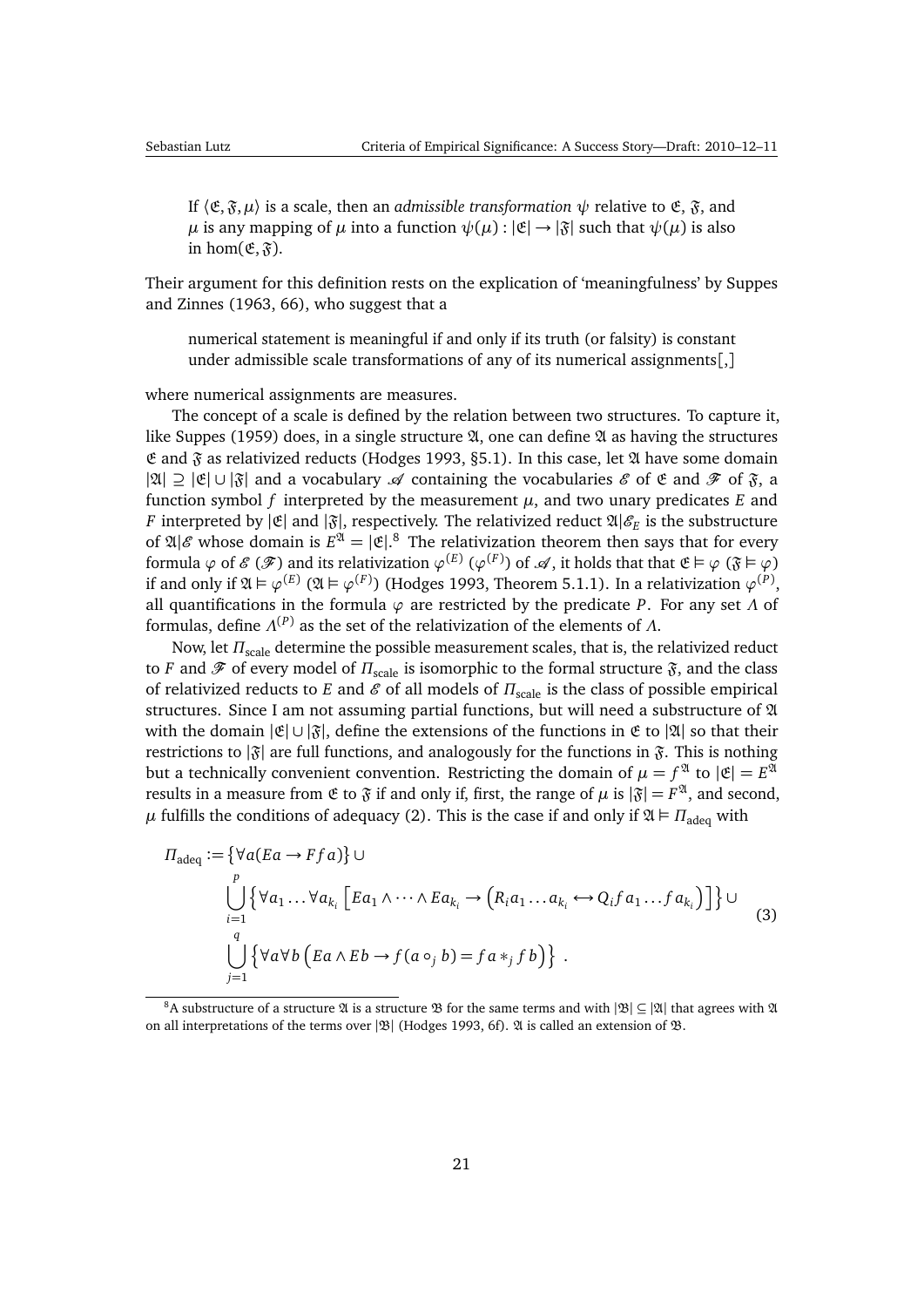> If $\langle \mathfrak{E}, \mathfrak{F}, \mu \rangle$ is a scale, then an *admissible transformation* $\psi$ relative to $\mathfrak{E}$, $\mathfrak{F}$, and $\mu$ is any mapping of $\mu$ into a function $\psi(\mu) : |\mathfrak{E}| \to |\mathfrak{F}|$ such that $\psi(\mu)$ is also in $\hom(\mathfrak{E}, \mathfrak{F})$.

Their argument for this definition rests on the explication of 'meaningfulness' by Suppes and Zinnes (1963, 66), who suggest that a

> numerical statement is meaningful if and only if its truth (or falsity) is constant under admissible scale transformations of any of its numerical assignments[,]

where numerical assignments are measures.

The concept of a scale is defined by the relation between two structures. To capture it, like Suppes (1959) does, in a single structure $\mathfrak{A}$, one can define $\mathfrak{A}$ as having the structures $\mathfrak{E}$ and $\mathfrak{F}$ as relativized reducts (Hodges 1993, §5.1). In this case, let $\mathfrak{A}$ have some domain $|\mathfrak{A}| \supseteq |\mathfrak{E}| \cup |\mathfrak{F}|$ and a vocabulary $\mathscr{A}$ containing the vocabularies $\mathscr{E}$ of $\mathfrak{E}$ and $\mathscr{F}$ of $\mathfrak{F}$, a function symbol $f$ interpreted by the measurement $\mu$, and two unary predicates $E$ and $F$ interpreted by $|\mathfrak{E}|$ and $|\mathfrak{F}|$, respectively. The relativized reduct $\mathfrak{A}|\mathscr{E}_E$ is the substructure of $\mathfrak{A}|\mathscr{E}$ whose domain is $E^{\mathfrak{A}} = |\mathfrak{E}|$.[8] The relativization theorem then says that for every formula $\varphi$ of $\mathscr{E}$ ($\mathscr{F}$) and its relativization $\varphi^{(E)}$ ($\varphi^{(F)}$) of $\mathscr{A}$, it holds that that $\mathfrak{E} \vDash \varphi$ ($\mathfrak{F} \vDash \varphi$) if and only if $\mathfrak{A} \vDash \varphi^{(E)}$ ($\mathfrak{A} \vDash \varphi^{(F)}$) (Hodges 1993, Theorem 5.1.1). In a relativization $\varphi^{(P)}$, all quantifications in the formula $\varphi$ are restricted by the predicate $P$. For any set $\Lambda$ of formulas, define $\Lambda^{(P)}$ as the set of the relativization of the elements of $\Lambda$.

Now, let $\Pi_{\text{scale}}$ determine the possible measurement scales, that is, the relativized reduct to $F$ and $\mathscr{F}$ of every model of $\Pi_{\text{scale}}$ is isomorphic to the formal structure $\mathfrak{F}$, and the class of relativized reducts to $E$ and $\mathscr{E}$ of all models of $\Pi_{\text{scale}}$ is the class of possible empirical structures. Since I am not assuming partial functions, but will need a substructure of $\mathfrak{A}$ with the domain $|\mathfrak{E}| \cup |\mathfrak{F}|$, define the extensions of the functions in $\mathfrak{E}$ to $|\mathfrak{A}|$ so that their restrictions to $|\mathfrak{F}|$ are full functions, and analogously for the functions in $\mathfrak{F}$. This is nothing but a technically convenient convention. Restricting the domain of $\mu = f^{\mathfrak{A}}$ to $|\mathfrak{E}| = E^{\mathfrak{A}}$ results in a measure from $\mathfrak{E}$ to $\mathfrak{F}$ if and only if, first, the range of $\mu$ is $|\mathfrak{F}| = F^{\mathfrak{A}}$, and second, $\mu$ fulfills the conditions of adequacy (2). This is the case if and only if $\mathfrak{A} \vDash \Pi_{\text{adeq}}$ with

$$
\begin{aligned}
\Pi_{\text{adeq}} := &\left\{\forall a (Ea \to Ffa)\right\} \cup \\
&\bigcup_{i=1}^{p} \left\{ \forall a_1 \dots \forall a_{k_i} \left[ Ea_1 \wedge \dots \wedge Ea_{k_i} \to \left( R_i a_1 \dots a_{k_i} \leftrightarrow Q_i f a_1 \dots f a_{k_i} \right) \right] \right\} \cup \\
&\bigcup_{j=1}^{q} \left\{ \forall a \forall b \left( Ea \wedge Eb \to f(a \circ_j b) = fa *_j fb \right) \right\} \ .
\end{aligned}
\tag{3}
$$

[8] A substructure of a structure $\mathfrak{A}$ is a structure $\mathfrak{B}$ for the same terms and with $|\mathfrak{B}| \subseteq |\mathfrak{A}|$ that agrees with $\mathfrak{A}$ on all interpretations of the terms over $|\mathfrak{B}|$ (Hodges 1993, 6f). $\mathfrak{A}$ is called an extension of $\mathfrak{B}$.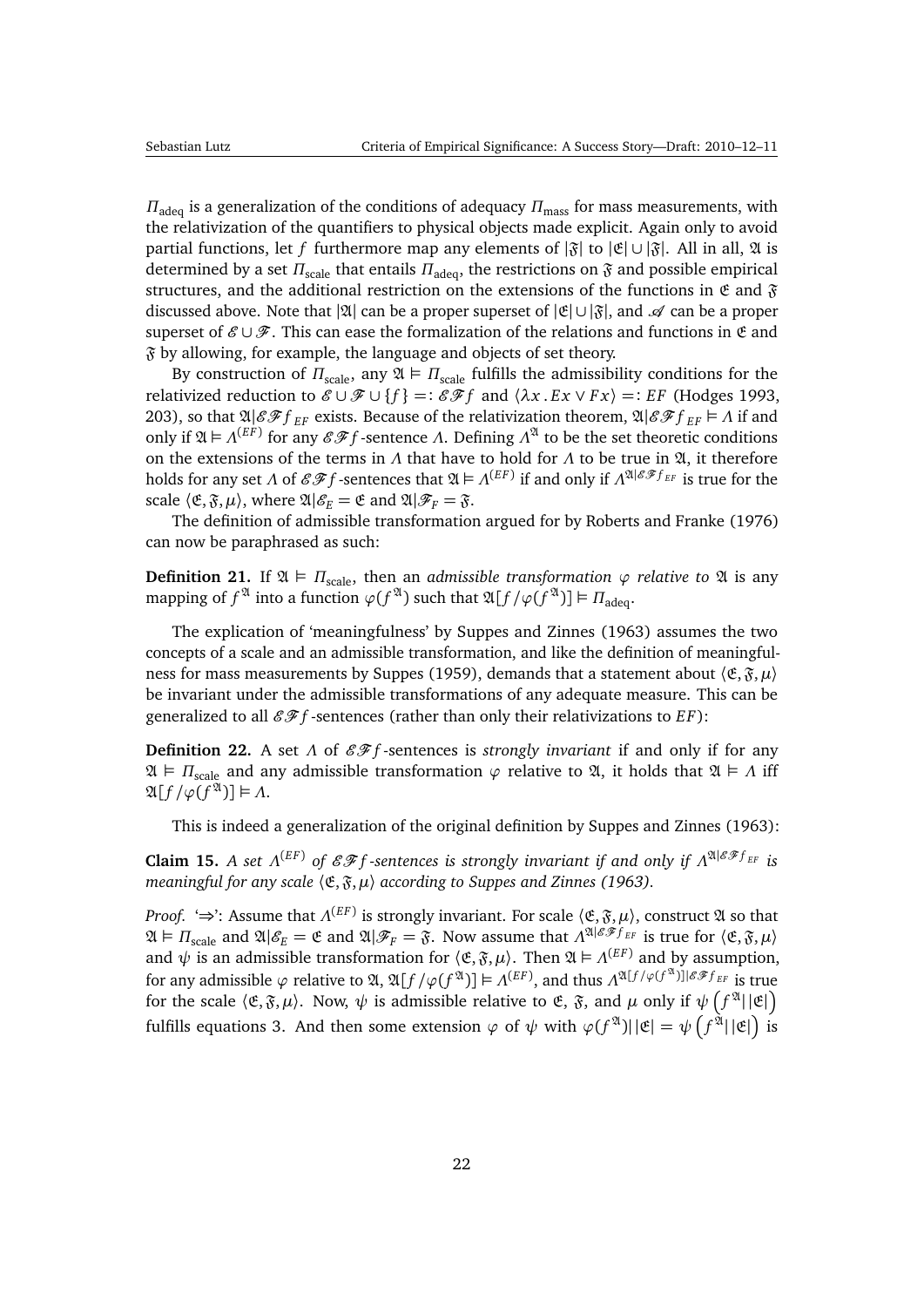$\Pi_{\text{adeq}}$ is a generalization of the conditions of adequacy $\Pi_{\text{mass}}$ for mass measurements, with the relativization of the quantifiers to physical objects made explicit. Again only to avoid partial functions, let $f$ furthermore map any elements of $|\mathfrak{F}|$ to $|\mathfrak{E}| \cup |\mathfrak{F}|$. All in all, $\mathfrak{A}$ is determined by a set $\Pi_{\text{scale}}$ that entails $\Pi_{\text{adeq}}$, the restrictions on $\mathfrak{F}$ and possible empirical structures, and the additional restriction on the extensions of the functions in $\mathfrak{E}$ and $\mathfrak{F}$ discussed above. Note that $|\mathfrak{A}|$ can be a proper superset of $|\mathfrak{E}| \cup |\mathfrak{F}|$, and $\mathscr{A}$ can be a proper superset of $\mathscr{E} \cup \mathscr{F}$. This can ease the formalization of the relations and functions in $\mathfrak{E}$ and $\mathfrak{F}$ by allowing, for example, the language and objects of set theory.

By construction of $\Pi_{\text{scale}}$, any $\mathfrak{A} \vDash \Pi_{\text{scale}}$ fulfills the admissibility conditions for the relativized reduction to $\mathscr{E} \cup \mathscr{F} \cup \{f\} =: \mathscr{E}\mathscr{F}f$ and $\langle \lambda x \,.\, Ex \vee Fx \rangle =: EF$ (Hodges 1993, 203), so that $\mathfrak{A}|\mathscr{E}\mathscr{F}f_{EF}$ exists. Because of the relativization theorem, $\mathfrak{A}|\mathscr{E}\mathscr{F}f_{EF} \vDash \Lambda$ if and only if $\mathfrak{A} \vDash \Lambda^{(EF)}$ for any $\mathscr{E}\mathscr{F}f$-sentence $\Lambda$. Defining $\Lambda^{\mathfrak{A}}$ to be the set theoretic conditions on the extensions of the terms in $\Lambda$ that have to hold for $\Lambda$ to be true in $\mathfrak{A}$, it therefore holds for any set $\Lambda$ of $\mathscr{E}\mathscr{F}f$-sentences that $\mathfrak{A} \vDash \Lambda^{(EF)}$ if and only if $\Lambda^{\mathfrak{A}|\mathscr{E}\mathscr{F}f_{EF}}$ is true for the scale $\langle \mathfrak{E}, \mathfrak{F}, \mu \rangle$, where $\mathfrak{A}|\mathscr{E}_E = \mathfrak{E}$ and $\mathfrak{A}|\mathscr{F}_F = \mathfrak{F}$.

The definition of admissible transformation argued for by Roberts and Franke (1976) can now be paraphrased as such:

**Definition 21.** If $\mathfrak{A} \vDash \Pi_{\text{scale}}$, then an *admissible transformation $\varphi$ relative to* $\mathfrak{A}$ is any mapping of $f^{\mathfrak{A}}$ into a function $\varphi(f^{\mathfrak{A}})$ such that $\mathfrak{A}[f/\varphi(f^{\mathfrak{A}})] \vDash \Pi_{\text{adeq}}$.

The explication of 'meaningfulness' by Suppes and Zinnes (1963) assumes the two concepts of a scale and an admissible transformation, and like the definition of meaningfulness for mass measurements by Suppes (1959), demands that a statement about $\langle \mathfrak{E}, \mathfrak{F}, \mu \rangle$ be invariant under the admissible transformations of any adequate measure. This can be generalized to all $\mathscr{E}\mathscr{F}f$-sentences (rather than only their relativizations to $EF$):

**Definition 22.** A set $\Lambda$ of $\mathscr{E}\mathscr{F}f$-sentences is *strongly invariant* if and only if for any $\mathfrak{A} \vDash \Pi_{\text{scale}}$ and any admissible transformation $\varphi$ relative to $\mathfrak{A}$, it holds that $\mathfrak{A} \vDash \Lambda$ iff $\mathfrak{A}[f/\varphi(f^{\mathfrak{A}})] \vDash \Lambda$.

This is indeed a generalization of the original definition by Suppes and Zinnes (1963):

**Claim 15.** *A set $\Lambda^{(EF)}$ of $\mathscr{E}\mathscr{F}f$-sentences is strongly invariant if and only if $\Lambda^{\mathfrak{A}|\mathscr{E}\mathscr{F}f_{EF}}$ is meaningful for any scale $\langle \mathfrak{E}, \mathfrak{F}, \mu \rangle$ according to Suppes and Zinnes (1963).*

*Proof.* '$\Rightarrow$': Assume that $\Lambda^{(EF)}$ is strongly invariant. For scale $\langle \mathfrak{E}, \mathfrak{F}, \mu \rangle$, construct $\mathfrak{A}$ so that $\mathfrak{A} \vDash \Pi_{\text{scale}}$ and $\mathfrak{A}|\mathscr{E}_E = \mathfrak{E}$ and $\mathfrak{A}|\mathscr{F}_F = \mathfrak{F}$. Now assume that $\Lambda^{\mathfrak{A}|\mathscr{E}\mathscr{F}f_{EF}}$ is true for $\langle \mathfrak{E}, \mathfrak{F}, \mu \rangle$ and $\psi$ is an admissible transformation for $\langle \mathfrak{E}, \mathfrak{F}, \mu \rangle$. Then $\mathfrak{A} \vDash \Lambda^{(EF)}$ and by assumption, for any admissible $\varphi$ relative to $\mathfrak{A}$, $\mathfrak{A}[f/\varphi(f^{\mathfrak{A}})] \vDash \Lambda^{(EF)}$, and thus $\Lambda^{\mathfrak{A}[f/\varphi(f^{\mathfrak{A}})]|\mathscr{E}\mathscr{F}f_{EF}}$ is true for the scale $\langle \mathfrak{E}, \mathfrak{F}, \mu \rangle$. Now, $\psi$ is admissible relative to $\mathfrak{E}$, $\mathfrak{F}$, and $\mu$ only if $\psi\left(f^{\mathfrak{A}}||\mathfrak{E}|\right)$ fulfills equations 3. And then some extension $\varphi$ of $\psi$ with $\varphi(f^{\mathfrak{A}})||\mathfrak{E}| = \psi\left(f^{\mathfrak{A}}||\mathfrak{E}|\right)$ is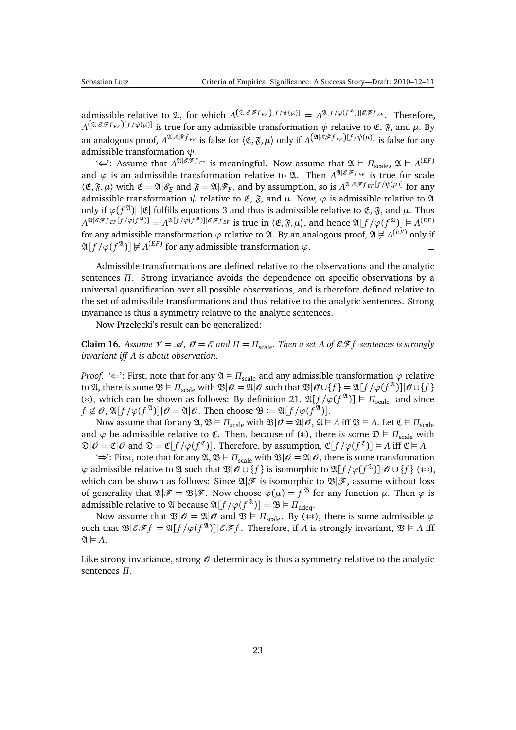admissible relative to $\mathfrak{A}$, for which $\Lambda^{(\mathfrak{A}|\mathscr{E}\mathscr{F}f_{EF})[f/\psi(\mu)]} = \Lambda^{\mathfrak{A}[f/\varphi(f^{\mathfrak{A}})]|\mathscr{E}\mathscr{F}f_{EF}}$. Therefore, $\Lambda^{(\mathfrak{A}|\mathscr{E}\mathscr{F}f_{EF})[f/\psi(\mu)]}$ is true for any admissible transformation $\psi$ relative to $\mathfrak{E}$, $\mathfrak{F}$, and $\mu$. By an analogous proof, $\Lambda^{\mathfrak{A}|\mathscr{E}\mathscr{F}f_{EF}}$ is false for $\langle\mathfrak{E},\mathfrak{F},\mu\rangle$ only if $\Lambda^{(\mathfrak{A}|\mathscr{E}\mathscr{F}f_{EF})[f/\psi(\mu)]}$ is false for any admissible transformation $\psi$.

'$\Leftarrow$': Assume that $\Lambda^{\mathfrak{A}|\mathscr{E}\mathscr{F}f_{EF}}$ is meaningful. Now assume that $\mathfrak{A} \vDash \Pi_{\text{scale}}$, $\mathfrak{A} \vDash \Lambda^{(EF)}$ and $\varphi$ is an admissible transformation relative to $\mathfrak{A}$. Then $\Lambda^{\mathfrak{A}|\mathscr{E}\mathscr{F}f_{EF}}$ is true for scale $\langle\mathfrak{E},\mathfrak{F},\mu\rangle$ with $\mathfrak{E} = \mathfrak{A}|\mathscr{E}_E$ and $\mathfrak{F} = \mathfrak{A}|\mathscr{F}_F$, and by assumption, so is $\Lambda^{\mathfrak{A}|\mathscr{E}\mathscr{F}f_{EF}[f/\psi(\mu)]}$ for any admissible transformation $\psi$ relative to $\mathfrak{E}$, $\mathfrak{F}$, and $\mu$. Now, $\varphi$ is admissible relative to $\mathfrak{A}$ only if $\varphi(f^{\mathfrak{A}})|\,|\mathfrak{E}|$ fulfills equations 3 and thus is admissible relative to $\mathfrak{E}$, $\mathfrak{F}$, and $\mu$. Thus $\Lambda^{\mathfrak{A}|\mathscr{E}\mathscr{F}f_{EF}[f/\varphi(f^{\mathfrak{A}})]} = \Lambda^{\mathfrak{A}[f/\varphi(f^{\mathfrak{A}})]|\mathscr{E}\mathscr{F}f_{EF}}$ is true in $\langle\mathfrak{E},\mathfrak{F},\mu\rangle$, and hence $\mathfrak{A}[f/\varphi(f^{\mathfrak{A}})] \vDash \Lambda^{(EF)}$ for any admissible transformation $\varphi$ relative to $\mathfrak{A}$. By an analogous proof, $\mathfrak{A} \nvDash \Lambda^{(EF)}$ only if $\mathfrak{A}[f/\varphi(f^{\mathfrak{A}})] \nvDash \Lambda^{(EF)}$ for any admissible transformation $\varphi$. $\square$

Admissible transformations are defined relative to the observations and the analytic sentences $\Pi$. Strong invariance avoids the dependence on specific observations by a universal quantification over all possible observations, and is therefore defined relative to the set of admissible transformations and thus relative to the analytic sentences. Strong invariance is thus a symmetry relative to the analytic sentences.

Now Przełęcki's result can be generalized:

**Claim 16.** *Assume $\mathscr{V} = \mathscr{A}$, $\mathscr{O} = \mathscr{E}$ and $\Pi = \Pi_{\text{scale}}$. Then a set $\Lambda$ of $\mathscr{E}\mathscr{F}f$-sentences is strongly invariant iff $\Lambda$ is about observation.*

*Proof.* '$\Leftarrow$': First, note that for any $\mathfrak{A} \vDash \Pi_{\text{scale}}$ and any admissible transformation $\varphi$ relative to $\mathfrak{A}$, there is some $\mathfrak{B} \vDash \Pi_{\text{scale}}$ with $\mathfrak{B}|\mathscr{O} = \mathfrak{A}|\mathscr{O}$ such that $\mathfrak{B}|\mathscr{O}\cup\{f\} = \mathfrak{A}[f/\varphi(f^{\mathfrak{A}})]|\mathscr{O}\cup\{f\}$ $(*)$, which can be shown as follows: By definition 21, $\mathfrak{A}[f/\varphi(f^{\mathfrak{A}})] \vDash \Pi_{\text{scale}}$, and since $f \notin \mathscr{O}$, $\mathfrak{A}[f/\varphi(f^{\mathfrak{A}})]|\mathscr{O} = \mathfrak{A}|\mathscr{O}$. Then choose $\mathfrak{B} := \mathfrak{A}[f/\varphi(f^{\mathfrak{A}})]$.

Now assume that for any $\mathfrak{A}, \mathfrak{B} \vDash \Pi_{\text{scale}}$ with $\mathfrak{B}|\mathscr{O} = \mathfrak{A}|\mathscr{O}$, $\mathfrak{A} \vDash \Lambda$ iff $\mathfrak{B} \vDash \Lambda$. Let $\mathfrak{C} \vDash \Pi_{\text{scale}}$ and $\varphi$ be admissible relative to $\mathfrak{C}$. Then, because of $(*)$, there is some $\mathfrak{D} \vDash \Pi_{\text{scale}}$ with $\mathfrak{D}|\mathscr{O} = \mathfrak{C}|\mathscr{O}$ and $\mathfrak{D} = \mathfrak{C}[f/\varphi(f^{\mathfrak{C}})]$. Therefore, by assumption, $\mathfrak{C}[f/\varphi(f^{\mathfrak{C}})] \vDash \Lambda$ iff $\mathfrak{C} \vDash \Lambda$.

'$\Rightarrow$': First, note that for any $\mathfrak{A}, \mathfrak{B} \vDash \Pi_{\text{scale}}$ with $\mathfrak{B}|\mathscr{O} = \mathfrak{A}|\mathscr{O}$, there is some transformation $\varphi$ admissible relative to $\mathfrak{A}$ such that $\mathfrak{B}|\mathscr{O}\cup\{f\}$ is isomorphic to $\mathfrak{A}[f/\varphi(f^{\mathfrak{A}})]|\mathscr{O}\cup\{f\}$ $(**)$, which can be shown as follows: Since $\mathfrak{A}|\mathscr{F}$ is isomorphic to $\mathfrak{B}|\mathscr{F}$, assume without loss of generality that $\mathfrak{A}|\mathscr{F} = \mathfrak{B}|\mathscr{F}$. Now choose $\varphi(\mu) = f^{\mathfrak{B}}$ for any function $\mu$. Then $\varphi$ is admissible relative to $\mathfrak{A}$ because $\mathfrak{A}[f/\varphi(f^{\mathfrak{A}})] = \mathfrak{B} \vDash \Pi_{\text{adeq}}$.

Now assume that $\mathfrak{B}|\mathscr{O} = \mathfrak{A}|\mathscr{O}$ and $\mathfrak{B} \vDash \Pi_{\text{scale}}$. By $(**)$, there is some admissible $\varphi$ such that $\mathfrak{B}|\mathscr{E}\mathscr{F}f = \mathfrak{A}[f/\varphi(f^{\mathfrak{A}})]|\mathscr{E}\mathscr{F}f$. Therefore, if $\Lambda$ is strongly invariant, $\mathfrak{B} \vDash \Lambda$ iff $\mathfrak{A} \vDash \Lambda$. $\square$

Like strong invariance, strong $\mathscr{O}$-determinacy is thus a symmetry relative to the analytic sentences $\Pi$.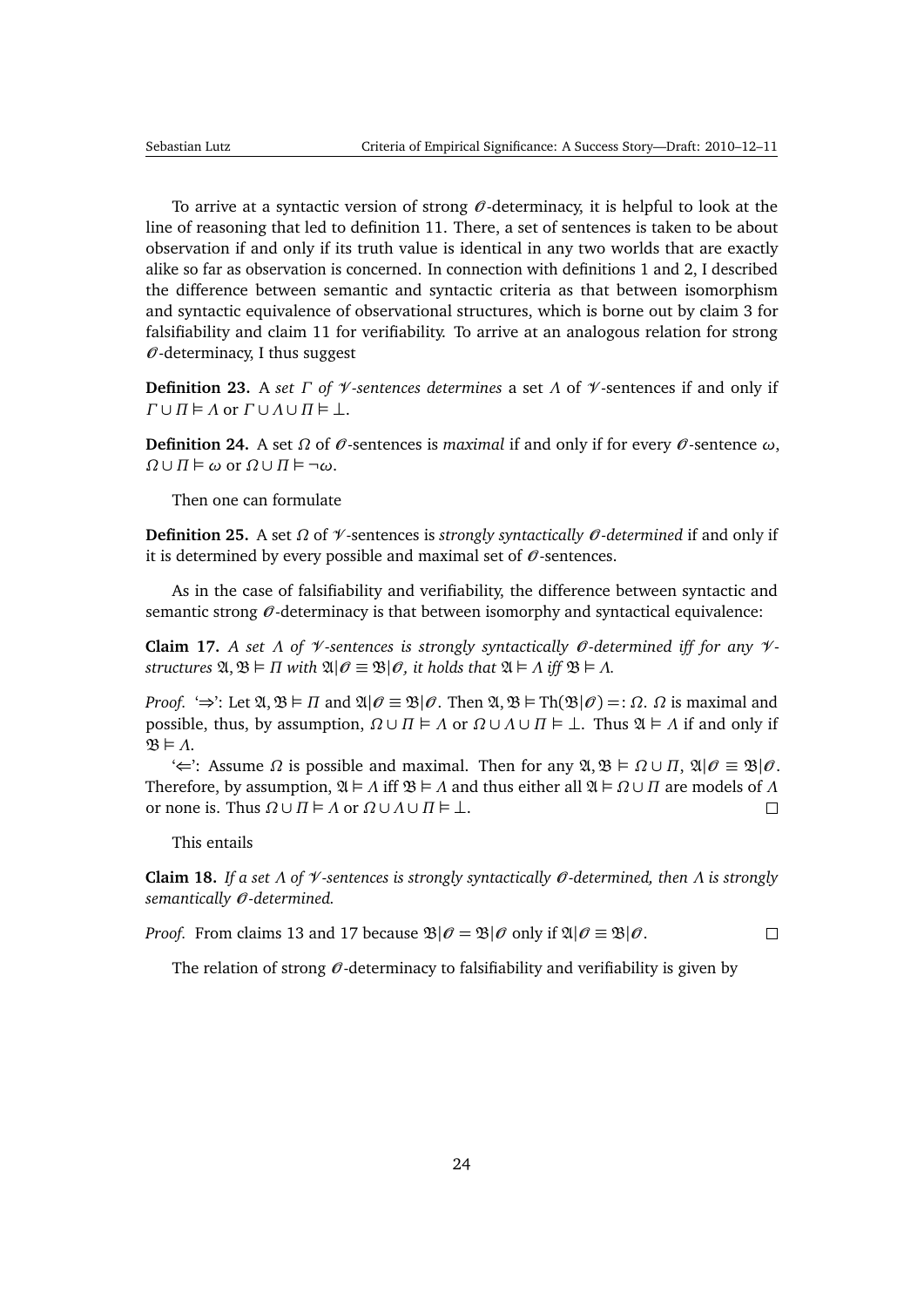To arrive at a syntactic version of strong $\mathcal{O}$-determinacy, it is helpful to look at the line of reasoning that led to definition 11. There, a set of sentences is taken to be about observation if and only if its truth value is identical in any two worlds that are exactly alike so far as observation is concerned. In connection with definitions 1 and 2, I described the difference between semantic and syntactic criteria as that between isomorphism and syntactic equivalence of observational structures, which is borne out by claim 3 for falsifiability and claim 11 for verifiability. To arrive at an analogous relation for strong $\mathcal{O}$-determinacy, I thus suggest

**Definition 23.** A *set $\Gamma$ of $\mathcal{V}$-sentences determines* a set $\Lambda$ of $\mathcal{V}$-sentences if and only if $\Gamma \cup \Pi \vDash \Lambda$ or $\Gamma \cup \Lambda \cup \Pi \vDash \bot$.

**Definition 24.** A set $\Omega$ of $\mathcal{O}$-sentences is *maximal* if and only if for every $\mathcal{O}$-sentence $\omega$, $\Omega \cup \Pi \vDash \omega$ or $\Omega \cup \Pi \vDash \neg\omega$.

Then one can formulate

**Definition 25.** A set $\Omega$ of $\mathcal{V}$-sentences is *strongly syntactically $\mathcal{O}$-determined* if and only if it is determined by every possible and maximal set of $\mathcal{O}$-sentences.

As in the case of falsifiability and verifiability, the difference between syntactic and semantic strong $\mathcal{O}$-determinacy is that between isomorphy and syntactical equivalence:

**Claim 17.** *A set $\Lambda$ of $\mathcal{V}$-sentences is strongly syntactically $\mathcal{O}$-determined iff for any $\mathcal{V}$-structures $\mathfrak{A}, \mathfrak{B} \vDash \Pi$ with $\mathfrak{A}|\mathcal{O} \equiv \mathfrak{B}|\mathcal{O}$, it holds that $\mathfrak{A} \vDash \Lambda$ iff $\mathfrak{B} \vDash \Lambda$.*

*Proof.* '⇒': Let $\mathfrak{A}, \mathfrak{B} \vDash \Pi$ and $\mathfrak{A}|\mathcal{O} \equiv \mathfrak{B}|\mathcal{O}$. Then $\mathfrak{A}, \mathfrak{B} \vDash \mathrm{Th}(\mathfrak{B}|\mathcal{O}) =: \Omega$. $\Omega$ is maximal and possible, thus, by assumption, $\Omega \cup \Pi \vDash \Lambda$ or $\Omega \cup \Lambda \cup \Pi \vDash \bot$. Thus $\mathfrak{A} \vDash \Lambda$ if and only if $\mathfrak{B} \vDash \Lambda$.

'⇐': Assume $\Omega$ is possible and maximal. Then for any $\mathfrak{A}, \mathfrak{B} \vDash \Omega \cup \Pi$, $\mathfrak{A}|\mathcal{O} \equiv \mathfrak{B}|\mathcal{O}$. Therefore, by assumption, $\mathfrak{A} \vDash \Lambda$ iff $\mathfrak{B} \vDash \Lambda$ and thus either all $\mathfrak{A} \vDash \Omega \cup \Pi$ are models of $\Lambda$ or none is. Thus $\Omega \cup \Pi \vDash \Lambda$ or $\Omega \cup \Lambda \cup \Pi \vDash \bot$. □

This entails

**Claim 18.** *If a set $\Lambda$ of $\mathcal{V}$-sentences is strongly syntactically $\mathcal{O}$-determined, then $\Lambda$ is strongly semantically $\mathcal{O}$-determined.*

*Proof.* From claims 13 and 17 because $\mathfrak{B}|\mathcal{O} = \mathfrak{B}|\mathcal{O}$ only if $\mathfrak{A}|\mathcal{O} \equiv \mathfrak{B}|\mathcal{O}$. □

The relation of strong $\mathcal{O}$-determinacy to falsifiability and verifiability is given by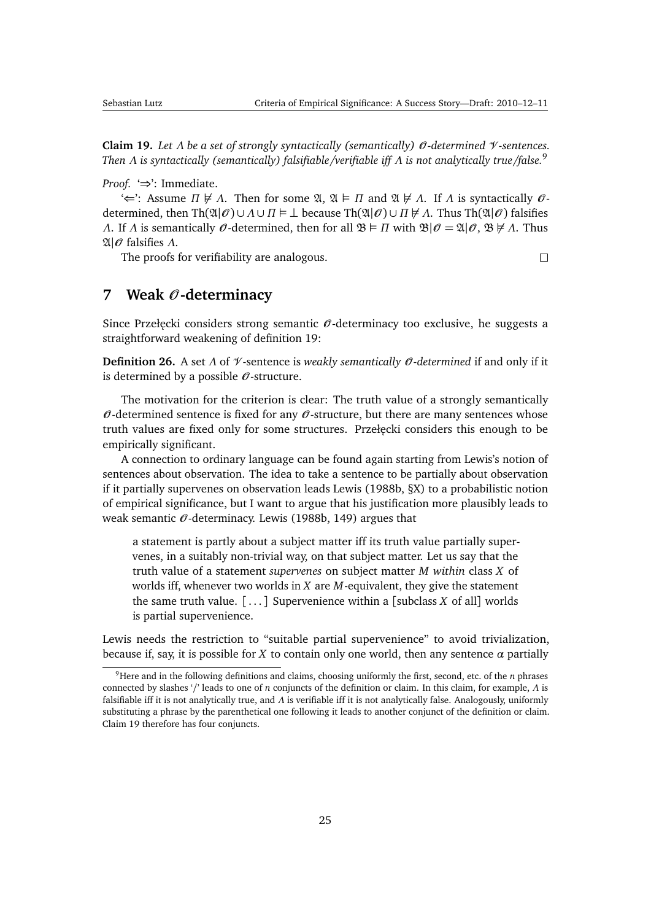**Claim 19.** *Let $\Lambda$ be a set of strongly syntactically (semantically) $\mathscr{O}$-determined $\mathscr{V}$-sentences. Then $\Lambda$ is syntactically (semantically) falsifiable/verifiable iff $\Lambda$ is not analytically true/false.*[9]

*Proof.* '$\Rightarrow$': Immediate.

'$\Leftarrow$': Assume $\Pi \not\models \Lambda$. Then for some $\mathfrak{A}$, $\mathfrak{A} \models \Pi$ and $\mathfrak{A} \not\models \Lambda$. If $\Lambda$ is syntactically $\mathscr{O}$-determined, then $\mathrm{Th}(\mathfrak{A}|\mathscr{O}) \cup \Lambda \cup \Pi \models \bot$ because $\mathrm{Th}(\mathfrak{A}|\mathscr{O}) \cup \Pi \not\models \Lambda$. Thus $\mathrm{Th}(\mathfrak{A}|\mathscr{O})$ falsifies $\Lambda$. If $\Lambda$ is semantically $\mathscr{O}$-determined, then for all $\mathfrak{B} \models \Pi$ with $\mathfrak{B}|\mathscr{O} = \mathfrak{A}|\mathscr{O}$, $\mathfrak{B} \not\models \Lambda$. Thus $\mathfrak{A}|\mathscr{O}$ falsifies $\Lambda$.

The proofs for verifiability are analogous. □

## 7 Weak $\mathscr{O}$-determinacy

Since Przełęcki considers strong semantic $\mathscr{O}$-determinacy too exclusive, he suggests a straightforward weakening of definition 19:

**Definition 26.** A set $\Lambda$ of $\mathscr{V}$-sentence is *weakly semantically $\mathscr{O}$-determined* if and only if it is determined by a possible $\mathscr{O}$-structure.

The motivation for the criterion is clear: The truth value of a strongly semantically $\mathscr{O}$-determined sentence is fixed for any $\mathscr{O}$-structure, but there are many sentences whose truth values are fixed only for some structures. Przełęcki considers this enough to be empirically significant.

A connection to ordinary language can be found again starting from Lewis's notion of sentences about observation. The idea to take a sentence to be partially about observation if it partially supervenes on observation leads Lewis (1988b, §X) to a probabilistic notion of empirical significance, but I want to argue that his justification more plausibly leads to weak semantic $\mathscr{O}$-determinacy. Lewis (1988b, 149) argues that

> a statement is partly about a subject matter iff its truth value partially supervenes, in a suitably non-trivial way, on that subject matter. Let us say that the truth value of a statement *supervenes* on subject matter $M$ *within* class $X$ of worlds iff, whenever two worlds in $X$ are $M$-equivalent, they give the statement the same truth value. [...] Supervenience within a [subclass $X$ of all] worlds is partial supervenience.

Lewis needs the restriction to "suitable partial supervenience" to avoid trivialization, because if, say, it is possible for $X$ to contain only one world, then any sentence $\alpha$ partially

[9] Here and in the following definitions and claims, choosing uniformly the first, second, etc. of the $n$ phrases connected by slashes '/' leads to one of $n$ conjuncts of the definition or claim. In this claim, for example, $\Lambda$ is falsifiable iff it is not analytically true, and $\Lambda$ is verifiable iff it is not analytically false. Analogously, uniformly substituting a phrase by the parenthetical one following it leads to another conjunct of the definition or claim. Claim 19 therefore has four conjuncts.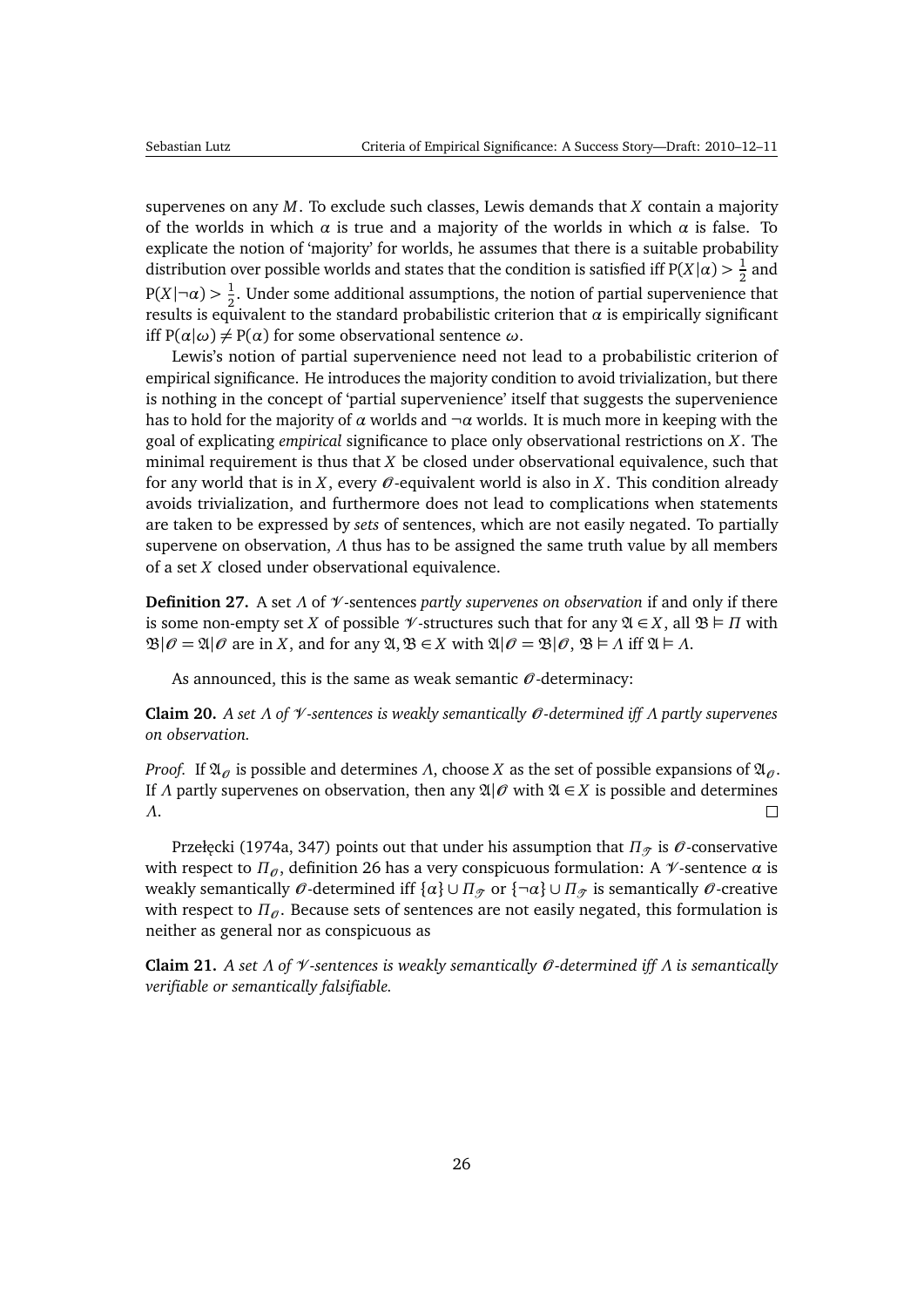supervenes on any $M$. To exclude such classes, Lewis demands that $X$ contain a majority of the worlds in which $\alpha$ is true and a majority of the worlds in which $\alpha$ is false. To explicate the notion of 'majority' for worlds, he assumes that there is a suitable probability distribution over possible worlds and states that the condition is satisfied iff $P(X|\alpha) > \frac{1}{2}$ and $P(X|\neg\alpha) > \frac{1}{2}$. Under some additional assumptions, the notion of partial supervenience that results is equivalent to the standard probabilistic criterion that $\alpha$ is empirically significant iff $P(\alpha|\omega) \neq P(\alpha)$ for some observational sentence $\omega$.

Lewis's notion of partial supervenience need not lead to a probabilistic criterion of empirical significance. He introduces the majority condition to avoid trivialization, but there is nothing in the concept of 'partial supervenience' itself that suggests the supervenience has to hold for the majority of $\alpha$ worlds and $\neg\alpha$ worlds. It is much more in keeping with the goal of explicating *empirical* significance to place only observational restrictions on $X$. The minimal requirement is thus that $X$ be closed under observational equivalence, such that for any world that is in $X$, every $\mathscr{O}$-equivalent world is also in $X$. This condition already avoids trivialization, and furthermore does not lead to complications when statements are taken to be expressed by *sets* of sentences, which are not easily negated. To partially supervene on observation, $\Lambda$ thus has to be assigned the same truth value by all members of a set $X$ closed under observational equivalence.

**Definition 27.** A set $\Lambda$ of $\mathscr{V}$-sentences *partly supervenes on observation* if and only if there is some non-empty set $X$ of possible $\mathscr{V}$-structures such that for any $\mathfrak{A} \in X$, all $\mathfrak{B} \vDash \Pi$ with $\mathfrak{B}|\mathscr{O} = \mathfrak{A}|\mathscr{O}$ are in $X$, and for any $\mathfrak{A}, \mathfrak{B} \in X$ with $\mathfrak{A}|\mathscr{O} = \mathfrak{B}|\mathscr{O}$, $\mathfrak{B} \vDash \Lambda$ iff $\mathfrak{A} \vDash \Lambda$.

As announced, this is the same as weak semantic $\mathscr{O}$-determinacy:

**Claim 20.** *A set $\Lambda$ of $\mathscr{V}$-sentences is weakly semantically $\mathscr{O}$-determined iff $\Lambda$ partly supervenes on observation.*

*Proof.* If $\mathfrak{A}_{\mathscr{O}}$ is possible and determines $\Lambda$, choose $X$ as the set of possible expansions of $\mathfrak{A}_{\mathscr{O}}$. If $\Lambda$ partly supervenes on observation, then any $\mathfrak{A}|\mathscr{O}$ with $\mathfrak{A} \in X$ is possible and determines $\Lambda$. □

Przełęcki (1974a, 347) points out that under his assumption that $\Pi_{\mathscr{T}}$ is $\mathscr{O}$-conservative with respect to $\Pi_{\mathscr{O}}$, definition 26 has a very conspicuous formulation: A $\mathscr{V}$-sentence $\alpha$ is weakly semantically $\mathscr{O}$-determined iff $\{\alpha\} \cup \Pi_{\mathscr{T}}$ or $\{\neg\alpha\} \cup \Pi_{\mathscr{T}}$ is semantically $\mathscr{O}$-creative with respect to $\Pi_{\mathscr{O}}$. Because sets of sentences are not easily negated, this formulation is neither as general nor as conspicuous as

**Claim 21.** *A set $\Lambda$ of $\mathscr{V}$-sentences is weakly semantically $\mathscr{O}$-determined iff $\Lambda$ is semantically verifiable or semantically falsifiable.*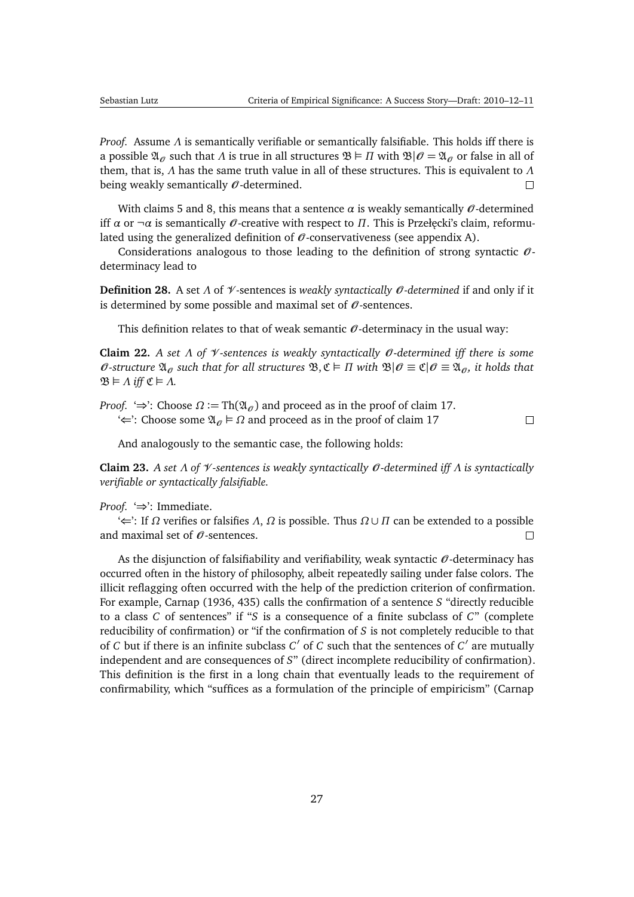*Proof.* Assume $\Lambda$ is semantically verifiable or semantically falsifiable. This holds iff there is a possible $\mathfrak{A}_{\mathscr{O}}$ such that $\Lambda$ is true in all structures $\mathfrak{B} \vDash \Pi$ with $\mathfrak{B}|\mathscr{O} = \mathfrak{A}_{\mathscr{O}}$ or false in all of them, that is, $\Lambda$ has the same truth value in all of these structures. This is equivalent to $\Lambda$ being weakly semantically $\mathscr{O}$-determined. $\square$

With claims 5 and 8, this means that a sentence $\alpha$ is weakly semantically $\mathscr{O}$-determined iff $\alpha$ or $\neg\alpha$ is semantically $\mathscr{O}$-creative with respect to $\Pi$. This is Przełęcki's claim, reformulated using the generalized definition of $\mathscr{O}$-conservativeness (see appendix A).

Considerations analogous to those leading to the definition of strong syntactic $\mathscr{O}$-determinacy lead to

**Definition 28.** A set $\Lambda$ of $\mathscr{V}$-sentences is *weakly syntactically $\mathscr{O}$-determined* if and only if it is determined by some possible and maximal set of $\mathscr{O}$-sentences.

This definition relates to that of weak semantic $\mathscr{O}$-determinacy in the usual way:

**Claim 22.** *A set $\Lambda$ of $\mathscr{V}$-sentences is weakly syntactically $\mathscr{O}$-determined iff there is some $\mathscr{O}$-structure $\mathfrak{A}_{\mathscr{O}}$ such that for all structures $\mathfrak{B}, \mathfrak{C} \vDash \Pi$ with $\mathfrak{B}|\mathscr{O} \equiv \mathfrak{C}|\mathscr{O} \equiv \mathfrak{A}_{\mathscr{O}}$, it holds that $\mathfrak{B} \vDash \Lambda$ iff $\mathfrak{C} \vDash \Lambda$.*

*Proof.* '$\Rightarrow$': Choose $\Omega := \mathrm{Th}(\mathfrak{A}_{\mathscr{O}})$ and proceed as in the proof of claim 17.
'$\Leftarrow$': Choose some $\mathfrak{A}_{\mathscr{O}} \vDash \Omega$ and proceed as in the proof of claim 17 $\square$

And analogously to the semantic case, the following holds:

**Claim 23.** *A set $\Lambda$ of $\mathscr{V}$-sentences is weakly syntactically $\mathscr{O}$-determined iff $\Lambda$ is syntactically verifiable or syntactically falsifiable.*

*Proof.* '$\Rightarrow$': Immediate.
'$\Leftarrow$': If $\Omega$ verifies or falsifies $\Lambda$, $\Omega$ is possible. Thus $\Omega \cup \Pi$ can be extended to a possible and maximal set of $\mathscr{O}$-sentences. $\square$

As the disjunction of falsifiability and verifiability, weak syntactic $\mathscr{O}$-determinacy has occurred often in the history of philosophy, albeit repeatedly sailing under false colors. The illicit reflagging often occurred with the help of the prediction criterion of confirmation. For example, Carnap (1936, 435) calls the confirmation of a sentence $S$ "directly reducible to a class $C$ of sentences" if "$S$ is a consequence of a finite subclass of $C$" (complete reducibility of confirmation) or "if the confirmation of $S$ is not completely reducible to that of $C$ but if there is an infinite subclass $C'$ of $C$ such that the sentences of $C'$ are mutually independent and are consequences of $S$" (direct incomplete reducibility of confirmation). This definition is the first in a long chain that eventually leads to the requirement of confirmability, which "suffices as a formulation of the principle of empiricism" (Carnap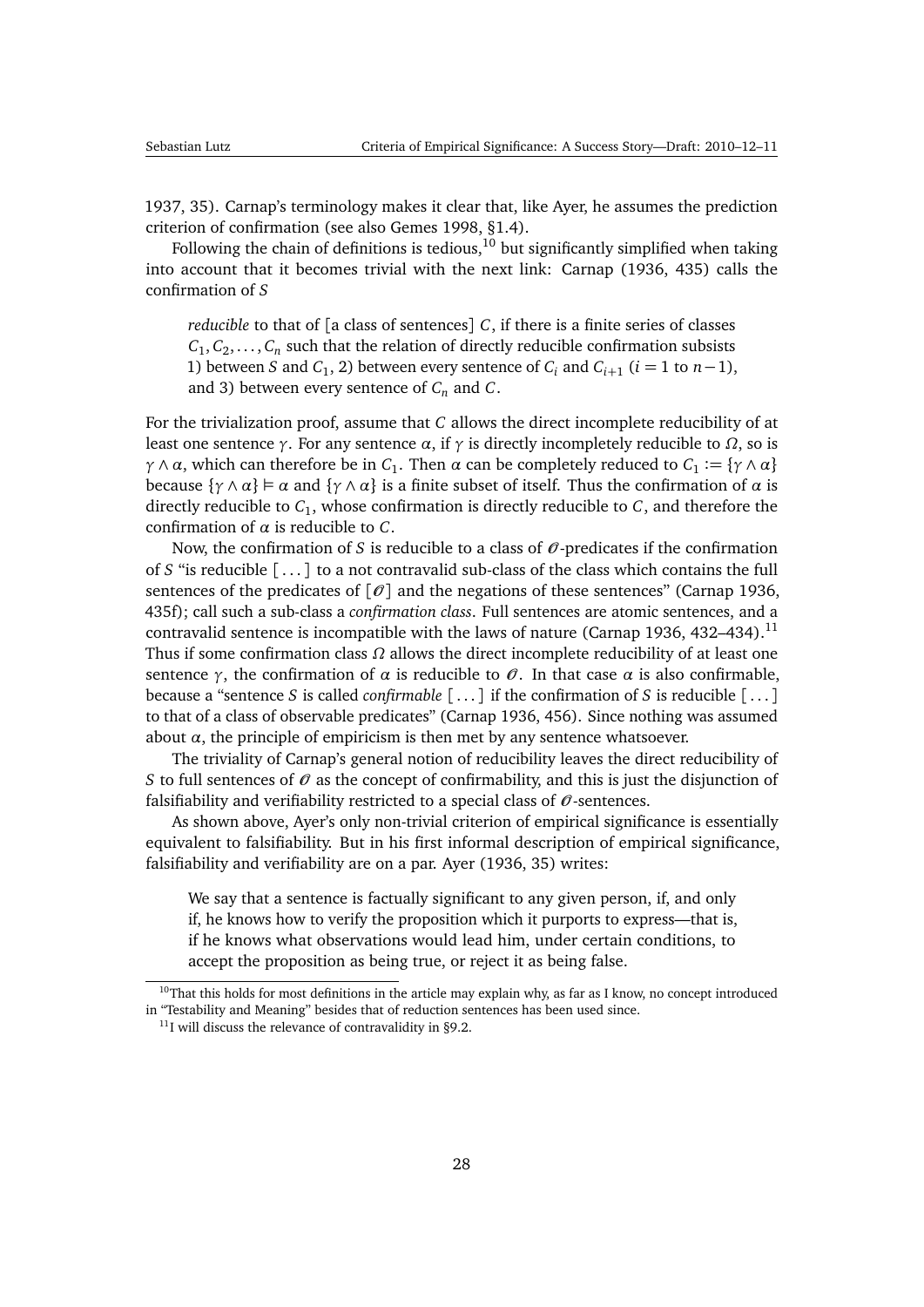1937, 35). Carnap's terminology makes it clear that, like Ayer, he assumes the prediction criterion of confirmation (see also Gemes 1998, §1.4).

Following the chain of definitions is tedious,[10] but significantly simplified when taking into account that it becomes trivial with the next link: Carnap (1936, 435) calls the confirmation of $S$

> *reducible* to that of [a class of sentences] $C$, if there is a finite series of classes $C_1, C_2, \ldots, C_n$ such that the relation of directly reducible confirmation subsists 1) between $S$ and $C_1$, 2) between every sentence of $C_i$ and $C_{i+1}$ ($i = 1$ to $n-1$), and 3) between every sentence of $C_n$ and $C$.

For the trivialization proof, assume that $C$ allows the direct incomplete reducibility of at least one sentence $\gamma$. For any sentence $\alpha$, if $\gamma$ is directly incompletely reducible to $\Omega$, so is $\gamma \wedge \alpha$, which can therefore be in $C_1$. Then $\alpha$ can be completely reduced to $C_1 := \{\gamma \wedge \alpha\}$ because $\{\gamma \wedge \alpha\} \vDash \alpha$ and $\{\gamma \wedge \alpha\}$ is a finite subset of itself. Thus the confirmation of $\alpha$ is directly reducible to $C_1$, whose confirmation is directly reducible to $C$, and therefore the confirmation of $\alpha$ is reducible to $C$.

Now, the confirmation of $S$ is reducible to a class of $\mathscr{O}$-predicates if the confirmation of $S$ "is reducible [...] to a not contravalid sub-class of the class which contains the full sentences of the predicates of [$\mathscr{O}$] and the negations of these sentences" (Carnap 1936, 435f); call such a sub-class a *confirmation class*. Full sentences are atomic sentences, and a contravalid sentence is incompatible with the laws of nature (Carnap 1936, 432–434).[11] Thus if some confirmation class $\Omega$ allows the direct incomplete reducibility of at least one sentence $\gamma$, the confirmation of $\alpha$ is reducible to $\mathscr{O}$. In that case $\alpha$ is also confirmable, because a "sentence $S$ is called *confirmable* [...] if the confirmation of $S$ is reducible [...] to that of a class of observable predicates" (Carnap 1936, 456). Since nothing was assumed about $\alpha$, the principle of empiricism is then met by any sentence whatsoever.

The triviality of Carnap's general notion of reducibility leaves the direct reducibility of $S$ to full sentences of $\mathscr{O}$ as the concept of confirmability, and this is just the disjunction of falsifiability and verifiability restricted to a special class of $\mathscr{O}$-sentences.

As shown above, Ayer's only non-trivial criterion of empirical significance is essentially equivalent to falsifiability. But in his first informal description of empirical significance, falsifiability and verifiability are on a par. Ayer (1936, 35) writes:

> We say that a sentence is factually significant to any given person, if, and only if, he knows how to verify the proposition which it purports to express—that is, if he knows what observations would lead him, under certain conditions, to accept the proposition as being true, or reject it as being false.

[10] That this holds for most definitions in the article may explain why, as far as I know, no concept introduced in "Testability and Meaning" besides that of reduction sentences has been used since.

[11] I will discuss the relevance of contravalidity in §9.2.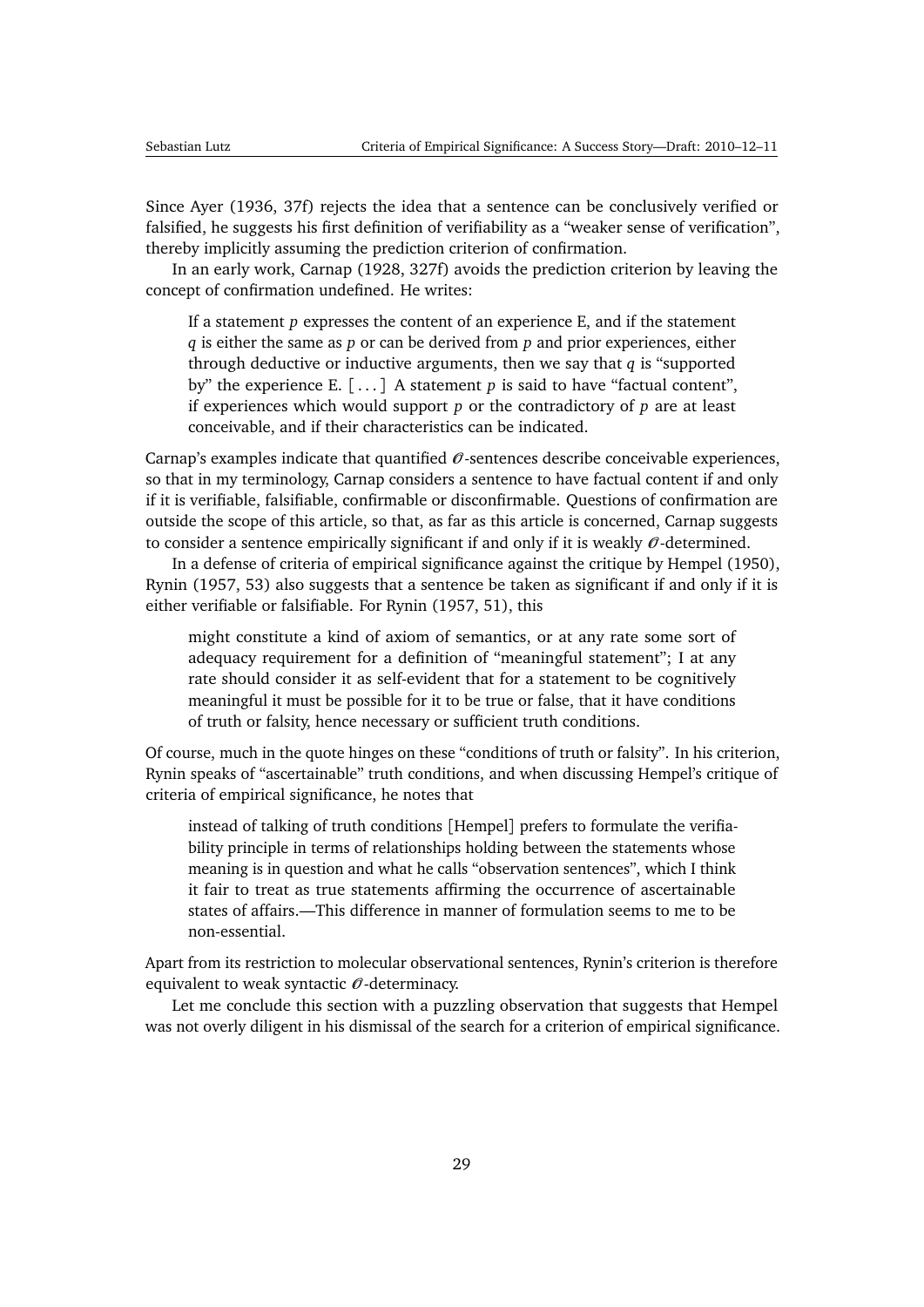Since Ayer (1936, 37f) rejects the idea that a sentence can be conclusively verified or falsified, he suggests his first definition of verifiability as a "weaker sense of verification", thereby implicitly assuming the prediction criterion of confirmation.

In an early work, Carnap (1928, 327f) avoids the prediction criterion by leaving the concept of confirmation undefined. He writes:

> If a statement $p$ expresses the content of an experience E, and if the statement $q$ is either the same as $p$ or can be derived from $p$ and prior experiences, either through deductive or inductive arguments, then we say that $q$ is "supported by" the experience E. [ . . . ] A statement $p$ is said to have "factual content", if experiences which would support $p$ or the contradictory of $p$ are at least conceivable, and if their characteristics can be indicated.

Carnap's examples indicate that quantified $\mathcal{O}$-sentences describe conceivable experiences, so that in my terminology, Carnap considers a sentence to have factual content if and only if it is verifiable, falsifiable, confirmable or disconfirmable. Questions of confirmation are outside the scope of this article, so that, as far as this article is concerned, Carnap suggests to consider a sentence empirically significant if and only if it is weakly $\mathcal{O}$-determined.

In a defense of criteria of empirical significance against the critique by Hempel (1950), Rynin (1957, 53) also suggests that a sentence be taken as significant if and only if it is either verifiable or falsifiable. For Rynin (1957, 51), this

> might constitute a kind of axiom of semantics, or at any rate some sort of adequacy requirement for a definition of "meaningful statement"; I at any rate should consider it as self-evident that for a statement to be cognitively meaningful it must be possible for it to be true or false, that it have conditions of truth or falsity, hence necessary or sufficient truth conditions.

Of course, much in the quote hinges on these "conditions of truth or falsity". In his criterion, Rynin speaks of "ascertainable" truth conditions, and when discussing Hempel's critique of criteria of empirical significance, he notes that

> instead of talking of truth conditions [Hempel] prefers to formulate the verifiability principle in terms of relationships holding between the statements whose meaning is in question and what he calls "observation sentences", which I think it fair to treat as true statements affirming the occurrence of ascertainable states of affairs.—This difference in manner of formulation seems to me to be non-essential.

Apart from its restriction to molecular observational sentences, Rynin's criterion is therefore equivalent to weak syntactic $\mathcal{O}$-determinacy.

Let me conclude this section with a puzzling observation that suggests that Hempel was not overly diligent in his dismissal of the search for a criterion of empirical significance.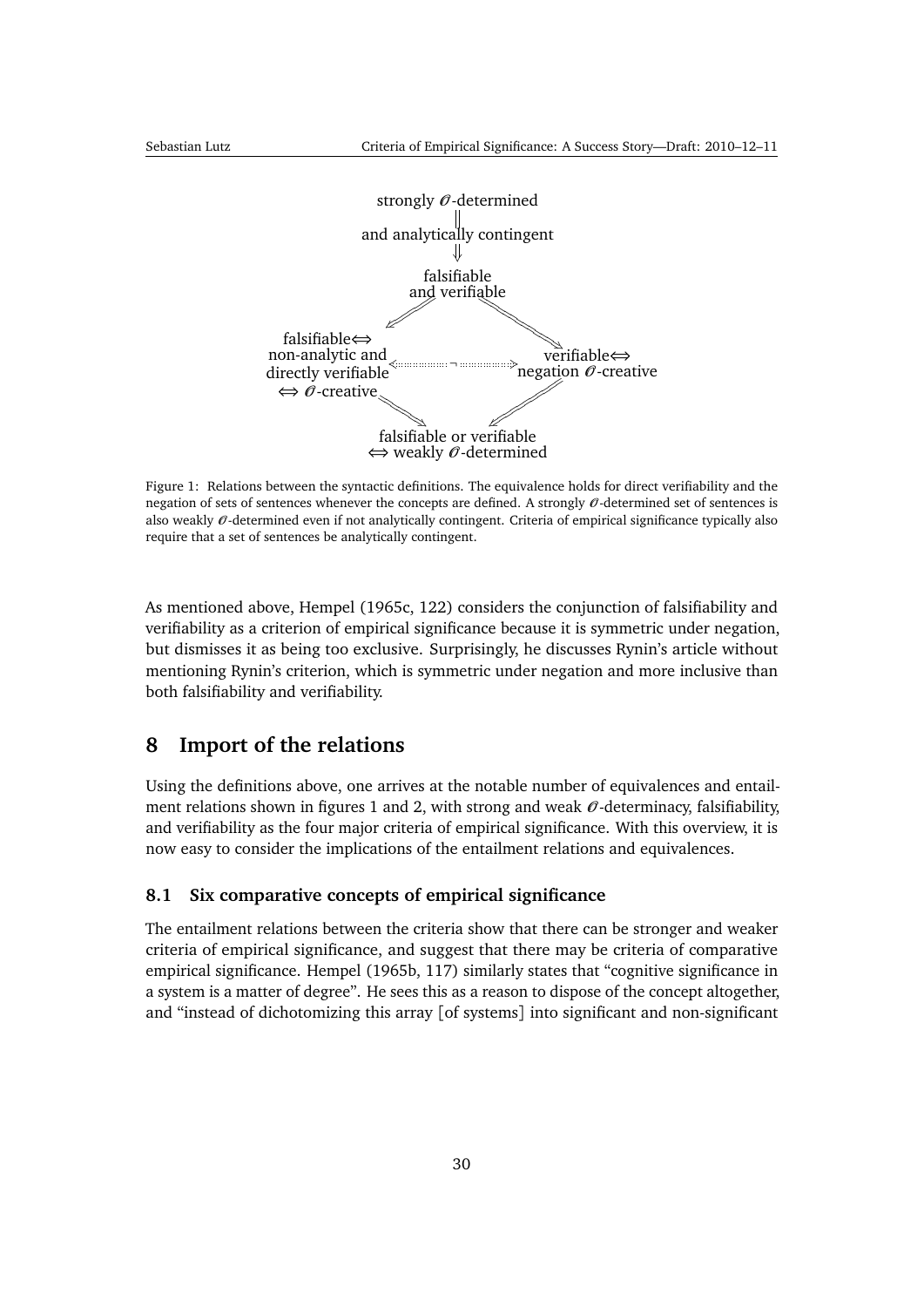strongly $\mathcal{O}$-determined

$\Downarrow$

and analytically contingent

$\Downarrow$

falsifiable and verifiable

falsifiable$\Leftrightarrow$ non-analytic and directly verifiable $\Leftrightarrow$ $\mathcal{O}$-creative $\quad \overset{\neg}{\Longleftrightarrow} \quad$ verifiable$\Leftrightarrow$ negation $\mathcal{O}$-creative

falsifiable or verifiable $\Leftrightarrow$ weakly $\mathcal{O}$-determined

Figure 1: Relations between the syntactic definitions. The equivalence holds for direct verifiability and the negation of sets of sentences whenever the concepts are defined. A strongly $\mathcal{O}$-determined set of sentences is also weakly $\mathcal{O}$-determined even if not analytically contingent. Criteria of empirical significance typically also require that a set of sentences be analytically contingent.

As mentioned above, Hempel (1965c, 122) considers the conjunction of falsifiability and verifiability as a criterion of empirical significance because it is symmetric under negation, but dismisses it as being too exclusive. Surprisingly, he discusses Rynin's article without mentioning Rynin's criterion, which is symmetric under negation and more inclusive than both falsifiability and verifiability.

## 8 Import of the relations

Using the definitions above, one arrives at the notable number of equivalences and entailment relations shown in figures 1 and 2, with strong and weak $\mathcal{O}$-determinacy, falsifiability, and verifiability as the four major criteria of empirical significance. With this overview, it is now easy to consider the implications of the entailment relations and equivalences.

### 8.1 Six comparative concepts of empirical significance

The entailment relations between the criteria show that there can be stronger and weaker criteria of empirical significance, and suggest that there may be criteria of comparative empirical significance. Hempel (1965b, 117) similarly states that "cognitive significance in a system is a matter of degree". He sees this as a reason to dispose of the concept altogether, and "instead of dichotomizing this array [of systems] into significant and non-significant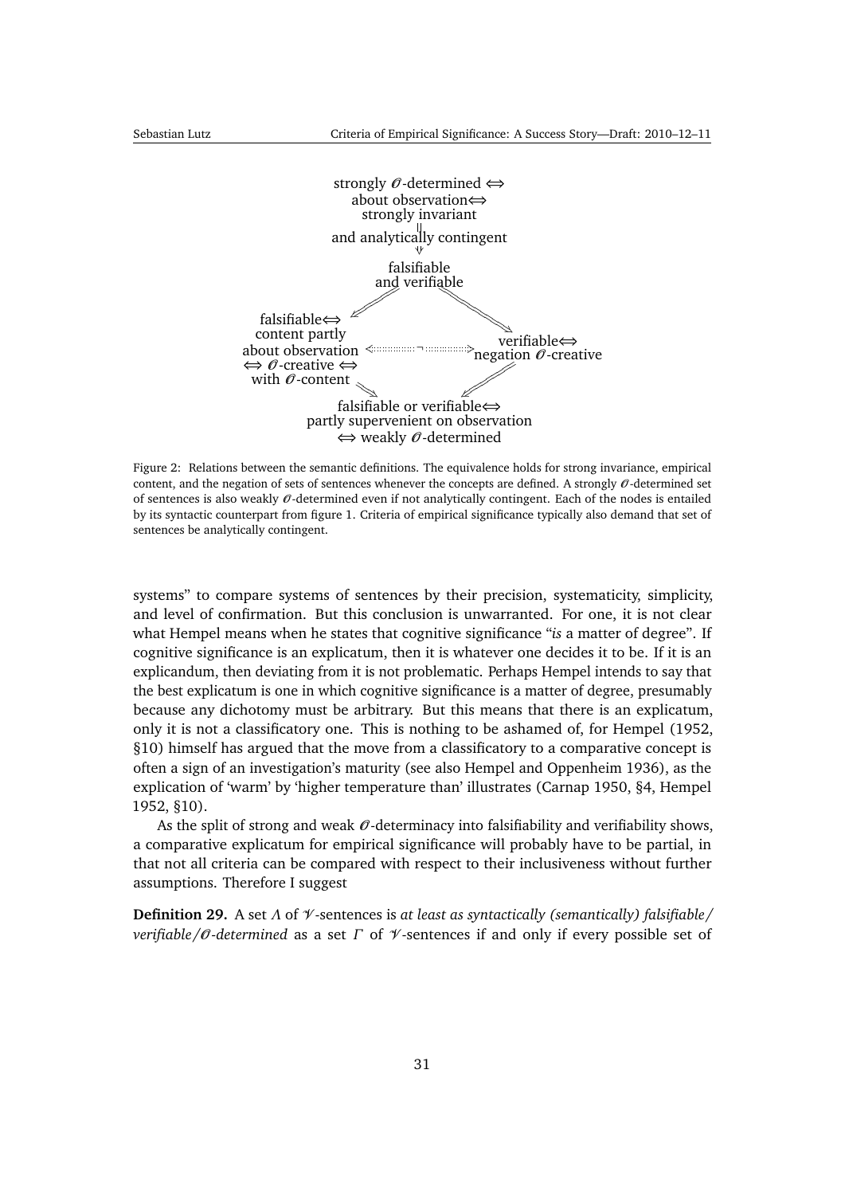strongly $\mathcal{O}$-determined $\Leftrightarrow$
about observation $\Leftrightarrow$
strongly invariant
and analytically contingent

falsifiable
and verifiable

falsifiable $\Leftrightarrow$
content partly
about observation
$\Leftrightarrow$ $\mathcal{O}$-creative $\Leftrightarrow$
with $\mathcal{O}$-content

verifiable $\Leftrightarrow$
negation $\mathcal{O}$-creative

falsifiable or verifiable $\Leftrightarrow$
partly supervenient on observation
$\Leftrightarrow$ weakly $\mathcal{O}$-determined

Figure 2: Relations between the semantic definitions. The equivalence holds for strong invariance, empirical content, and the negation of sets of sentences whenever the concepts are defined. A strongly $\mathcal{O}$-determined set of sentences is also weakly $\mathcal{O}$-determined even if not analytically contingent. Each of the nodes is entailed by its syntactic counterpart from figure 1. Criteria of empirical significance typically also demand that set of sentences be analytically contingent.

systems" to compare systems of sentences by their precision, systematicity, simplicity, and level of confirmation. But this conclusion is unwarranted. For one, it is not clear what Hempel means when he states that cognitive significance "*is* a matter of degree". If cognitive significance is an explicatum, then it is whatever one decides it to be. If it is an explicandum, then deviating from it is not problematic. Perhaps Hempel intends to say that the best explicatum is one in which cognitive significance is a matter of degree, presumably because any dichotomy must be arbitrary. But this means that there is an explicatum, only it is not a classificatory one. This is nothing to be ashamed of, for Hempel (1952, §10) himself has argued that the move from a classificatory to a comparative concept is often a sign of an investigation's maturity (see also Hempel and Oppenheim 1936), as the explication of 'warm' by 'higher temperature than' illustrates (Carnap 1950, §4, Hempel 1952, §10).

As the split of strong and weak $\mathcal{O}$-determinacy into falsifiability and verifiability shows, a comparative explicatum for empirical significance will probably have to be partial, in that not all criteria can be compared with respect to their inclusiveness without further assumptions. Therefore I suggest

**Definition 29.** A set $\Lambda$ of $\mathcal{V}$-sentences is *at least as syntactically (semantically) falsifiable/ verifiable/$\mathcal{O}$-determined* as a set $\Gamma$ of $\mathcal{V}$-sentences if and only if every possible set of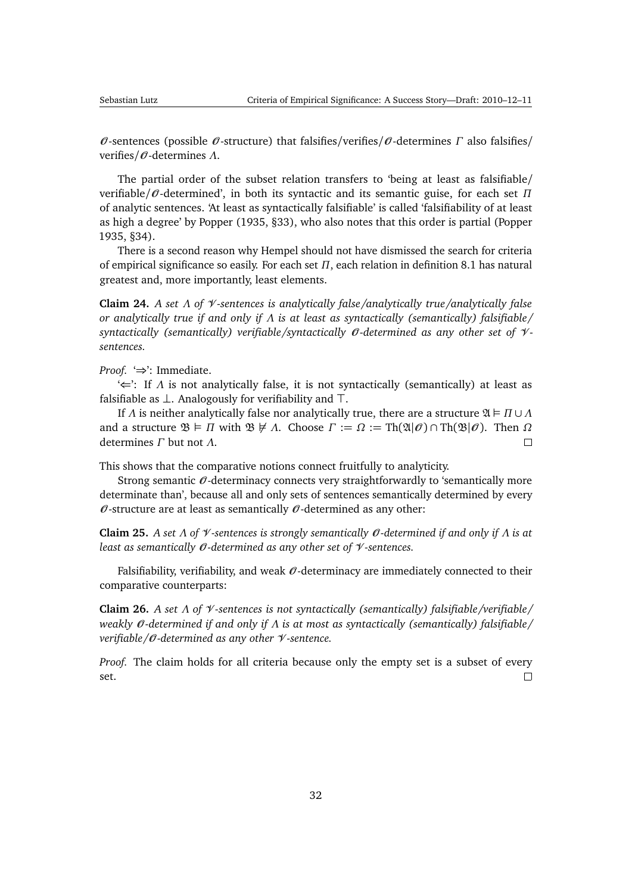$\mathscr{O}$-sentences (possible $\mathscr{O}$-structure) that falsifies/verifies/$\mathscr{O}$-determines $\Gamma$ also falsifies/verifies/$\mathscr{O}$-determines $\Lambda$.

The partial order of the subset relation transfers to 'being at least as falsifiable/verifiable/$\mathscr{O}$-determined', in both its syntactic and its semantic guise, for each set $\Pi$ of analytic sentences. 'At least as syntactically falsifiable' is called 'falsifiability of at least as high a degree' by Popper (1935, §33), who also notes that this order is partial (Popper 1935, §34).

There is a second reason why Hempel should not have dismissed the search for criteria of empirical significance so easily. For each set $\Pi$, each relation in definition 8.1 has natural greatest and, more importantly, least elements.

**Claim 24.** *A set $\Lambda$ of $\mathscr{V}$-sentences is analytically false/analytically true/analytically false or analytically true if and only if $\Lambda$ is at least as syntactically (semantically) falsifiable/syntactically (semantically) verifiable/syntactically $\mathscr{O}$-determined as any other set of $\mathscr{V}$-sentences.*

*Proof.* '$\Rightarrow$': Immediate.

'$\Leftarrow$': If $\Lambda$ is not analytically false, it is not syntactically (semantically) at least as falsifiable as $\bot$. Analogously for verifiability and $\top$.

If $\Lambda$ is neither analytically false nor analytically true, there are a structure $\mathfrak{A} \vDash \Pi \cup \Lambda$ and a structure $\mathfrak{B} \vDash \Pi$ with $\mathfrak{B} \nvDash \Lambda$. Choose $\Gamma := \Omega := \mathrm{Th}(\mathfrak{A}|\mathscr{O}) \cap \mathrm{Th}(\mathfrak{B}|\mathscr{O})$. Then $\Omega$ determines $\Gamma$ but not $\Lambda$. □

This shows that the comparative notions connect fruitfully to analyticity.

Strong semantic $\mathscr{O}$-determinacy connects very straightforwardly to 'semantically more determinate than', because all and only sets of sentences semantically determined by every $\mathscr{O}$-structure are at least as semantically $\mathscr{O}$-determined as any other:

**Claim 25.** *A set $\Lambda$ of $\mathscr{V}$-sentences is strongly semantically $\mathscr{O}$-determined if and only if $\Lambda$ is at least as semantically $\mathscr{O}$-determined as any other set of $\mathscr{V}$-sentences.*

Falsifiability, verifiability, and weak $\mathscr{O}$-determinacy are immediately connected to their comparative counterparts:

**Claim 26.** *A set $\Lambda$ of $\mathscr{V}$-sentences is not syntactically (semantically) falsifiable/verifiable/weakly $\mathscr{O}$-determined if and only if $\Lambda$ is at most as syntactically (semantically) falsifiable/verifiable/$\mathscr{O}$-determined as any other $\mathscr{V}$-sentence.*

*Proof.* The claim holds for all criteria because only the empty set is a subset of every set. □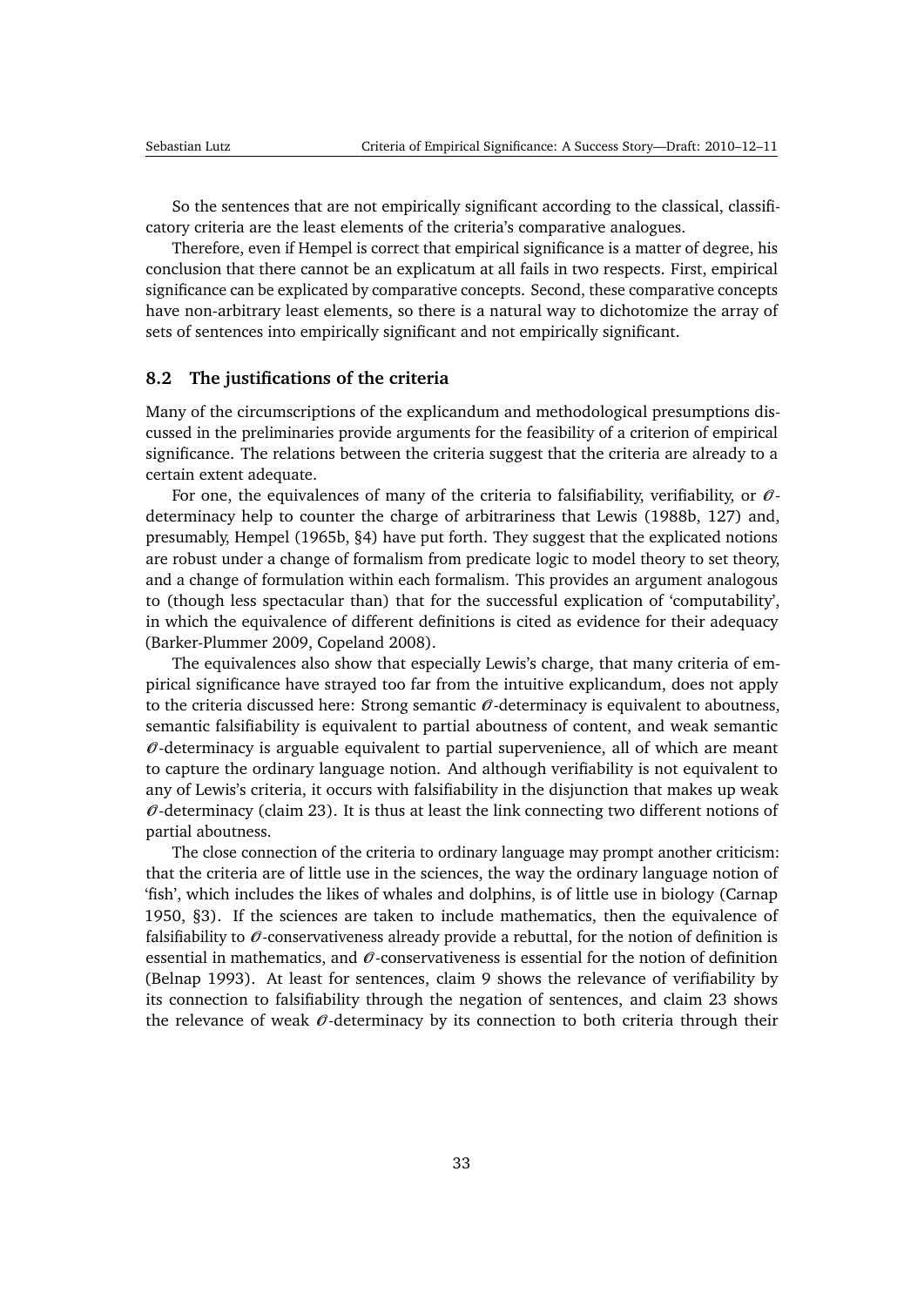So the sentences that are not empirically significant according to the classical, classificatory criteria are the least elements of the criteria's comparative analogues.

Therefore, even if Hempel is correct that empirical significance is a matter of degree, his conclusion that there cannot be an explicatum at all fails in two respects. First, empirical significance can be explicated by comparative concepts. Second, these comparative concepts have non-arbitrary least elements, so there is a natural way to dichotomize the array of sets of sentences into empirically significant and not empirically significant.

### 8.2 The justifications of the criteria

Many of the circumscriptions of the explicandum and methodological presumptions discussed in the preliminaries provide arguments for the feasibility of a criterion of empirical significance. The relations between the criteria suggest that the criteria are already to a certain extent adequate.

For one, the equivalences of many of the criteria to falsifiability, verifiability, or $\mathcal{O}$-determinacy help to counter the charge of arbitrariness that Lewis (1988b, 127) and, presumably, Hempel (1965b, §4) have put forth. They suggest that the explicated notions are robust under a change of formalism from predicate logic to model theory to set theory, and a change of formulation within each formalism. This provides an argument analogous to (though less spectacular than) that for the successful explication of 'computability', in which the equivalence of different definitions is cited as evidence for their adequacy (Barker-Plummer 2009, Copeland 2008).

The equivalences also show that especially Lewis's charge, that many criteria of empirical significance have strayed too far from the intuitive explicandum, does not apply to the criteria discussed here: Strong semantic $\mathcal{O}$-determinacy is equivalent to aboutness, semantic falsifiability is equivalent to partial aboutness of content, and weak semantic $\mathcal{O}$-determinacy is arguable equivalent to partial supervenience, all of which are meant to capture the ordinary language notion. And although verifiability is not equivalent to any of Lewis's criteria, it occurs with falsifiability in the disjunction that makes up weak $\mathcal{O}$-determinacy (claim 23). It is thus at least the link connecting two different notions of partial aboutness.

The close connection of the criteria to ordinary language may prompt another criticism: that the criteria are of little use in the sciences, the way the ordinary language notion of 'fish', which includes the likes of whales and dolphins, is of little use in biology (Carnap 1950, §3). If the sciences are taken to include mathematics, then the equivalence of falsifiability to $\mathcal{O}$-conservativeness already provide a rebuttal, for the notion of definition is essential in mathematics, and $\mathcal{O}$-conservativeness is essential for the notion of definition (Belnap 1993). At least for sentences, claim 9 shows the relevance of verifiability by its connection to falsifiability through the negation of sentences, and claim 23 shows the relevance of weak $\mathcal{O}$-determinacy by its connection to both criteria through their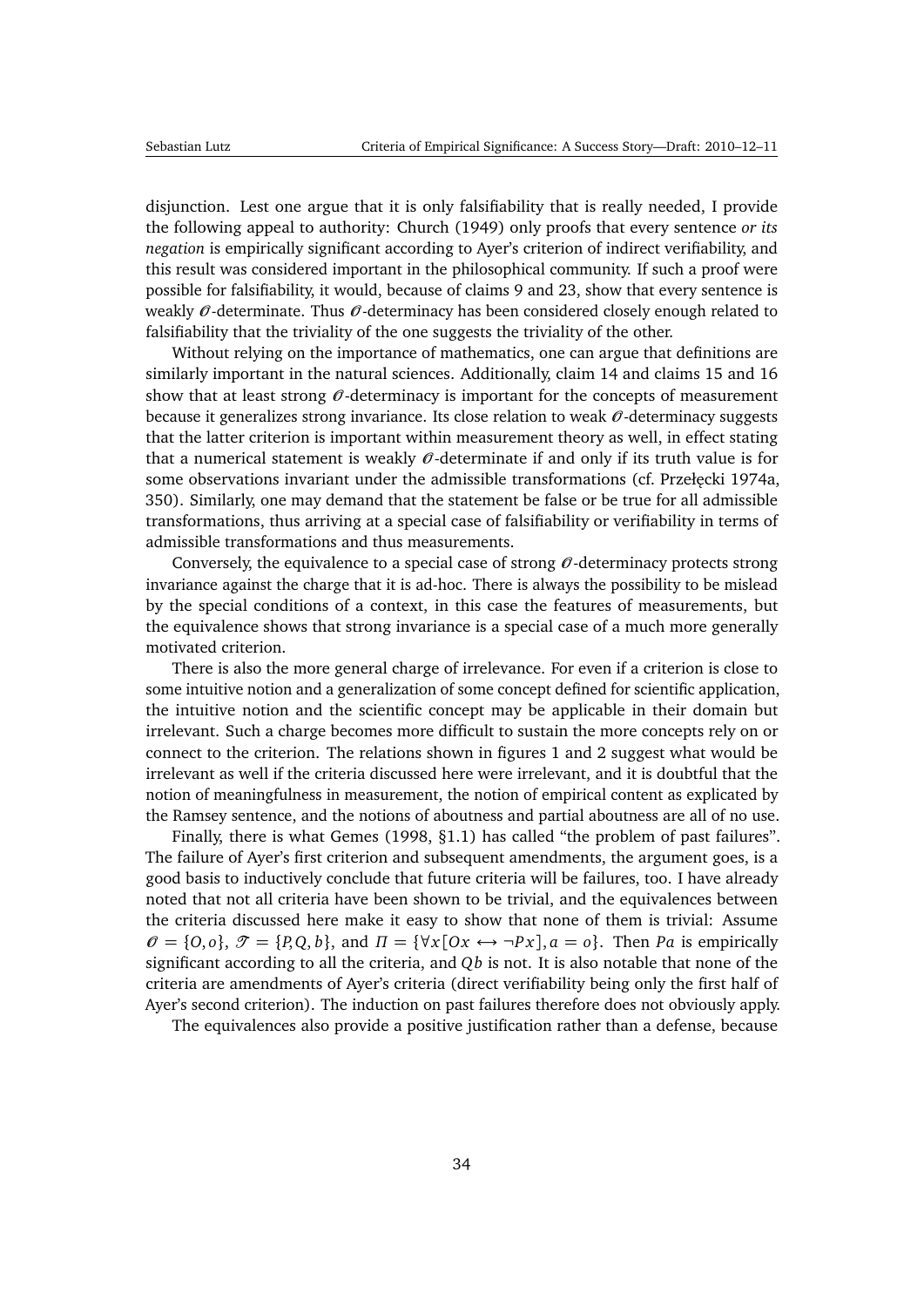disjunction. Lest one argue that it is only falsifiability that is really needed, I provide the following appeal to authority: Church (1949) only proofs that every sentence *or its negation* is empirically significant according to Ayer's criterion of indirect verifiability, and this result was considered important in the philosophical community. If such a proof were possible for falsifiability, it would, because of claims 9 and 23, show that every sentence is weakly $\mathscr{O}$-determinate. Thus $\mathscr{O}$-determinacy has been considered closely enough related to falsifiability that the triviality of the one suggests the triviality of the other.

Without relying on the importance of mathematics, one can argue that definitions are similarly important in the natural sciences. Additionally, claim 14 and claims 15 and 16 show that at least strong $\mathscr{O}$-determinacy is important for the concepts of measurement because it generalizes strong invariance. Its close relation to weak $\mathscr{O}$-determinacy suggests that the latter criterion is important within measurement theory as well, in effect stating that a numerical statement is weakly $\mathscr{O}$-determinate if and only if its truth value is for some observations invariant under the admissible transformations (cf. Przełęcki 1974a, 350). Similarly, one may demand that the statement be false or be true for all admissible transformations, thus arriving at a special case of falsifiability or verifiability in terms of admissible transformations and thus measurements.

Conversely, the equivalence to a special case of strong $\mathscr{O}$-determinacy protects strong invariance against the charge that it is ad-hoc. There is always the possibility to be mislead by the special conditions of a context, in this case the features of measurements, but the equivalence shows that strong invariance is a special case of a much more generally motivated criterion.

There is also the more general charge of irrelevance. For even if a criterion is close to some intuitive notion and a generalization of some concept defined for scientific application, the intuitive notion and the scientific concept may be applicable in their domain but irrelevant. Such a charge becomes more difficult to sustain the more concepts rely on or connect to the criterion. The relations shown in figures 1 and 2 suggest what would be irrelevant as well if the criteria discussed here were irrelevant, and it is doubtful that the notion of meaningfulness in measurement, the notion of empirical content as explicated by the Ramsey sentence, and the notions of aboutness and partial aboutness are all of no use.

Finally, there is what Gemes (1998, §1.1) has called "the problem of past failures". The failure of Ayer's first criterion and subsequent amendments, the argument goes, is a good basis to inductively conclude that future criteria will be failures, too. I have already noted that not all criteria have been shown to be trivial, and the equivalences between the criteria discussed here make it easy to show that none of them is trivial: Assume $\mathscr{O} = \{O, o\}$, $\mathscr{T} = \{P, Q, b\}$, and $\Pi = \{\forall x[Ox \leftrightarrow \neg Px], a = o\}$. Then $Pa$ is empirically significant according to all the criteria, and $Qb$ is not. It is also notable that none of the criteria are amendments of Ayer's criteria (direct verifiability being only the first half of Ayer's second criterion). The induction on past failures therefore does not obviously apply.

The equivalences also provide a positive justification rather than a defense, because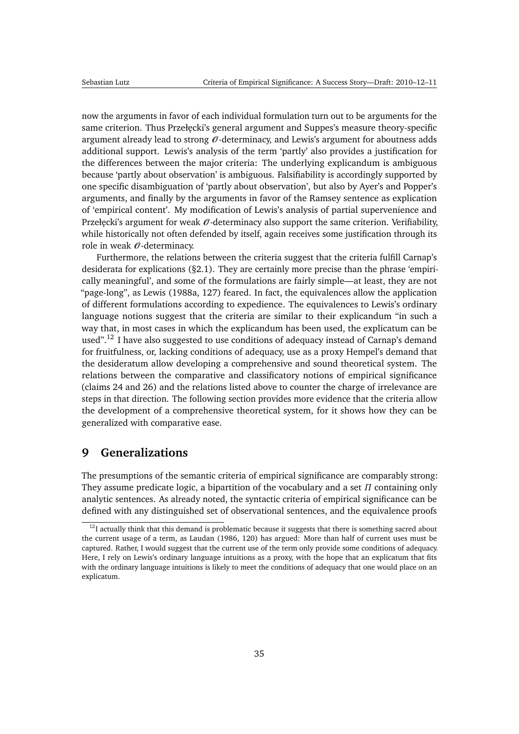now the arguments in favor of each individual formulation turn out to be arguments for the same criterion. Thus Przełęcki's general argument and Suppes's measure theory-specific argument already lead to strong $\mathcal{O}$-determinacy, and Lewis's argument for aboutness adds additional support. Lewis's analysis of the term 'partly' also provides a justification for the differences between the major criteria: The underlying explicandum is ambiguous because 'partly about observation' is ambiguous. Falsifiability is accordingly supported by one specific disambiguation of 'partly about observation', but also by Ayer's and Popper's arguments, and finally by the arguments in favor of the Ramsey sentence as explication of 'empirical content'. My modification of Lewis's analysis of partial supervenience and Przełęcki's argument for weak $\mathcal{O}$-determinacy also support the same criterion. Verifiability, while historically not often defended by itself, again receives some justification through its role in weak $\mathcal{O}$-determinacy.

Furthermore, the relations between the criteria suggest that the criteria fulfill Carnap's desiderata for explications (§2.1). They are certainly more precise than the phrase 'empirically meaningful', and some of the formulations are fairly simple—at least, they are not "page-long", as Lewis (1988a, 127) feared. In fact, the equivalences allow the application of different formulations according to expedience. The equivalences to Lewis's ordinary language notions suggest that the criteria are similar to their explicandum "in such a way that, in most cases in which the explicandum has been used, the explicatum can be used".[12] I have also suggested to use conditions of adequacy instead of Carnap's demand for fruitfulness, or, lacking conditions of adequacy, use as a proxy Hempel's demand that the desideratum allow developing a comprehensive and sound theoretical system. The relations between the comparative and classificatory notions of empirical significance (claims 24 and 26) and the relations listed above to counter the charge of irrelevance are steps in that direction. The following section provides more evidence that the criteria allow the development of a comprehensive theoretical system, for it shows how they can be generalized with comparative ease.

# 9 Generalizations

The presumptions of the semantic criteria of empirical significance are comparably strong: They assume predicate logic, a bipartition of the vocabulary and a set $\Pi$ containing only analytic sentences. As already noted, the syntactic criteria of empirical significance can be defined with any distinguished set of observational sentences, and the equivalence proofs

[12] I actually think that this demand is problematic because it suggests that there is something sacred about the current usage of a term, as Laudan (1986, 120) has argued: More than half of current uses must be captured. Rather, I would suggest that the current use of the term only provide some conditions of adequacy. Here, I rely on Lewis's ordinary language intuitions as a proxy, with the hope that an explicatum that fits with the ordinary language intuitions is likely to meet the conditions of adequacy that one would place on an explicatum.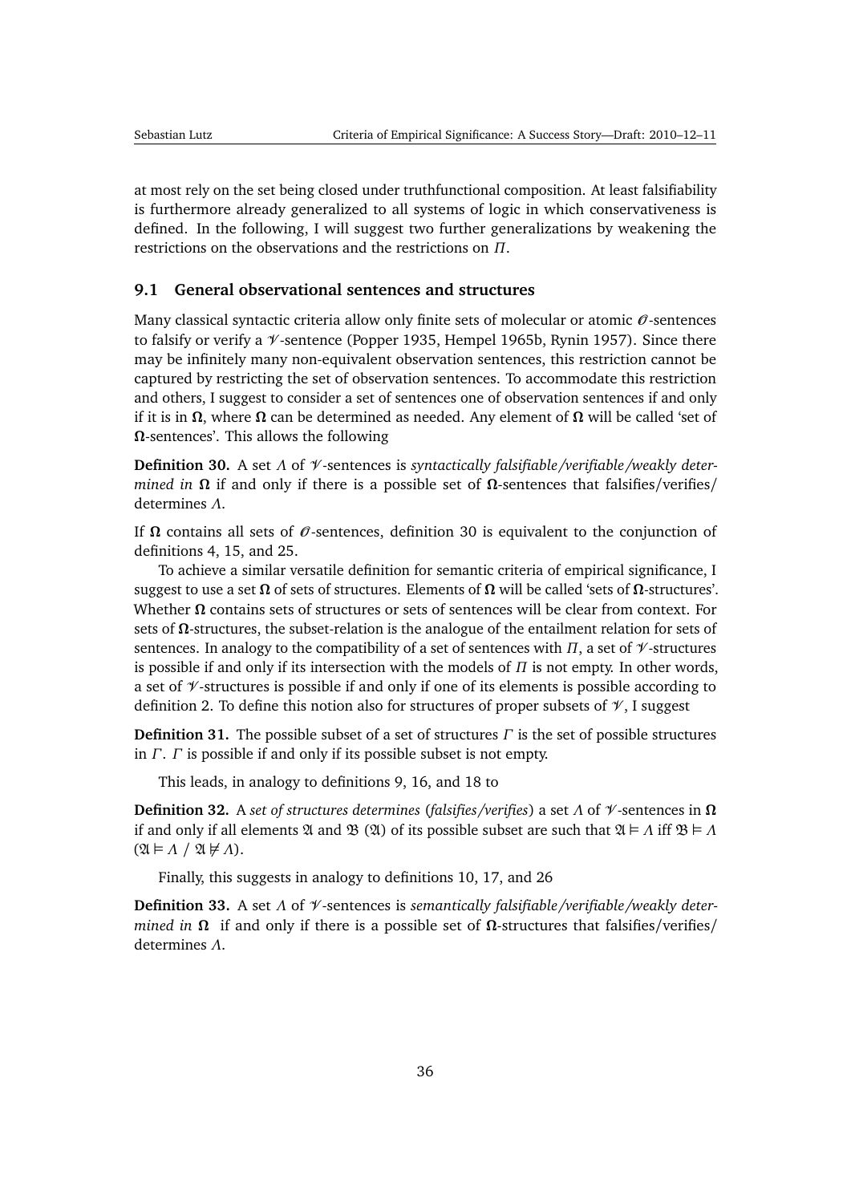at most rely on the set being closed under truthfunctional composition. At least falsifiability is furthermore already generalized to all systems of logic in which conservativeness is defined. In the following, I will suggest two further generalizations by weakening the restrictions on the observations and the restrictions on $\Pi$.

### 9.1 General observational sentences and structures

Many classical syntactic criteria allow only finite sets of molecular or atomic $\mathscr{O}$-sentences to falsify or verify a $\mathscr{V}$-sentence (Popper 1935, Hempel 1965b, Rynin 1957). Since there may be infinitely many non-equivalent observation sentences, this restriction cannot be captured by restricting the set of observation sentences. To accommodate this restriction and others, I suggest to consider a set of sentences one of observation sentences if and only if it is in $\mathbf{\Omega}$, where $\mathbf{\Omega}$ can be determined as needed. Any element of $\mathbf{\Omega}$ will be called 'set of $\mathbf{\Omega}$-sentences'. This allows the following

**Definition 30.** A set $\Lambda$ of $\mathscr{V}$-sentences is *syntactically falsifiable/verifiable/weakly determined in* $\mathbf{\Omega}$ if and only if there is a possible set of $\mathbf{\Omega}$-sentences that falsifies/verifies/determines $\Lambda$.

If $\mathbf{\Omega}$ contains all sets of $\mathscr{O}$-sentences, definition 30 is equivalent to the conjunction of definitions 4, 15, and 25.

To achieve a similar versatile definition for semantic criteria of empirical significance, I suggest to use a set $\mathbf{\Omega}$ of sets of structures. Elements of $\mathbf{\Omega}$ will be called 'sets of $\mathbf{\Omega}$-structures'. Whether $\mathbf{\Omega}$ contains sets of structures or sets of sentences will be clear from context. For sets of $\mathbf{\Omega}$-structures, the subset-relation is the analogue of the entailment relation for sets of sentences. In analogy to the compatibility of a set of sentences with $\Pi$, a set of $\mathscr{V}$-structures is possible if and only if its intersection with the models of $\Pi$ is not empty. In other words, a set of $\mathscr{V}$-structures is possible if and only if one of its elements is possible according to definition 2. To define this notion also for structures of proper subsets of $\mathscr{V}$, I suggest

**Definition 31.** The possible subset of a set of structures $\Gamma$ is the set of possible structures in $\Gamma$. $\Gamma$ is possible if and only if its possible subset is not empty.

This leads, in analogy to definitions 9, 16, and 18 to

**Definition 32.** A *set of structures determines* (*falsifies/verifies*) a set $\Lambda$ of $\mathscr{V}$-sentences in $\mathbf{\Omega}$ if and only if all elements $\mathfrak{A}$ and $\mathfrak{B}$ ($\mathfrak{A}$) of its possible subset are such that $\mathfrak{A} \vDash \Lambda$ iff $\mathfrak{B} \vDash \Lambda$ ($\mathfrak{A} \vDash \Lambda$ / $\mathfrak{A} \nvDash \Lambda$).

Finally, this suggests in analogy to definitions 10, 17, and 26

**Definition 33.** A set $\Lambda$ of $\mathscr{V}$-sentences is *semantically falsifiable/verifiable/weakly determined in* $\mathbf{\Omega}$ if and only if there is a possible set of $\mathbf{\Omega}$-structures that falsifies/verifies/determines $\Lambda$.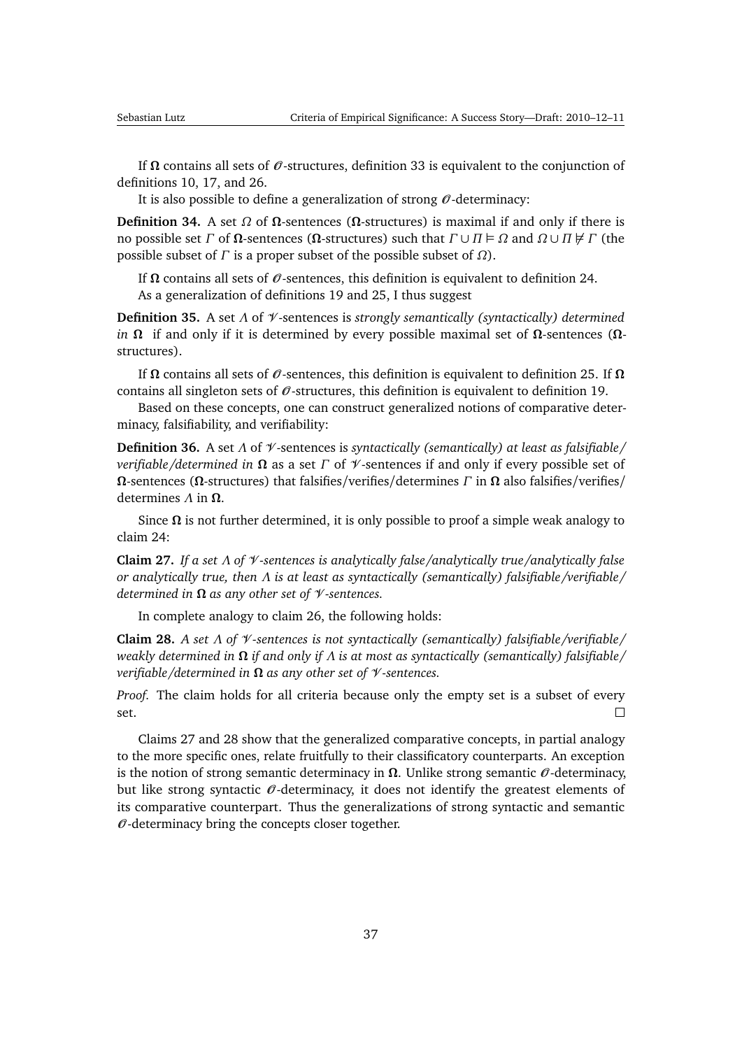If $\mathbf{\Omega}$ contains all sets of $\mathscr{O}$-structures, definition 33 is equivalent to the conjunction of definitions 10, 17, and 26.

It is also possible to define a generalization of strong $\mathscr{O}$-determinacy:

**Definition 34.** A set $\Omega$ of $\mathbf{\Omega}$-sentences ($\mathbf{\Omega}$-structures) is maximal if and only if there is no possible set $\Gamma$ of $\mathbf{\Omega}$-sentences ($\mathbf{\Omega}$-structures) such that $\Gamma \cup \Pi \vDash \Omega$ and $\Omega \cup \Pi \nvDash \Gamma$ (the possible subset of $\Gamma$ is a proper subset of the possible subset of $\Omega$).

If $\mathbf{\Omega}$ contains all sets of $\mathscr{O}$-sentences, this definition is equivalent to definition 24.

As a generalization of definitions 19 and 25, I thus suggest

**Definition 35.** A set $\Lambda$ of $\mathscr{V}$-sentences is *strongly semantically (syntactically) determined in* $\mathbf{\Omega}$ if and only if it is determined by every possible maximal set of $\mathbf{\Omega}$-sentences ($\mathbf{\Omega}$-structures).

If $\mathbf{\Omega}$ contains all sets of $\mathscr{O}$-sentences, this definition is equivalent to definition 25. If $\mathbf{\Omega}$ contains all singleton sets of $\mathscr{O}$-structures, this definition is equivalent to definition 19.

Based on these concepts, one can construct generalized notions of comparative determinacy, falsifiability, and verifiability:

**Definition 36.** A set $\Lambda$ of $\mathscr{V}$-sentences is *syntactically (semantically) at least as falsifiable/verifiable/determined in* $\mathbf{\Omega}$ as a set $\Gamma$ of $\mathscr{V}$-sentences if and only if every possible set of $\mathbf{\Omega}$-sentences ($\mathbf{\Omega}$-structures) that falsifies/verifies/determines $\Gamma$ in $\mathbf{\Omega}$ also falsifies/verifies/determines $\Lambda$ in $\mathbf{\Omega}$.

Since $\mathbf{\Omega}$ is not further determined, it is only possible to proof a simple weak analogy to claim 24:

**Claim 27.** *If a set $\Lambda$ of $\mathscr{V}$-sentences is analytically false/analytically true/analytically false or analytically true, then $\Lambda$ is at least as syntactically (semantically) falsifiable/verifiable/determined in* $\mathbf{\Omega}$ *as any other set of $\mathscr{V}$-sentences.*

In complete analogy to claim 26, the following holds:

**Claim 28.** *A set $\Lambda$ of $\mathscr{V}$-sentences is not syntactically (semantically) falsifiable/verifiable/weakly determined in* $\mathbf{\Omega}$ *if and only if $\Lambda$ is at most as syntactically (semantically) falsifiable/verifiable/determined in* $\mathbf{\Omega}$ *as any other set of $\mathscr{V}$-sentences.*

*Proof.* The claim holds for all criteria because only the empty set is a subset of every set. □

Claims 27 and 28 show that the generalized comparative concepts, in partial analogy to the more specific ones, relate fruitfully to their classificatory counterparts. An exception is the notion of strong semantic determinacy in $\mathbf{\Omega}$. Unlike strong semantic $\mathscr{O}$-determinacy, but like strong syntactic $\mathscr{O}$-determinacy, it does not identify the greatest elements of its comparative counterpart. Thus the generalizations of strong syntactic and semantic $\mathscr{O}$-determinacy bring the concepts closer together.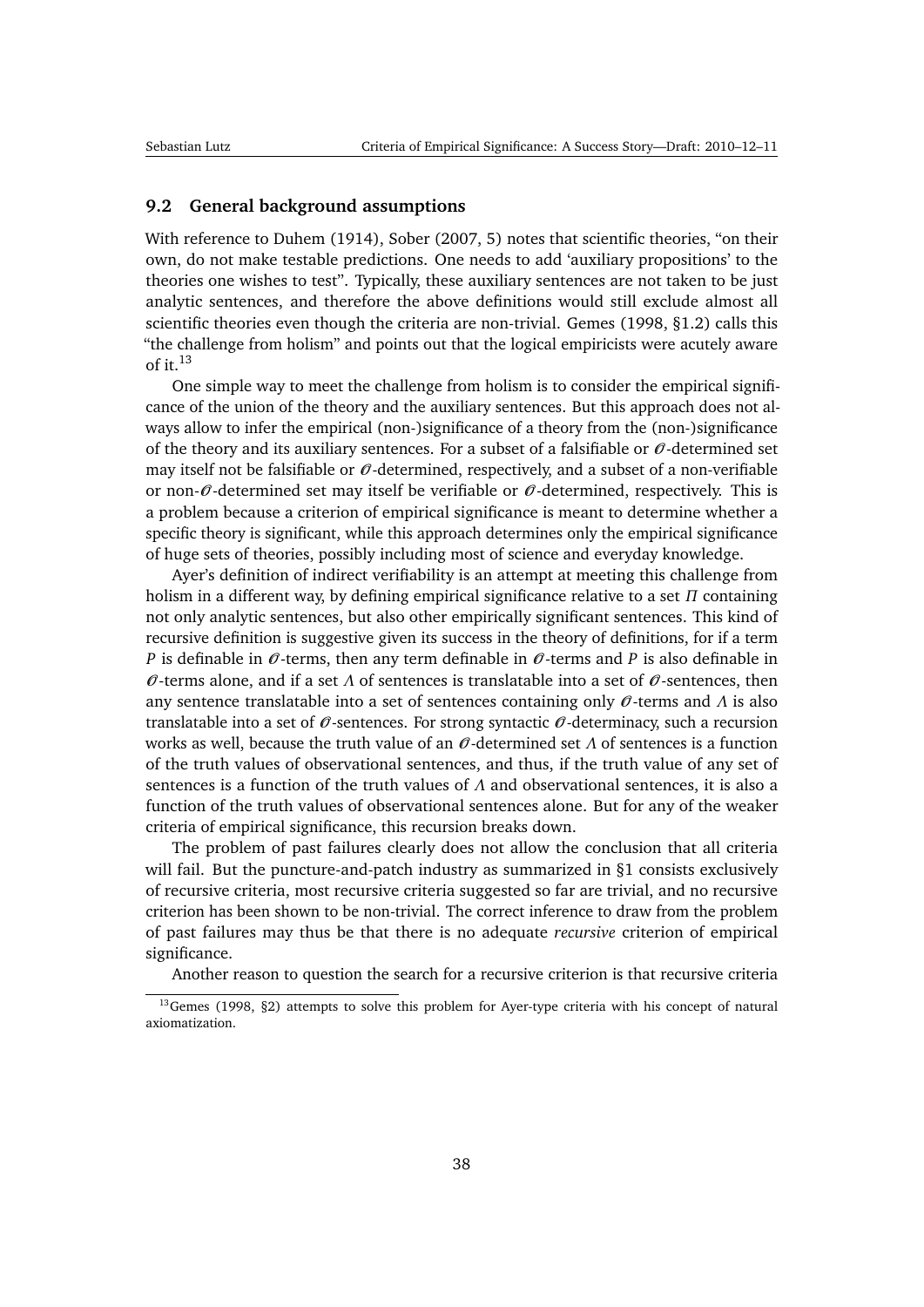### 9.2 General background assumptions

With reference to Duhem (1914), Sober (2007, 5) notes that scientific theories, "on their own, do not make testable predictions. One needs to add 'auxiliary propositions' to the theories one wishes to test". Typically, these auxiliary sentences are not taken to be just analytic sentences, and therefore the above definitions would still exclude almost all scientific theories even though the criteria are non-trivial. Gemes (1998, §1.2) calls this "the challenge from holism" and points out that the logical empiricists were acutely aware of it.[13]

One simple way to meet the challenge from holism is to consider the empirical significance of the union of the theory and the auxiliary sentences. But this approach does not always allow to infer the empirical (non-)significance of a theory from the (non-)significance of the theory and its auxiliary sentences. For a subset of a falsifiable or $\mathcal{O}$-determined set may itself not be falsifiable or $\mathcal{O}$-determined, respectively, and a subset of a non-verifiable or non-$\mathcal{O}$-determined set may itself be verifiable or $\mathcal{O}$-determined, respectively. This is a problem because a criterion of empirical significance is meant to determine whether a specific theory is significant, while this approach determines only the empirical significance of huge sets of theories, possibly including most of science and everyday knowledge.

Ayer's definition of indirect verifiability is an attempt at meeting this challenge from holism in a different way, by defining empirical significance relative to a set $\Pi$ containing not only analytic sentences, but also other empirically significant sentences. This kind of recursive definition is suggestive given its success in the theory of definitions, for if a term $P$ is definable in $\mathcal{O}$-terms, then any term definable in $\mathcal{O}$-terms and $P$ is also definable in $\mathcal{O}$-terms alone, and if a set $\Lambda$ of sentences is translatable into a set of $\mathcal{O}$-sentences, then any sentence translatable into a set of sentences containing only $\mathcal{O}$-terms and $\Lambda$ is also translatable into a set of $\mathcal{O}$-sentences. For strong syntactic $\mathcal{O}$-determinacy, such a recursion works as well, because the truth value of an $\mathcal{O}$-determined set $\Lambda$ of sentences is a function of the truth values of observational sentences, and thus, if the truth value of any set of sentences is a function of the truth values of $\Lambda$ and observational sentences, it is also a function of the truth values of observational sentences alone. But for any of the weaker criteria of empirical significance, this recursion breaks down.

The problem of past failures clearly does not allow the conclusion that all criteria will fail. But the puncture-and-patch industry as summarized in §1 consists exclusively of recursive criteria, most recursive criteria suggested so far are trivial, and no recursive criterion has been shown to be non-trivial. The correct inference to draw from the problem of past failures may thus be that there is no adequate *recursive* criterion of empirical significance.

Another reason to question the search for a recursive criterion is that recursive criteria

[13] Gemes (1998, §2) attempts to solve this problem for Ayer-type criteria with his concept of natural axiomatization.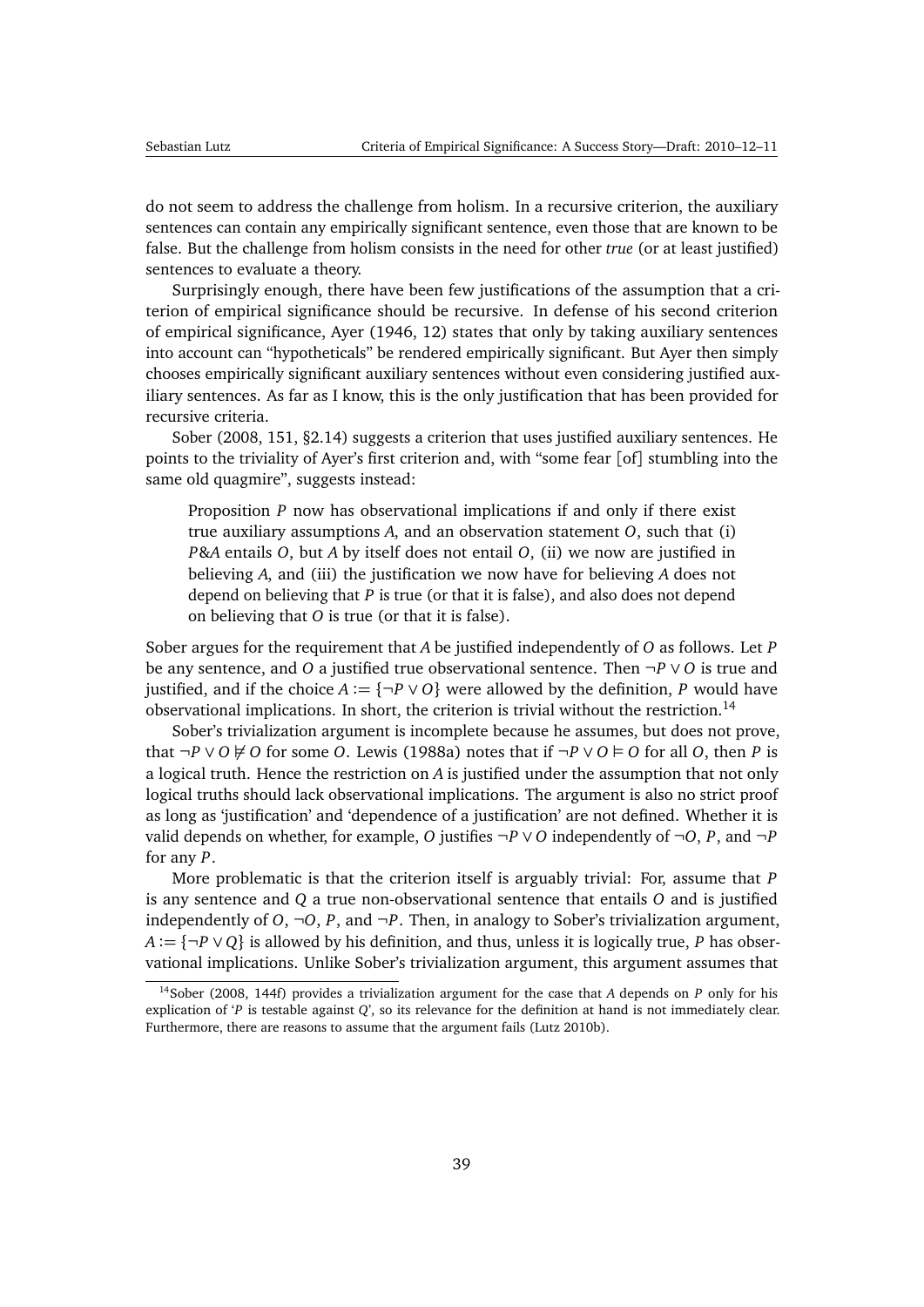do not seem to address the challenge from holism. In a recursive criterion, the auxiliary sentences can contain any empirically significant sentence, even those that are known to be false. But the challenge from holism consists in the need for other *true* (or at least justified) sentences to evaluate a theory.

Surprisingly enough, there have been few justifications of the assumption that a criterion of empirical significance should be recursive. In defense of his second criterion of empirical significance, Ayer (1946, 12) states that only by taking auxiliary sentences into account can "hypotheticals" be rendered empirically significant. But Ayer then simply chooses empirically significant auxiliary sentences without even considering justified auxiliary sentences. As far as I know, this is the only justification that has been provided for recursive criteria.

Sober (2008, 151, §2.14) suggests a criterion that uses justified auxiliary sentences. He points to the triviality of Ayer's first criterion and, with "some fear [of] stumbling into the same old quagmire", suggests instead:

> Proposition $P$ now has observational implications if and only if there exist true auxiliary assumptions $A$, and an observation statement $O$, such that (i) $P\&A$ entails $O$, but $A$ by itself does not entail $O$, (ii) we now are justified in believing $A$, and (iii) the justification we now have for believing $A$ does not depend on believing that $P$ is true (or that it is false), and also does not depend on believing that $O$ is true (or that it is false).

Sober argues for the requirement that $A$ be justified independently of $O$ as follows. Let $P$ be any sentence, and $O$ a justified true observational sentence. Then $\neg P \vee O$ is true and justified, and if the choice $A := \{\neg P \vee O\}$ were allowed by the definition, $P$ would have observational implications. In short, the criterion is trivial without the restriction.[14]

Sober's trivialization argument is incomplete because he assumes, but does not prove, that $\neg P \vee O \not\models O$ for some $O$. Lewis (1988a) notes that if $\neg P \vee O \models O$ for all $O$, then $P$ is a logical truth. Hence the restriction on $A$ is justified under the assumption that not only logical truths should lack observational implications. The argument is also no strict proof as long as 'justification' and 'dependence of a justification' are not defined. Whether it is valid depends on whether, for example, $O$ justifies $\neg P \vee O$ independently of $\neg O$, $P$, and $\neg P$ for any $P$.

More problematic is that the criterion itself is arguably trivial: For, assume that $P$ is any sentence and $Q$ a true non-observational sentence that entails $O$ and is justified independently of $O$, $\neg O$, $P$, and $\neg P$. Then, in analogy to Sober's trivialization argument, $A := \{\neg P \vee Q\}$ is allowed by his definition, and thus, unless it is logically true, $P$ has observational implications. Unlike Sober's trivialization argument, this argument assumes that

[14] Sober (2008, 144f) provides a trivialization argument for the case that $A$ depends on $P$ only for his explication of '$P$ is testable against $Q$', so its relevance for the definition at hand is not immediately clear. Furthermore, there are reasons to assume that the argument fails (Lutz 2010b).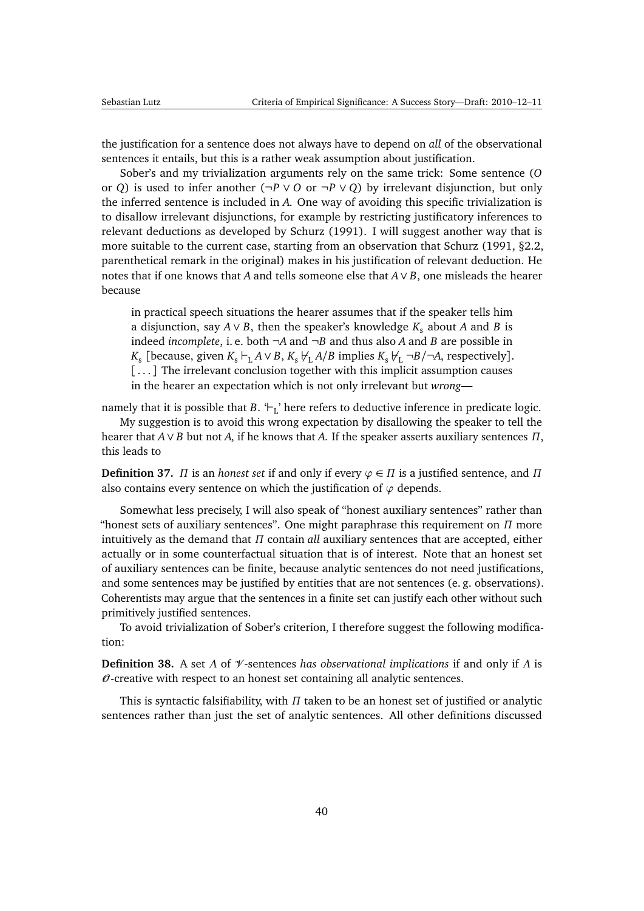the justification for a sentence does not always have to depend on *all* of the observational sentences it entails, but this is a rather weak assumption about justification.

Sober's and my trivialization arguments rely on the same trick: Some sentence ($O$ or $Q$) is used to infer another ($\neg P \vee O$ or $\neg P \vee Q$) by irrelevant disjunction, but only the inferred sentence is included in $A$. One way of avoiding this specific trivialization is to disallow irrelevant disjunctions, for example by restricting justificatory inferences to relevant deductions as developed by Schurz (1991). I will suggest another way that is more suitable to the current case, starting from an observation that Schurz (1991, §2.2, parenthetical remark in the original) makes in his justification of relevant deduction. He notes that if one knows that $A$ and tells someone else that $A \vee B$, one misleads the hearer because

> in practical speech situations the hearer assumes that if the speaker tells him a disjunction, say $A \vee B$, then the speaker's knowledge $K_s$ about $A$ and $B$ is indeed *incomplete*, i. e. both $\neg A$ and $\neg B$ and thus also $A$ and $B$ are possible in $K_s$ [because, given $K_s \vdash_L A \vee B$, $K_s \nvdash_L A/B$ implies $K_s \nvdash_L \neg B/\neg A$, respectively]. [...] The irrelevant conclusion together with this implicit assumption causes in the hearer an expectation which is not only irrelevant but *wrong*—

namely that it is possible that $B$. '$\vdash_L$' here refers to deductive inference in predicate logic.

My suggestion is to avoid this wrong expectation by disallowing the speaker to tell the hearer that $A \vee B$ but not $A$, if he knows that $A$. If the speaker asserts auxiliary sentences $\Pi$, this leads to

**Definition 37.** $\Pi$ is an *honest set* if and only if every $\varphi \in \Pi$ is a justified sentence, and $\Pi$ also contains every sentence on which the justification of $\varphi$ depends.

Somewhat less precisely, I will also speak of "honest auxiliary sentences" rather than "honest sets of auxiliary sentences". One might paraphrase this requirement on $\Pi$ more intuitively as the demand that $\Pi$ contain *all* auxiliary sentences that are accepted, either actually or in some counterfactual situation that is of interest. Note that an honest set of auxiliary sentences can be finite, because analytic sentences do not need justifications, and some sentences may be justified by entities that are not sentences (e. g. observations). Coherentists may argue that the sentences in a finite set can justify each other without such primitively justified sentences.

To avoid trivialization of Sober's criterion, I therefore suggest the following modification:

**Definition 38.** A set $\Lambda$ of $\mathscr{V}$-sentences *has observational implications* if and only if $\Lambda$ is $\mathscr{O}$-creative with respect to an honest set containing all analytic sentences.

This is syntactic falsifiability, with $\Pi$ taken to be an honest set of justified or analytic sentences rather than just the set of analytic sentences. All other definitions discussed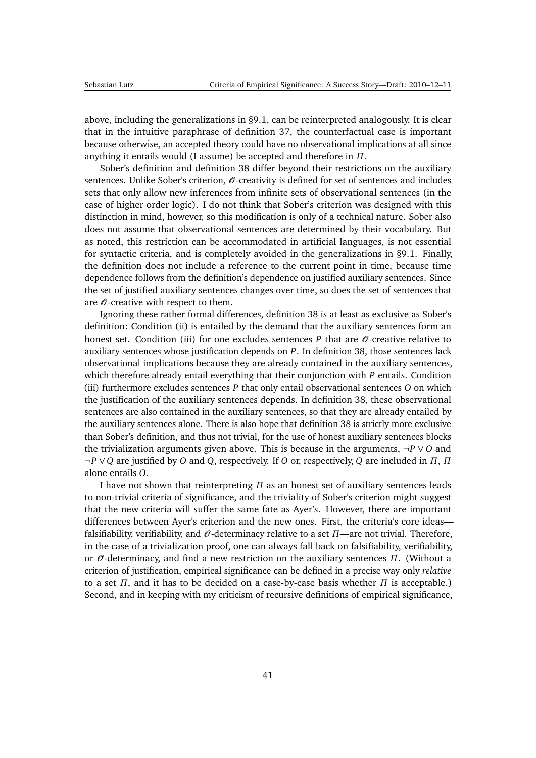above, including the generalizations in §9.1, can be reinterpreted analogously. It is clear that in the intuitive paraphrase of definition 37, the counterfactual case is important because otherwise, an accepted theory could have no observational implications at all since anything it entails would (I assume) be accepted and therefore in $\Pi$.

Sober's definition and definition 38 differ beyond their restrictions on the auxiliary sentences. Unlike Sober's criterion, $\mathscr{O}$-creativity is defined for set of sentences and includes sets that only allow new inferences from infinite sets of observational sentences (in the case of higher order logic). I do not think that Sober's criterion was designed with this distinction in mind, however, so this modification is only of a technical nature. Sober also does not assume that observational sentences are determined by their vocabulary. But as noted, this restriction can be accommodated in artificial languages, is not essential for syntactic criteria, and is completely avoided in the generalizations in §9.1. Finally, the definition does not include a reference to the current point in time, because time dependence follows from the definition's dependence on justified auxiliary sentences. Since the set of justified auxiliary sentences changes over time, so does the set of sentences that are $\mathscr{O}$-creative with respect to them.

Ignoring these rather formal differences, definition 38 is at least as exclusive as Sober's definition: Condition (ii) is entailed by the demand that the auxiliary sentences form an honest set. Condition (iii) for one excludes sentences $P$ that are $\mathscr{O}$-creative relative to auxiliary sentences whose justification depends on $P$. In definition 38, those sentences lack observational implications because they are already contained in the auxiliary sentences, which therefore already entail everything that their conjunction with $P$ entails. Condition (iii) furthermore excludes sentences $P$ that only entail observational sentences $O$ on which the justification of the auxiliary sentences depends. In definition 38, these observational sentences are also contained in the auxiliary sentences, so that they are already entailed by the auxiliary sentences alone. There is also hope that definition 38 is strictly more exclusive than Sober's definition, and thus not trivial, for the use of honest auxiliary sentences blocks the trivialization arguments given above. This is because in the arguments, $\neg P \vee O$ and $\neg P \vee Q$ are justified by $O$ and $Q$, respectively. If $O$ or, respectively, $Q$ are included in $\Pi$, $\Pi$ alone entails $O$.

I have not shown that reinterpreting $\Pi$ as an honest set of auxiliary sentences leads to non-trivial criteria of significance, and the triviality of Sober's criterion might suggest that the new criteria will suffer the same fate as Ayer's. However, there are important differences between Ayer's criterion and the new ones. First, the criteria's core ideas—falsifiability, verifiability, and $\mathscr{O}$-determinacy relative to a set $\Pi$—are not trivial. Therefore, in the case of a trivialization proof, one can always fall back on falsifiability, verifiability, or $\mathscr{O}$-determinacy, and find a new restriction on the auxiliary sentences $\Pi$. (Without a criterion of justification, empirical significance can be defined in a precise way only *relative* to a set $\Pi$, and it has to be decided on a case-by-case basis whether $\Pi$ is acceptable.) Second, and in keeping with my criticism of recursive definitions of empirical significance,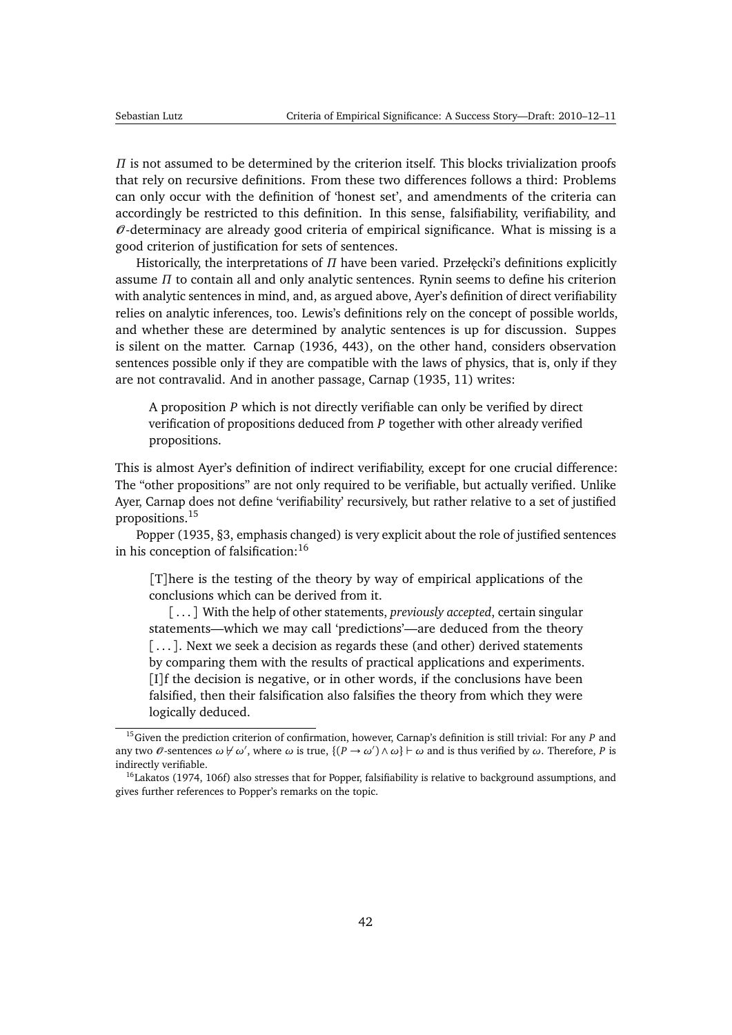$\Pi$ is not assumed to be determined by the criterion itself. This blocks trivialization proofs that rely on recursive definitions. From these two differences follows a third: Problems can only occur with the definition of 'honest set', and amendments of the criteria can accordingly be restricted to this definition. In this sense, falsifiability, verifiability, and $\mathcal{O}$-determinacy are already good criteria of empirical significance. What is missing is a good criterion of justification for sets of sentences.

Historically, the interpretations of $\Pi$ have been varied. Przełęcki's definitions explicitly assume $\Pi$ to contain all and only analytic sentences. Rynin seems to define his criterion with analytic sentences in mind, and, as argued above, Ayer's definition of direct verifiability relies on analytic inferences, too. Lewis's definitions rely on the concept of possible worlds, and whether these are determined by analytic sentences is up for discussion. Suppes is silent on the matter. Carnap (1936, 443), on the other hand, considers observation sentences possible only if they are compatible with the laws of physics, that is, only if they are not contravalid. And in another passage, Carnap (1935, 11) writes:

> A proposition $P$ which is not directly verifiable can only be verified by direct verification of propositions deduced from $P$ together with other already verified propositions.

This is almost Ayer's definition of indirect verifiability, except for one crucial difference: The "other propositions" are not only required to be verifiable, but actually verified. Unlike Ayer, Carnap does not define 'verifiability' recursively, but rather relative to a set of justified propositions.[15]

Popper (1935, §3, emphasis changed) is very explicit about the role of justified sentences in his conception of falsification:[16]

> [T]here is the testing of the theory by way of empirical applications of the conclusions which can be derived from it.
>
> [ . . . ] With the help of other statements, *previously accepted*, certain singular statements—which we may call 'predictions'—are deduced from the theory [ . . . ]. Next we seek a decision as regards these (and other) derived statements by comparing them with the results of practical applications and experiments. [I]f the decision is negative, or in other words, if the conclusions have been falsified, then their falsification also falsifies the theory from which they were logically deduced.

[15] Given the prediction criterion of confirmation, however, Carnap's definition is still trivial: For any $P$ and any two $\mathcal{O}$-sentences $\omega \nvdash \omega'$, where $\omega$ is true, $\{(P \rightarrow \omega') \wedge \omega\} \vdash \omega$ and is thus verified by $\omega$. Therefore, $P$ is indirectly verifiable.

[16] Lakatos (1974, 106f) also stresses that for Popper, falsifiability is relative to background assumptions, and gives further references to Popper's remarks on the topic.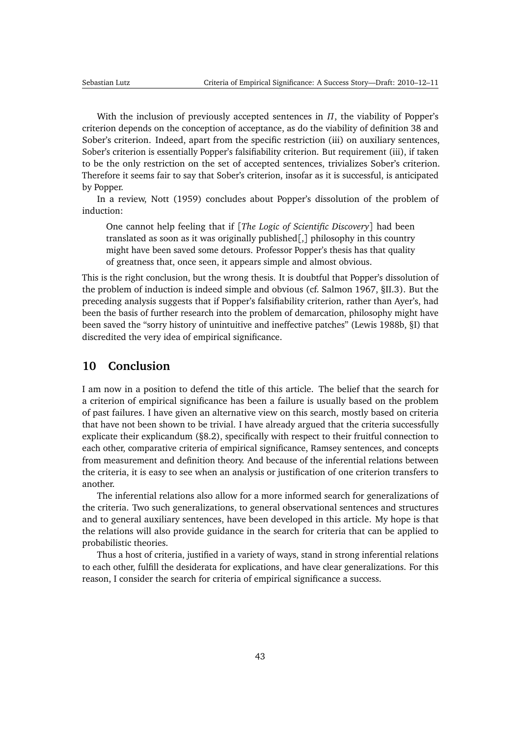With the inclusion of previously accepted sentences in $\Pi$, the viability of Popper's criterion depends on the conception of acceptance, as do the viability of definition 38 and Sober's criterion. Indeed, apart from the specific restriction (iii) on auxiliary sentences, Sober's criterion is essentially Popper's falsifiability criterion. But requirement (iii), if taken to be the only restriction on the set of accepted sentences, trivializes Sober's criterion. Therefore it seems fair to say that Sober's criterion, insofar as it is successful, is anticipated by Popper.

In a review, Nott (1959) concludes about Popper's dissolution of the problem of induction:

> One cannot help feeling that if [*The Logic of Scientific Discovery*] had been translated as soon as it was originally published[,] philosophy in this country might have been saved some detours. Professor Popper's thesis has that quality of greatness that, once seen, it appears simple and almost obvious.

This is the right conclusion, but the wrong thesis. It is doubtful that Popper's dissolution of the problem of induction is indeed simple and obvious (cf. Salmon 1967, §II.3). But the preceding analysis suggests that if Popper's falsifiability criterion, rather than Ayer's, had been the basis of further research into the problem of demarcation, philosophy might have been saved the "sorry history of unintuitive and ineffective patches" (Lewis 1988b, §I) that discredited the very idea of empirical significance.

## 10 Conclusion

I am now in a position to defend the title of this article. The belief that the search for a criterion of empirical significance has been a failure is usually based on the problem of past failures. I have given an alternative view on this search, mostly based on criteria that have not been shown to be trivial. I have already argued that the criteria successfully explicate their explicandum (§8.2), specifically with respect to their fruitful connection to each other, comparative criteria of empirical significance, Ramsey sentences, and concepts from measurement and definition theory. And because of the inferential relations between the criteria, it is easy to see when an analysis or justification of one criterion transfers to another.

The inferential relations also allow for a more informed search for generalizations of the criteria. Two such generalizations, to general observational sentences and structures and to general auxiliary sentences, have been developed in this article. My hope is that the relations will also provide guidance in the search for criteria that can be applied to probabilistic theories.

Thus a host of criteria, justified in a variety of ways, stand in strong inferential relations to each other, fulfill the desiderata for explications, and have clear generalizations. For this reason, I consider the search for criteria of empirical significance a success.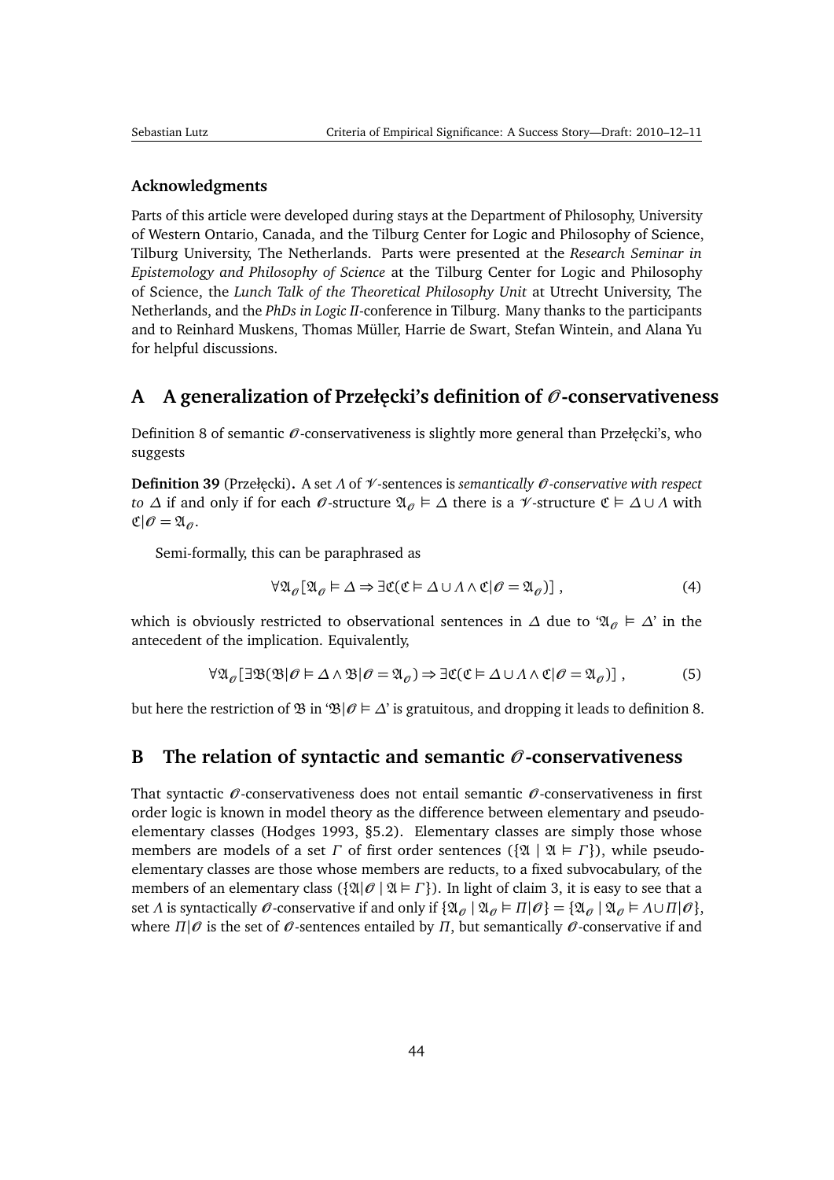#### Acknowledgments

Parts of this article were developed during stays at the Department of Philosophy, University of Western Ontario, Canada, and the Tilburg Center for Logic and Philosophy of Science, Tilburg University, The Netherlands. Parts were presented at the *Research Seminar in Epistemology and Philosophy of Science* at the Tilburg Center for Logic and Philosophy of Science, the *Lunch Talk of the Theoretical Philosophy Unit* at Utrecht University, The Netherlands, and the *PhDs in Logic II*-conference in Tilburg. Many thanks to the participants and to Reinhard Muskens, Thomas Müller, Harrie de Swart, Stefan Wintein, and Alana Yu for helpful discussions.

## A A generalization of Przełęcki's definition of $\mathscr{O}$-conservativeness

Definition 8 of semantic $\mathscr{O}$-conservativeness is slightly more general than Przełęcki's, who suggests

**Definition 39** (Przełęcki)**.** A set $\Lambda$ of $\mathscr{V}$-sentences is *semantically $\mathscr{O}$-conservative with respect to $\Delta$* if and only if for each $\mathscr{O}$-structure $\mathfrak{A}_{\mathscr{O}} \vDash \Delta$ there is a $\mathscr{V}$-structure $\mathfrak{C} \vDash \Delta \cup \Lambda$ with $\mathfrak{C}|\mathscr{O} = \mathfrak{A}_{\mathscr{O}}$.

Semi-formally, this can be paraphrased as

$$\forall \mathfrak{A}_{\mathscr{O}}[\mathfrak{A}_{\mathscr{O}} \vDash \Delta \Rightarrow \exists \mathfrak{C}(\mathfrak{C} \vDash \Delta \cup \Lambda \wedge \mathfrak{C}|\mathscr{O} = \mathfrak{A}_{\mathscr{O}})] \,, \tag{4}$$

which is obviously restricted to observational sentences in $\Delta$ due to '$\mathfrak{A}_{\mathscr{O}} \vDash \Delta$' in the antecedent of the implication. Equivalently,

$$\forall \mathfrak{A}_{\mathscr{O}}[\exists \mathfrak{B}(\mathfrak{B}|\mathscr{O} \vDash \Delta \wedge \mathfrak{B}|\mathscr{O} = \mathfrak{A}_{\mathscr{O}}) \Rightarrow \exists \mathfrak{C}(\mathfrak{C} \vDash \Delta \cup \Lambda \wedge \mathfrak{C}|\mathscr{O} = \mathfrak{A}_{\mathscr{O}})] \,, \tag{5}$$

but here the restriction of $\mathfrak{B}$ in '$\mathfrak{B}|\mathscr{O} \vDash \Delta$' is gratuitous, and dropping it leads to definition 8.

## B The relation of syntactic and semantic $\mathscr{O}$-conservativeness

That syntactic $\mathscr{O}$-conservativeness does not entail semantic $\mathscr{O}$-conservativeness in first order logic is known in model theory as the difference between elementary and pseudo-elementary classes (Hodges 1993, §5.2). Elementary classes are simply those whose members are models of a set $\Gamma$ of first order sentences ($\{\mathfrak{A} \mid \mathfrak{A} \vDash \Gamma\}$), while pseudo-elementary classes are those whose members are reducts, to a fixed subvocabulary, of the members of an elementary class ($\{\mathfrak{A}|\mathscr{O} \mid \mathfrak{A} \vDash \Gamma\}$). In light of claim 3, it is easy to see that a set $\Lambda$ is syntactically $\mathscr{O}$-conservative if and only if $\{\mathfrak{A}_{\mathscr{O}} \mid \mathfrak{A}_{\mathscr{O}} \vDash \Pi|\mathscr{O}\} = \{\mathfrak{A}_{\mathscr{O}} \mid \mathfrak{A}_{\mathscr{O}} \vDash \Lambda \cup \Pi|\mathscr{O}\}$, where $\Pi|\mathscr{O}$ is the set of $\mathscr{O}$-sentences entailed by $\Pi$, but semantically $\mathscr{O}$-conservative if and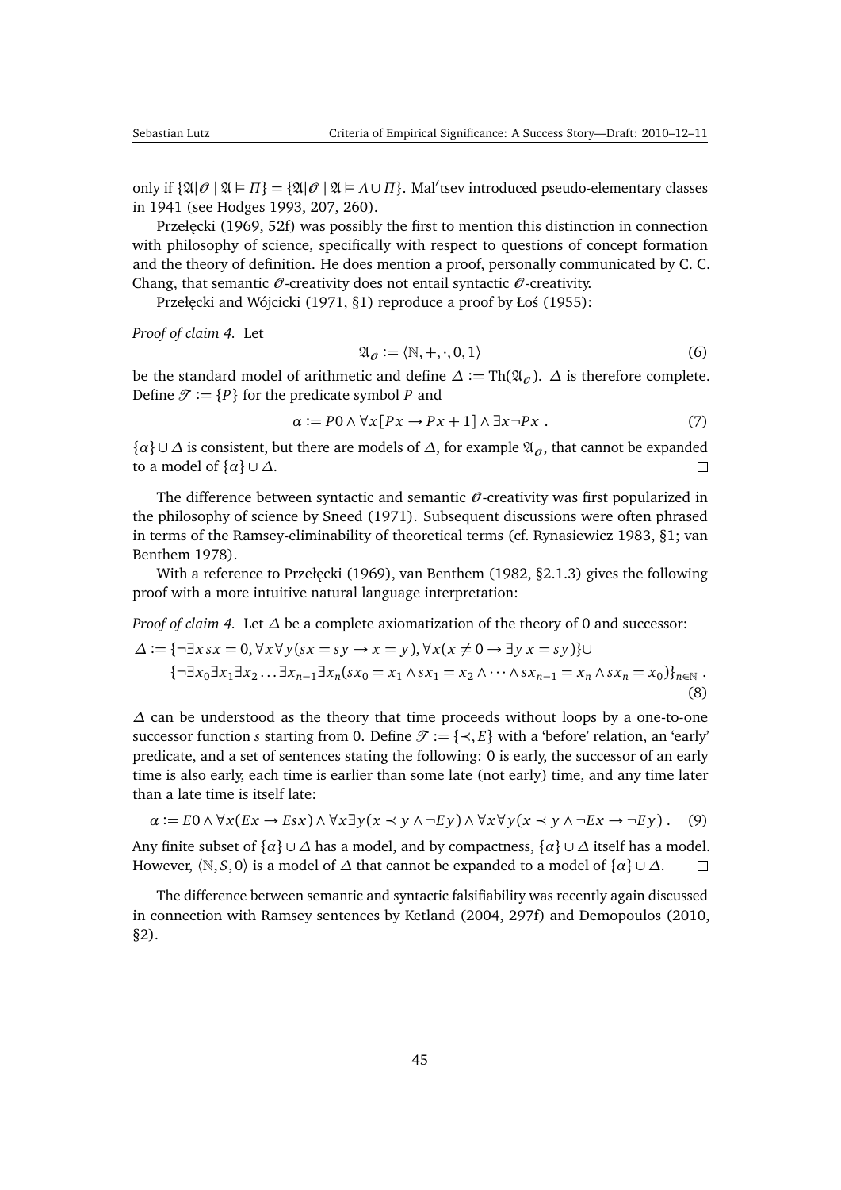only if $\{\mathfrak{A}|\mathscr{O} \mid \mathfrak{A} \vDash \Pi\} = \{\mathfrak{A}|\mathscr{O} \mid \mathfrak{A} \vDash \Lambda \cup \Pi\}$. Mal′tsev introduced pseudo-elementary classes in 1941 (see Hodges 1993, 207, 260).

Przełęcki (1969, 52f) was possibly the first to mention this distinction in connection with philosophy of science, specifically with respect to questions of concept formation and the theory of definition. He does mention a proof, personally communicated by C. C. Chang, that semantic $\mathscr{O}$-creativity does not entail syntactic $\mathscr{O}$-creativity.

Przełęcki and Wójcicki (1971, §1) reproduce a proof by Łoś (1955):

*Proof of claim 4.* Let

$$\mathfrak{A}_{\mathscr{O}} := \langle \mathbb{N}, +, \cdot, 0, 1 \rangle \tag{6}$$

be the standard model of arithmetic and define $\Delta := \text{Th}(\mathfrak{A}_{\mathscr{O}})$. $\Delta$ is therefore complete. Define $\mathscr{T} := \{P\}$ for the predicate symbol $P$ and

$$\alpha := P0 \wedge \forall x[Px \rightarrow Px + 1] \wedge \exists x \neg Px\ . \tag{7}$$

$\{\alpha\} \cup \Delta$ is consistent, but there are models of $\Delta$, for example $\mathfrak{A}_{\mathscr{O}}$, that cannot be expanded to a model of $\{\alpha\} \cup \Delta$. □

The difference between syntactic and semantic $\mathscr{O}$-creativity was first popularized in the philosophy of science by Sneed (1971). Subsequent discussions were often phrased in terms of the Ramsey-eliminability of theoretical terms (cf. Rynasiewicz 1983, §1; van Benthem 1978).

With a reference to Przełęcki (1969), van Benthem (1982, §2.1.3) gives the following proof with a more intuitive natural language interpretation:

*Proof of claim 4.* Let $\Delta$ be a complete axiomatization of the theory of 0 and successor:

$$\begin{aligned}\Delta := \{&\neg\exists x\, sx = 0, \forall x \forall y(sx = sy \rightarrow x = y), \forall x(x \neq 0 \rightarrow \exists y\, x = sy)\} \cup \\ &\{\neg\exists x_0 \exists x_1 \exists x_2 \ldots \exists x_{n-1} \exists x_n (sx_0 = x_1 \wedge sx_1 = x_2 \wedge \cdots \wedge sx_{n-1} = x_n \wedge sx_n = x_0)\}_{n \in \mathbb{N}}\ .\end{aligned} \tag{8}$$

$\Delta$ can be understood as the theory that time proceeds without loops by a one-to-one successor function $s$ starting from 0. Define $\mathscr{T} := \{\prec, E\}$ with a 'before' relation, an 'early' predicate, and a set of sentences stating the following: 0 is early, the successor of an early time is also early, each time is earlier than some late (not early) time, and any time later than a late time is itself late:

$$\alpha := E0 \wedge \forall x(Ex \rightarrow Esx) \wedge \forall x \exists y(x \prec y \wedge \neg Ey) \wedge \forall x \forall y(x \prec y \wedge \neg Ex \rightarrow \neg Ey)\ . \tag{9}$$

Any finite subset of $\{\alpha\} \cup \Delta$ has a model, and by compactness, $\{\alpha\} \cup \Delta$ itself has a model. However, $\langle \mathbb{N}, S, 0 \rangle$ is a model of $\Delta$ that cannot be expanded to a model of $\{\alpha\} \cup \Delta$. □

The difference between semantic and syntactic falsifiability was recently again discussed in connection with Ramsey sentences by Ketland (2004, 297f) and Demopoulos (2010, §2).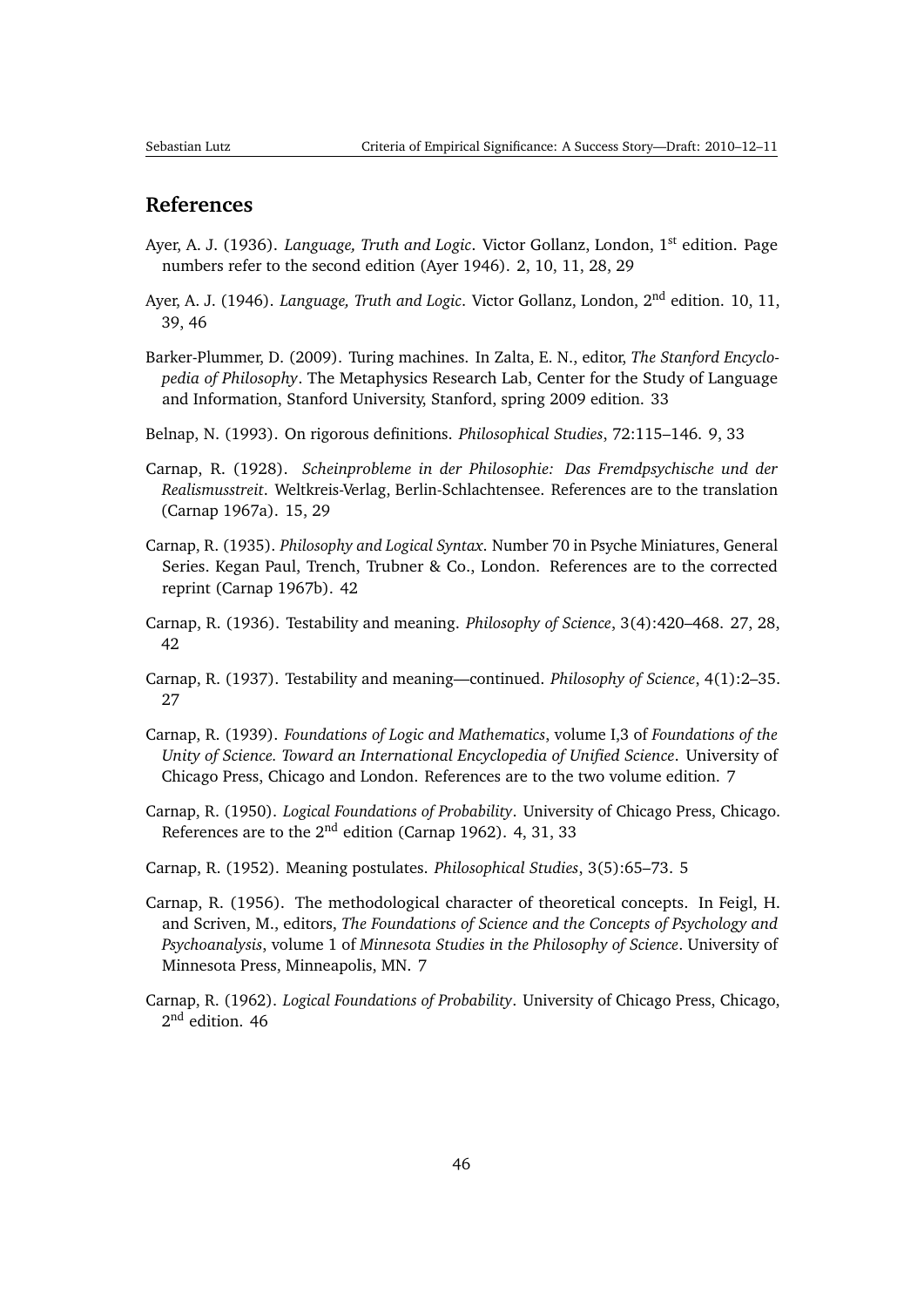## References

Ayer, A. J. (1936). *Language, Truth and Logic*. Victor Gollanz, London, 1st edition. Page numbers refer to the second edition (Ayer 1946). 2, 10, 11, 28, 29

Ayer, A. J. (1946). *Language, Truth and Logic*. Victor Gollanz, London, 2nd edition. 10, 11, 39, 46

Barker-Plummer, D. (2009). Turing machines. In Zalta, E. N., editor, *The Stanford Encyclopedia of Philosophy*. The Metaphysics Research Lab, Center for the Study of Language and Information, Stanford University, Stanford, spring 2009 edition. 33

Belnap, N. (1993). On rigorous definitions. *Philosophical Studies*, 72:115–146. 9, 33

Carnap, R. (1928). *Scheinprobleme in der Philosophie: Das Fremdpsychische und der Realismusstreit*. Weltkreis-Verlag, Berlin-Schlachtensee. References are to the translation (Carnap 1967a). 15, 29

Carnap, R. (1935). *Philosophy and Logical Syntax*. Number 70 in Psyche Miniatures, General Series. Kegan Paul, Trench, Trubner & Co., London. References are to the corrected reprint (Carnap 1967b). 42

Carnap, R. (1936). Testability and meaning. *Philosophy of Science*, 3(4):420–468. 27, 28, 42

Carnap, R. (1937). Testability and meaning—continued. *Philosophy of Science*, 4(1):2–35. 27

Carnap, R. (1939). *Foundations of Logic and Mathematics*, volume I,3 of *Foundations of the Unity of Science. Toward an International Encyclopedia of Unified Science*. University of Chicago Press, Chicago and London. References are to the two volume edition. 7

Carnap, R. (1950). *Logical Foundations of Probability*. University of Chicago Press, Chicago. References are to the 2nd edition (Carnap 1962). 4, 31, 33

Carnap, R. (1952). Meaning postulates. *Philosophical Studies*, 3(5):65–73. 5

Carnap, R. (1956). The methodological character of theoretical concepts. In Feigl, H. and Scriven, M., editors, *The Foundations of Science and the Concepts of Psychology and Psychoanalysis*, volume 1 of *Minnesota Studies in the Philosophy of Science*. University of Minnesota Press, Minneapolis, MN. 7

Carnap, R. (1962). *Logical Foundations of Probability*. University of Chicago Press, Chicago, 2nd edition. 46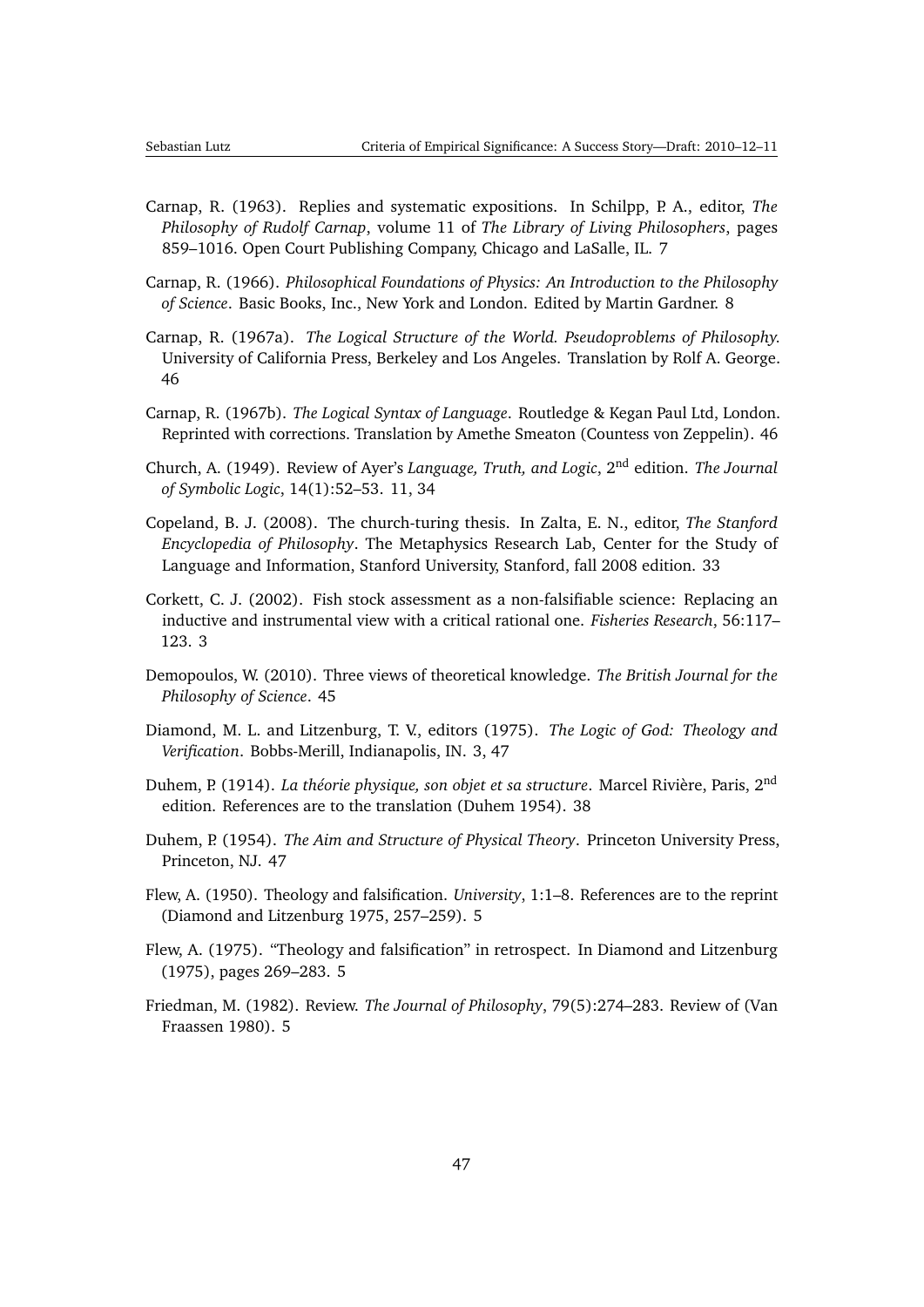Carnap, R. (1963). Replies and systematic expositions. In Schilpp, P. A., editor, *The Philosophy of Rudolf Carnap*, volume 11 of *The Library of Living Philosophers*, pages 859–1016. Open Court Publishing Company, Chicago and LaSalle, IL. 7

Carnap, R. (1966). *Philosophical Foundations of Physics: An Introduction to the Philosophy of Science*. Basic Books, Inc., New York and London. Edited by Martin Gardner. 8

Carnap, R. (1967a). *The Logical Structure of the World. Pseudoproblems of Philosophy.* University of California Press, Berkeley and Los Angeles. Translation by Rolf A. George. 46

Carnap, R. (1967b). *The Logical Syntax of Language*. Routledge & Kegan Paul Ltd, London. Reprinted with corrections. Translation by Amethe Smeaton (Countess von Zeppelin). 46

Church, A. (1949). Review of Ayer's *Language, Truth, and Logic*, 2nd edition. *The Journal of Symbolic Logic*, 14(1):52–53. 11, 34

Copeland, B. J. (2008). The church-turing thesis. In Zalta, E. N., editor, *The Stanford Encyclopedia of Philosophy*. The Metaphysics Research Lab, Center for the Study of Language and Information, Stanford University, Stanford, fall 2008 edition. 33

Corkett, C. J. (2002). Fish stock assessment as a non-falsifiable science: Replacing an inductive and instrumental view with a critical rational one. *Fisheries Research*, 56:117–123. 3

Demopoulos, W. (2010). Three views of theoretical knowledge. *The British Journal for the Philosophy of Science*. 45

Diamond, M. L. and Litzenburg, T. V., editors (1975). *The Logic of God: Theology and Verification*. Bobbs-Merill, Indianapolis, IN. 3, 47

Duhem, P. (1914). *La théorie physique, son objet et sa structure*. Marcel Rivière, Paris, 2nd edition. References are to the translation (Duhem 1954). 38

Duhem, P. (1954). *The Aim and Structure of Physical Theory*. Princeton University Press, Princeton, NJ. 47

Flew, A. (1950). Theology and falsification. *University*, 1:1–8. References are to the reprint (Diamond and Litzenburg 1975, 257–259). 5

Flew, A. (1975). "Theology and falsification" in retrospect. In Diamond and Litzenburg (1975), pages 269–283. 5

Friedman, M. (1982). Review. *The Journal of Philosophy*, 79(5):274–283. Review of (Van Fraassen 1980). 5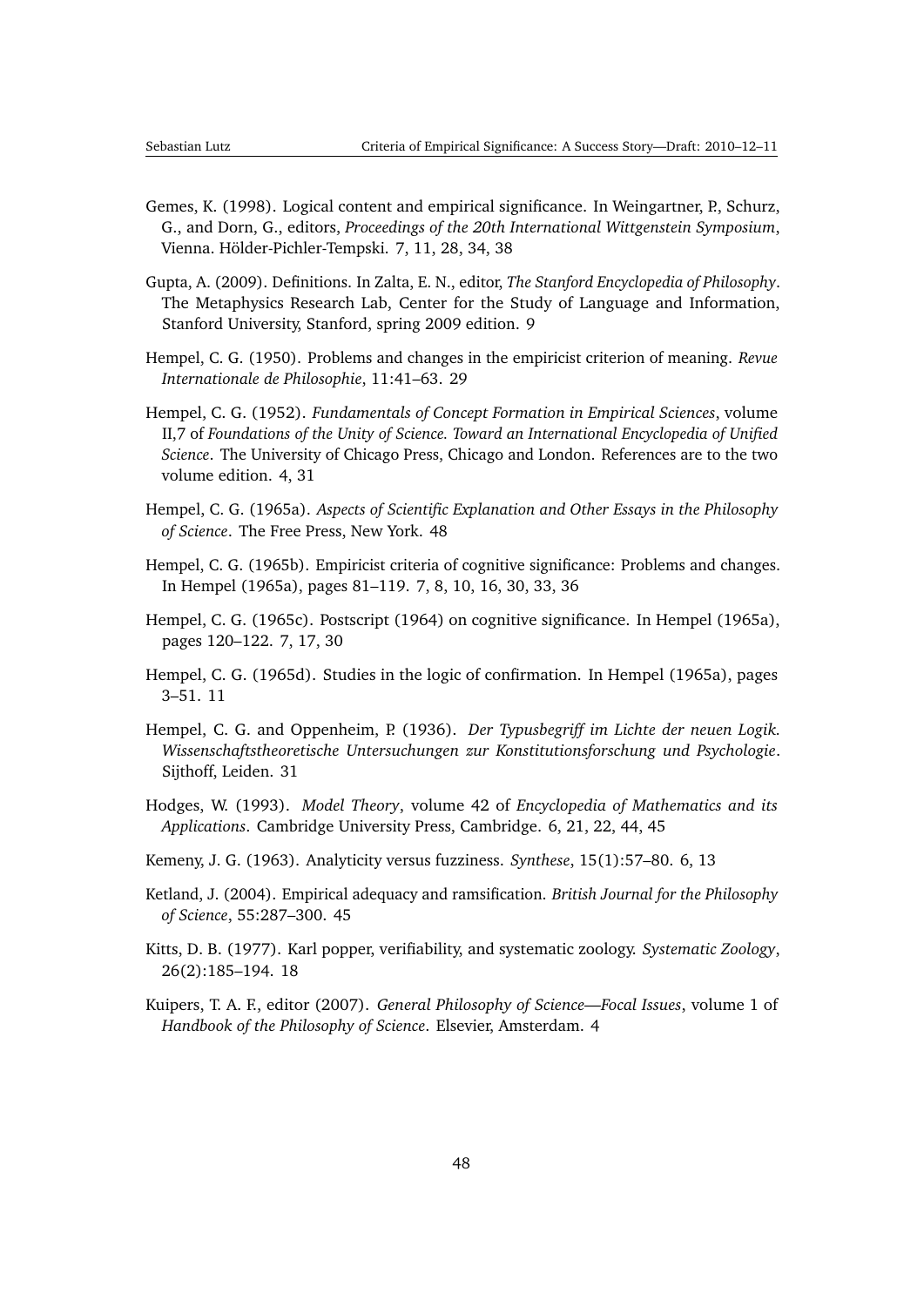Gemes, K. (1998). Logical content and empirical significance. In Weingartner, P., Schurz, G., and Dorn, G., editors, *Proceedings of the 20th International Wittgenstein Symposium*, Vienna. Hölder-Pichler-Tempski. 7, 11, 28, 34, 38

Gupta, A. (2009). Definitions. In Zalta, E. N., editor, *The Stanford Encyclopedia of Philosophy*. The Metaphysics Research Lab, Center for the Study of Language and Information, Stanford University, Stanford, spring 2009 edition. 9

Hempel, C. G. (1950). Problems and changes in the empiricist criterion of meaning. *Revue Internationale de Philosophie*, 11:41–63. 29

Hempel, C. G. (1952). *Fundamentals of Concept Formation in Empirical Sciences*, volume II,7 of *Foundations of the Unity of Science. Toward an International Encyclopedia of Unified Science*. The University of Chicago Press, Chicago and London. References are to the two volume edition. 4, 31

Hempel, C. G. (1965a). *Aspects of Scientific Explanation and Other Essays in the Philosophy of Science*. The Free Press, New York. 48

Hempel, C. G. (1965b). Empiricist criteria of cognitive significance: Problems and changes. In Hempel (1965a), pages 81–119. 7, 8, 10, 16, 30, 33, 36

Hempel, C. G. (1965c). Postscript (1964) on cognitive significance. In Hempel (1965a), pages 120–122. 7, 17, 30

Hempel, C. G. (1965d). Studies in the logic of confirmation. In Hempel (1965a), pages 3–51. 11

Hempel, C. G. and Oppenheim, P. (1936). *Der Typusbegriff im Lichte der neuen Logik. Wissenschaftstheoretische Untersuchungen zur Konstitutionsforschung und Psychologie*. Sijthoff, Leiden. 31

Hodges, W. (1993). *Model Theory*, volume 42 of *Encyclopedia of Mathematics and its Applications*. Cambridge University Press, Cambridge. 6, 21, 22, 44, 45

Kemeny, J. G. (1963). Analyticity versus fuzziness. *Synthese*, 15(1):57–80. 6, 13

Ketland, J. (2004). Empirical adequacy and ramsification. *British Journal for the Philosophy of Science*, 55:287–300. 45

Kitts, D. B. (1977). Karl popper, verifiability, and systematic zoology. *Systematic Zoology*, 26(2):185–194. 18

Kuipers, T. A. F., editor (2007). *General Philosophy of Science—Focal Issues*, volume 1 of *Handbook of the Philosophy of Science*. Elsevier, Amsterdam. 4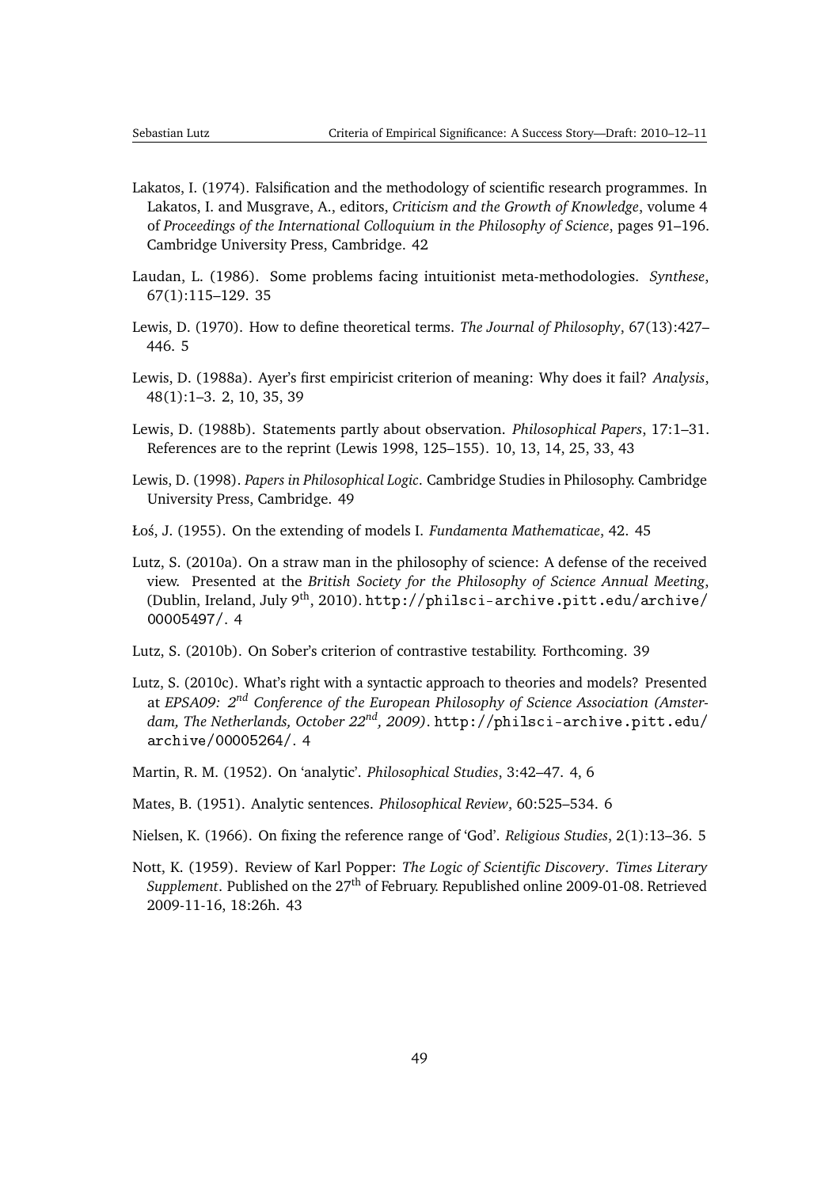Lakatos, I. (1974). Falsification and the methodology of scientific research programmes. In Lakatos, I. and Musgrave, A., editors, *Criticism and the Growth of Knowledge*, volume 4 of *Proceedings of the International Colloquium in the Philosophy of Science*, pages 91–196. Cambridge University Press, Cambridge. 42

Laudan, L. (1986). Some problems facing intuitionist meta-methodologies. *Synthese*, 67(1):115–129. 35

Lewis, D. (1970). How to define theoretical terms. *The Journal of Philosophy*, 67(13):427–446. 5

Lewis, D. (1988a). Ayer's first empiricist criterion of meaning: Why does it fail? *Analysis*, 48(1):1–3. 2, 10, 35, 39

Lewis, D. (1988b). Statements partly about observation. *Philosophical Papers*, 17:1–31. References are to the reprint (Lewis 1998, 125–155). 10, 13, 14, 25, 33, 43

Lewis, D. (1998). *Papers in Philosophical Logic*. Cambridge Studies in Philosophy. Cambridge University Press, Cambridge. 49

Łoś, J. (1955). On the extending of models I. *Fundamenta Mathematicae*, 42. 45

Lutz, S. (2010a). On a straw man in the philosophy of science: A defense of the received view. Presented at the *British Society for the Philosophy of Science Annual Meeting*, (Dublin, Ireland, July 9th, 2010). `http://philsci-archive.pitt.edu/archive/00005497/`. 4

Lutz, S. (2010b). On Sober's criterion of contrastive testability. Forthcoming. 39

Lutz, S. (2010c). What's right with a syntactic approach to theories and models? Presented at *EPSA09: 2nd Conference of the European Philosophy of Science Association (Amsterdam, The Netherlands, October 22nd, 2009)*. `http://philsci-archive.pitt.edu/archive/00005264/`. 4

Martin, R. M. (1952). On 'analytic'. *Philosophical Studies*, 3:42–47. 4, 6

Mates, B. (1951). Analytic sentences. *Philosophical Review*, 60:525–534. 6

Nielsen, K. (1966). On fixing the reference range of 'God'. *Religious Studies*, 2(1):13–36. 5

Nott, K. (1959). Review of Karl Popper: *The Logic of Scientific Discovery*. *Times Literary Supplement*. Published on the 27th of February. Republished online 2009-01-08. Retrieved 2009-11-16, 18:26h. 43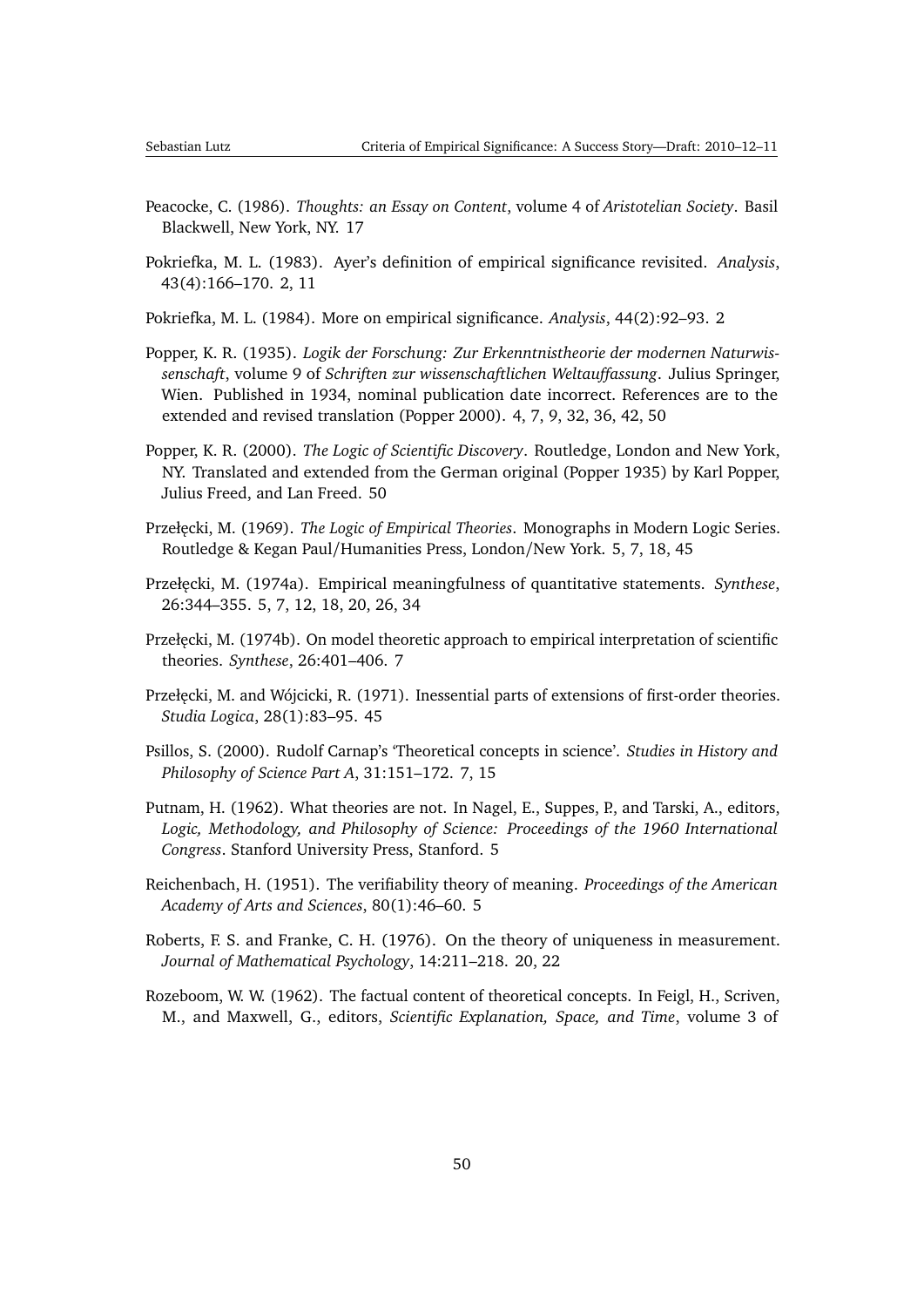Peacocke, C. (1986). *Thoughts: an Essay on Content*, volume 4 of *Aristotelian Society*. Basil Blackwell, New York, NY. 17

Pokriefka, M. L. (1983). Ayer's definition of empirical significance revisited. *Analysis*, 43(4):166–170. 2, 11

Pokriefka, M. L. (1984). More on empirical significance. *Analysis*, 44(2):92–93. 2

Popper, K. R. (1935). *Logik der Forschung: Zur Erkenntnistheorie der modernen Naturwissenschaft*, volume 9 of *Schriften zur wissenschaftlichen Weltauffassung*. Julius Springer, Wien. Published in 1934, nominal publication date incorrect. References are to the extended and revised translation (Popper 2000). 4, 7, 9, 32, 36, 42, 50

Popper, K. R. (2000). *The Logic of Scientific Discovery*. Routledge, London and New York, NY. Translated and extended from the German original (Popper 1935) by Karl Popper, Julius Freed, and Lan Freed. 50

Przełęcki, M. (1969). *The Logic of Empirical Theories*. Monographs in Modern Logic Series. Routledge & Kegan Paul/Humanities Press, London/New York. 5, 7, 18, 45

Przełęcki, M. (1974a). Empirical meaningfulness of quantitative statements. *Synthese*, 26:344–355. 5, 7, 12, 18, 20, 26, 34

Przełęcki, M. (1974b). On model theoretic approach to empirical interpretation of scientific theories. *Synthese*, 26:401–406. 7

Przełęcki, M. and Wójcicki, R. (1971). Inessential parts of extensions of first-order theories. *Studia Logica*, 28(1):83–95. 45

Psillos, S. (2000). Rudolf Carnap's 'Theoretical concepts in science'. *Studies in History and Philosophy of Science Part A*, 31:151–172. 7, 15

Putnam, H. (1962). What theories are not. In Nagel, E., Suppes, P., and Tarski, A., editors, *Logic, Methodology, and Philosophy of Science: Proceedings of the 1960 International Congress*. Stanford University Press, Stanford. 5

Reichenbach, H. (1951). The verifiability theory of meaning. *Proceedings of the American Academy of Arts and Sciences*, 80(1):46–60. 5

Roberts, F. S. and Franke, C. H. (1976). On the theory of uniqueness in measurement. *Journal of Mathematical Psychology*, 14:211–218. 20, 22

Rozeboom, W. W. (1962). The factual content of theoretical concepts. In Feigl, H., Scriven, M., and Maxwell, G., editors, *Scientific Explanation, Space, and Time*, volume 3 of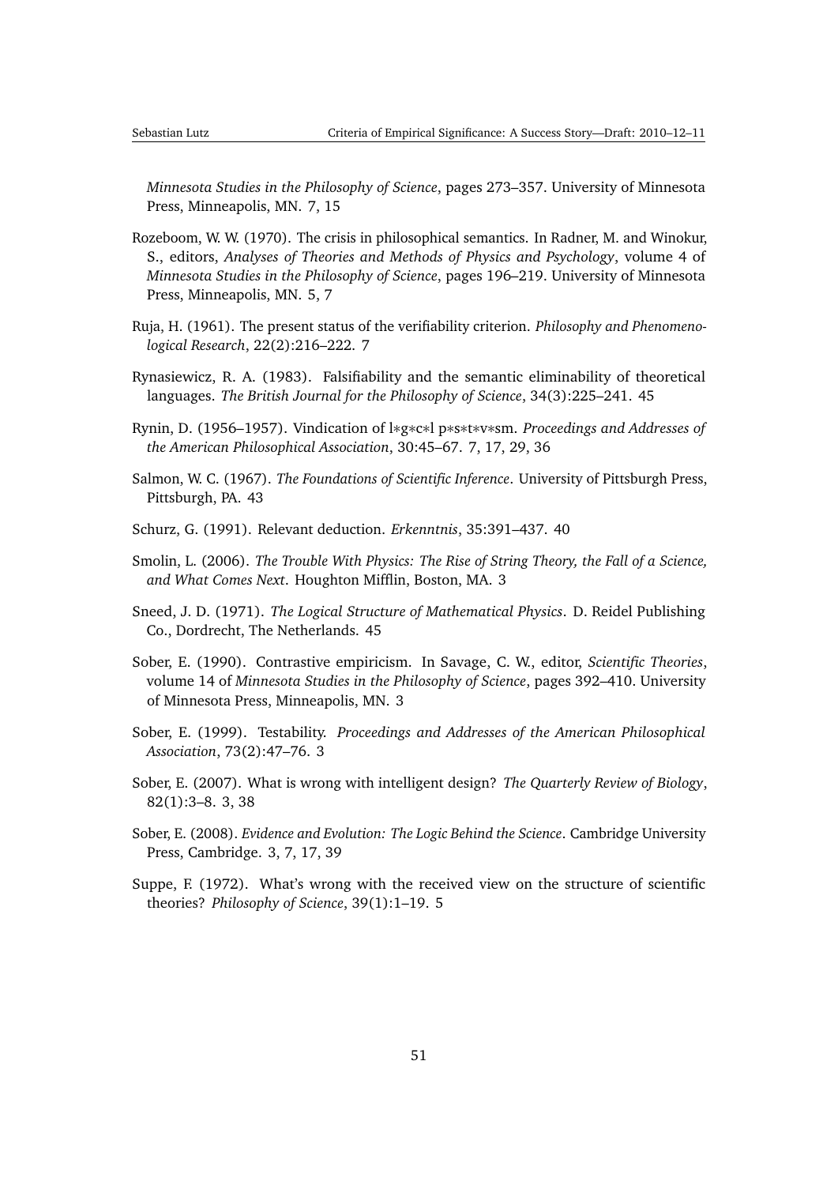*Minnesota Studies in the Philosophy of Science*, pages 273–357. University of Minnesota Press, Minneapolis, MN. 7, 15

Rozeboom, W. W. (1970). The crisis in philosophical semantics. In Radner, M. and Winokur, S., editors, *Analyses of Theories and Methods of Physics and Psychology*, volume 4 of *Minnesota Studies in the Philosophy of Science*, pages 196–219. University of Minnesota Press, Minneapolis, MN. 5, 7

Ruja, H. (1961). The present status of the verifiability criterion. *Philosophy and Phenomenological Research*, 22(2):216–222. 7

Rynasiewicz, R. A. (1983). Falsifiability and the semantic eliminability of theoretical languages. *The British Journal for the Philosophy of Science*, 34(3):225–241. 45

Rynin, D. (1956–1957). Vindication of l∗g∗c∗l p∗s∗t∗v∗sm. *Proceedings and Addresses of the American Philosophical Association*, 30:45–67. 7, 17, 29, 36

Salmon, W. C. (1967). *The Foundations of Scientific Inference*. University of Pittsburgh Press, Pittsburgh, PA. 43

Schurz, G. (1991). Relevant deduction. *Erkenntnis*, 35:391–437. 40

Smolin, L. (2006). *The Trouble With Physics: The Rise of String Theory, the Fall of a Science, and What Comes Next*. Houghton Mifflin, Boston, MA. 3

Sneed, J. D. (1971). *The Logical Structure of Mathematical Physics*. D. Reidel Publishing Co., Dordrecht, The Netherlands. 45

Sober, E. (1990). Contrastive empiricism. In Savage, C. W., editor, *Scientific Theories*, volume 14 of *Minnesota Studies in the Philosophy of Science*, pages 392–410. University of Minnesota Press, Minneapolis, MN. 3

Sober, E. (1999). Testability. *Proceedings and Addresses of the American Philosophical Association*, 73(2):47–76. 3

Sober, E. (2007). What is wrong with intelligent design? *The Quarterly Review of Biology*, 82(1):3–8. 3, 38

Sober, E. (2008). *Evidence and Evolution: The Logic Behind the Science*. Cambridge University Press, Cambridge. 3, 7, 17, 39

Suppe, F. (1972). What's wrong with the received view on the structure of scientific theories? *Philosophy of Science*, 39(1):1–19. 5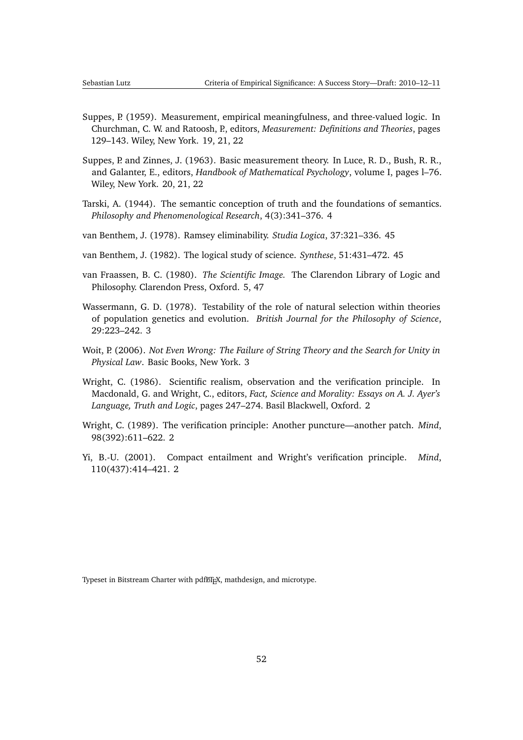Suppes, P. (1959). Measurement, empirical meaningfulness, and three-valued logic. In Churchman, C. W. and Ratoosh, P., editors, *Measurement: Definitions and Theories*, pages 129–143. Wiley, New York. 19, 21, 22

Suppes, P. and Zinnes, J. (1963). Basic measurement theory. In Luce, R. D., Bush, R. R., and Galanter, E., editors, *Handbook of Mathematical Psychology*, volume I, pages l–76. Wiley, New York. 20, 21, 22

Tarski, A. (1944). The semantic conception of truth and the foundations of semantics. *Philosophy and Phenomenological Research*, 4(3):341–376. 4

van Benthem, J. (1978). Ramsey eliminability. *Studia Logica*, 37:321–336. 45

van Benthem, J. (1982). The logical study of science. *Synthese*, 51:431–472. 45

van Fraassen, B. C. (1980). *The Scientific Image.* The Clarendon Library of Logic and Philosophy. Clarendon Press, Oxford. 5, 47

Wassermann, G. D. (1978). Testability of the role of natural selection within theories of population genetics and evolution. *British Journal for the Philosophy of Science*, 29:223–242. 3

Woit, P. (2006). *Not Even Wrong: The Failure of String Theory and the Search for Unity in Physical Law*. Basic Books, New York. 3

Wright, C. (1986). Scientific realism, observation and the verification principle. In Macdonald, G. and Wright, C., editors, *Fact, Science and Morality: Essays on A. J. Ayer's Language, Truth and Logic*, pages 247–274. Basil Blackwell, Oxford. 2

Wright, C. (1989). The verification principle: Another puncture—another patch. *Mind*, 98(392):611–622. 2

Yi, B.-U. (2001). Compact entailment and Wright's verification principle. *Mind*, 110(437):414–421. 2

Typeset in Bitstream Charter with pdfLaTeX, mathdesign, and microtype.